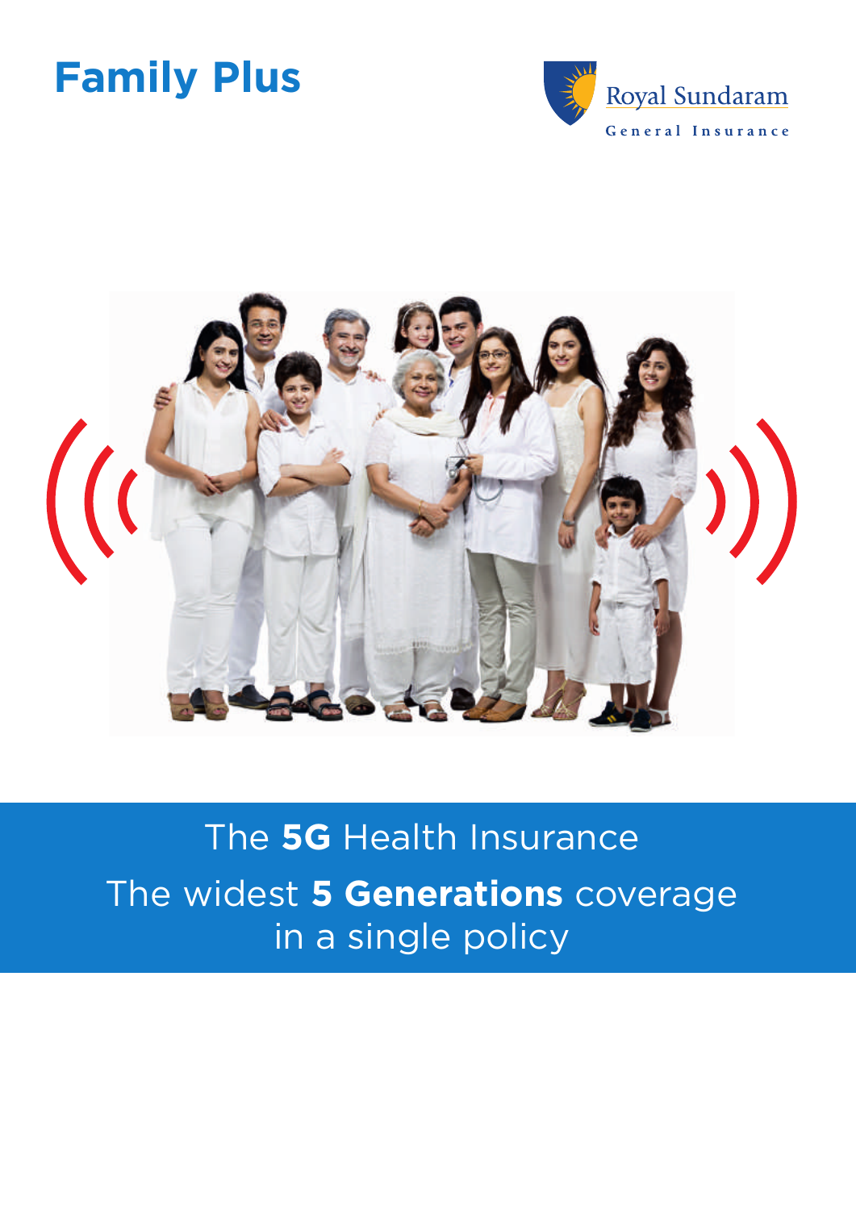# Family Plus

Royal Sundaram

General Insurance

The **5G** Health Insurance

The widest **5 Generations** coverage in a single policy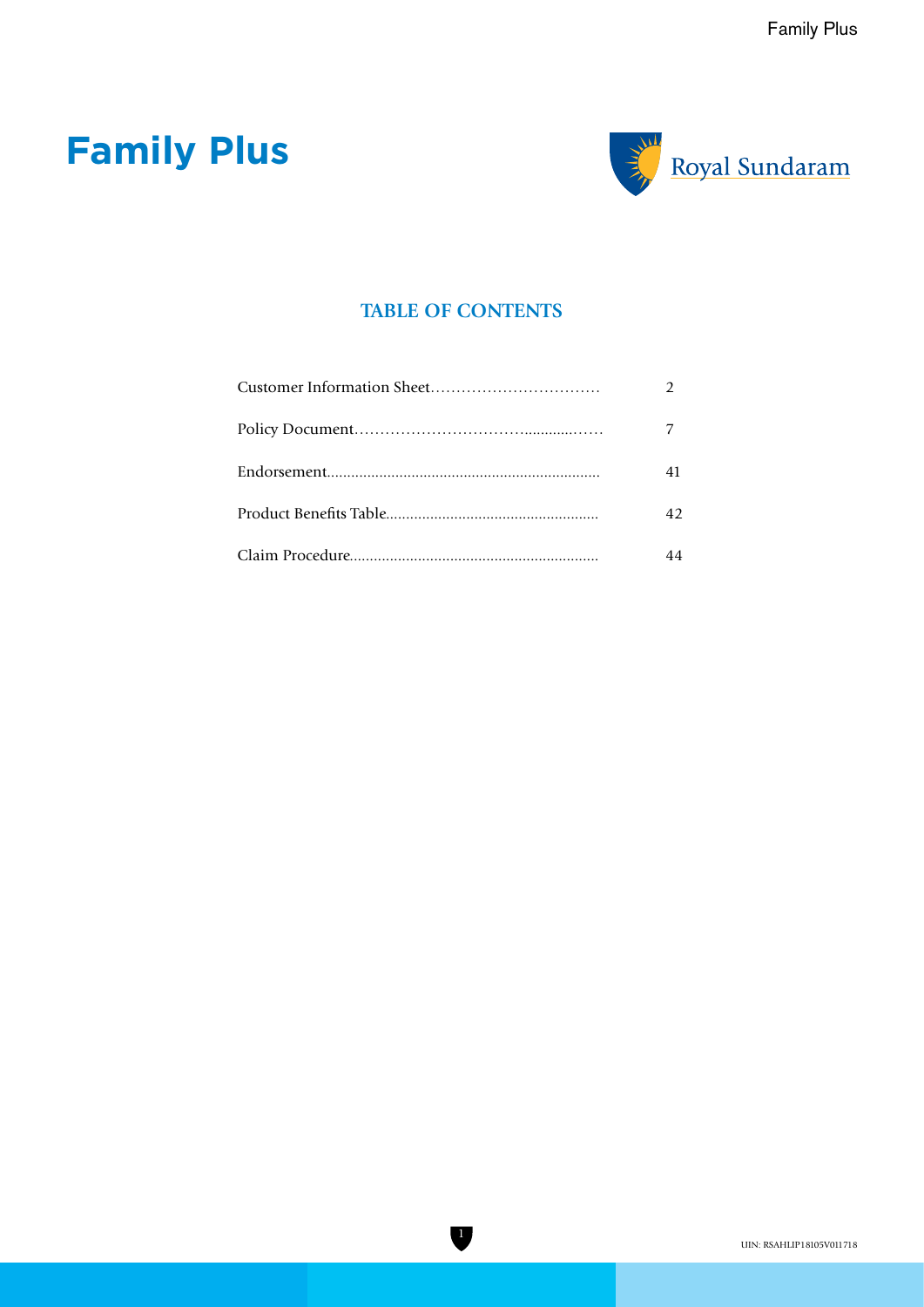# Family Plus

Royal Sundaram

## TABLE OF CONTENTS

| | |
|---|---|
| Customer Information Sheet | 2 |
| Policy Document | 7 |
| Endorsement | 41 |
| Product Benefits Table | 42 |
| Claim Procedure | 44 |

UIN: RSAHLIP18105V011718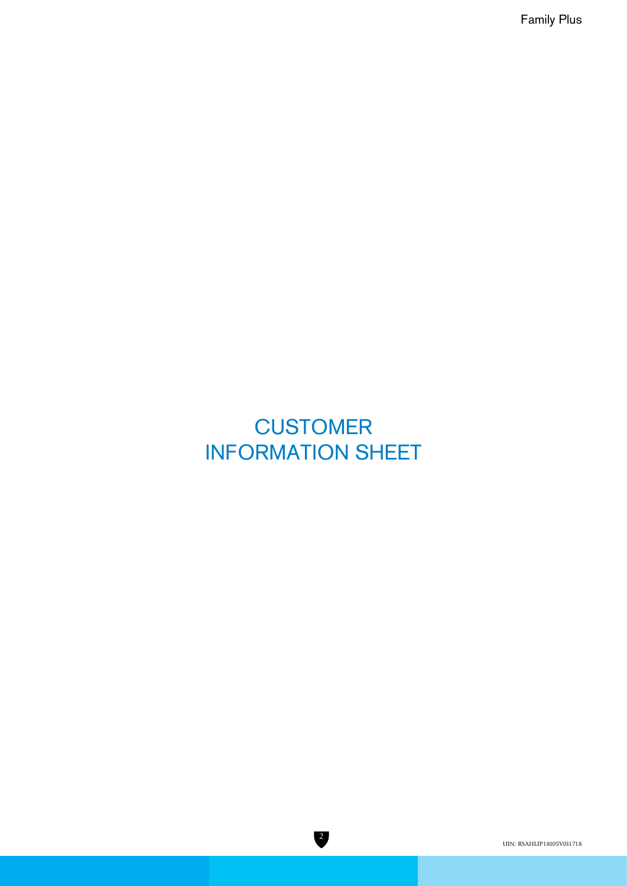# CUSTOMER INFORMATION SHEET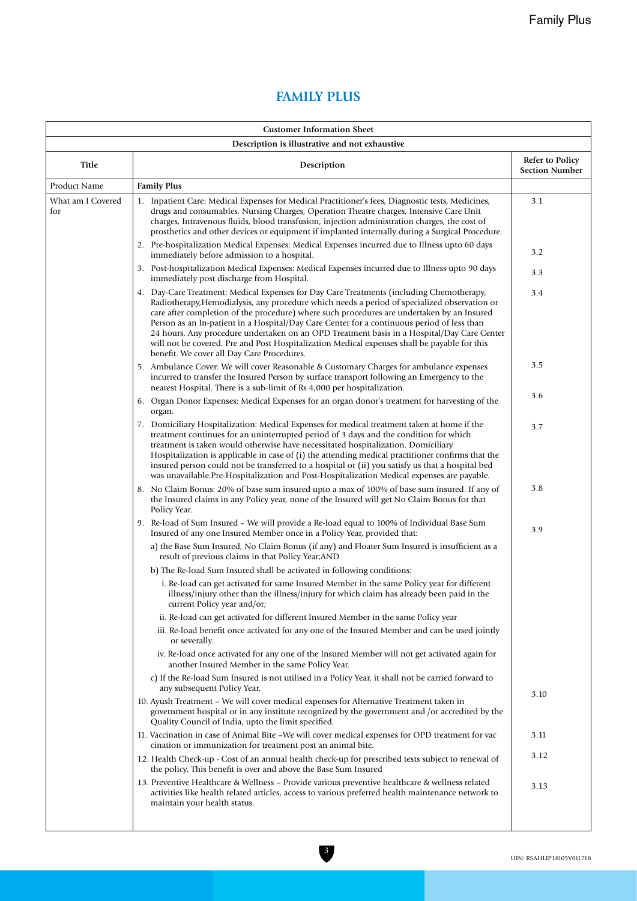# FAMILY PLUS

| Customer Information Sheet | | |
|---|---|---|
| Description is illustrative and not exhaustive | | |
| **Title** | **Description** | **Refer to Policy Section Number** |
| Product Name | **Family Plus** | |
| What am I Covered for | 1. Inpatient Care: Medical Expenses for Medical Practitioner's fees, Diagnostic tests, Medicines, drugs and consumables, Nursing Charges, Operation Theatre charges, Intensive Care Unit charges, Intravenous fluids, blood transfusion, injection administration charges, the cost of prosthetics and other devices or equipment if implanted internally during a Surgical Procedure. | 3.1 |
| | 2. Pre-hospitalization Medical Expenses: Medical Expenses incurred due to Illness upto 60 days immediately before admission to a hospital. | 3.2 |
| | 3. Post-hospitalization Medical Expenses: Medical Expenses incurred due to Illness upto 90 days immediately post discharge from Hospital. | 3.3 |
| | 4. Day-Care Treatment: Medical Expenses for Day Care Treatments (including Chemotherapy, Radiotherapy,Hemodialysis, any procedure which needs a period of specialized observation or care after completion of the procedure) where such procedures are undertaken by an Insured Person as an In-patient in a Hospital/Day Care Center for a continuous period of less than 24 hours. Any procedure undertaken on an OPD Treatment basis in a Hospital/Day Care Center will not be covered. Pre and Post Hospitalization Medical expenses shall be payable for this benefit. We cover all Day Care Procedures. | 3.4 |
| | 5. Ambulance Cover: We will cover Reasonable & Customary Charges for ambulance expenses incurred to transfer the Insured Person by surface transport following an Emergency to the nearest Hospital. There is a sub-limit of Rs 4,000 per hospitalization. | 3.5 |
| | 6. Organ Donor Expenses: Medical Expenses for an organ donor's treatment for harvesting of the organ. | 3.6 |
| | 7. Domiciliary Hospitalization: Medical Expenses for medical treatment taken at home if the treatment continues for an uninterrupted period of 3 days and the condition for which treatment is taken would otherwise have necessitated hospitalization. Domiciliary Hospitalization is applicable in case of (i) the attending medical practitioner confirms that the insured person could not be transferred to a hospital or (ii) you satisfy us that a hospital bed was unavailable.Pre-Hospitalization and Post-Hospitalization Medical expenses are payable. | 3.7 |
| | 8. No Claim Bonus: 20% of base sum insured upto a max of 100% of base sum insured. If any of the Insured claims in any Policy year, none of the Insured will get No Claim Bonus for that Policy Year. | 3.8 |
| | 9. Re-load of Sum Insured – We will provide a Re-load equal to 100% of Individual Base Sum Insured of any one Insured Member once in a Policy Year, provided that:<br>a) the Base Sum Insured, No Claim Bonus (if any) and Floater Sum Insured is insufficient as a result of previous claims in that Policy Year;AND<br>b) The Re-load Sum Insured shall be activated in following conditions:<br>i. Re-load can get activated for same Insured Member in the same Policy year for different illness/injury other than the illness/injury for which claim has already been paid in the current Policy year and/or;<br>ii. Re-load can get activated for different Insured Member in the same Policy year<br>iii. Re-load benefit once activated for any one of the Insured Member and can be used jointly or severally.<br>iv. Re-load once activated for any one of the Insured Member will not get activated again for another Insured Member in the same Policy Year.<br>c) If the Re-load Sum Insured is not utilised in a Policy Year, it shall not be carried forward to any subsequent Policy Year. | 3.9 |
| | 10. Ayush Treatment – We will cover medical expenses for Alternative Treatment taken in government hospital or in any institute recognized by the government and /or accredited by the Quality Council of India, upto the limit specified. | 3.10 |
| | 11. Vaccination in case of Animal Bite –We will cover medical expenses for OPD treatment for vac cination or immunization for treatment post an animal bite. | 3.11 |
| | 12. Health Check-up - Cost of an annual health check-up for prescribed tests subject to renewal of the policy. This benefit is over and above the Base Sum Insured | 3.12 |
| | 13. Preventive Healthcare & Wellness – Provide various preventive healthcare & wellness related activities like health related articles, access to various preferred health maintenance network to maintain your health status. | 3.13 |

UIN: RSAHLIP18105V011718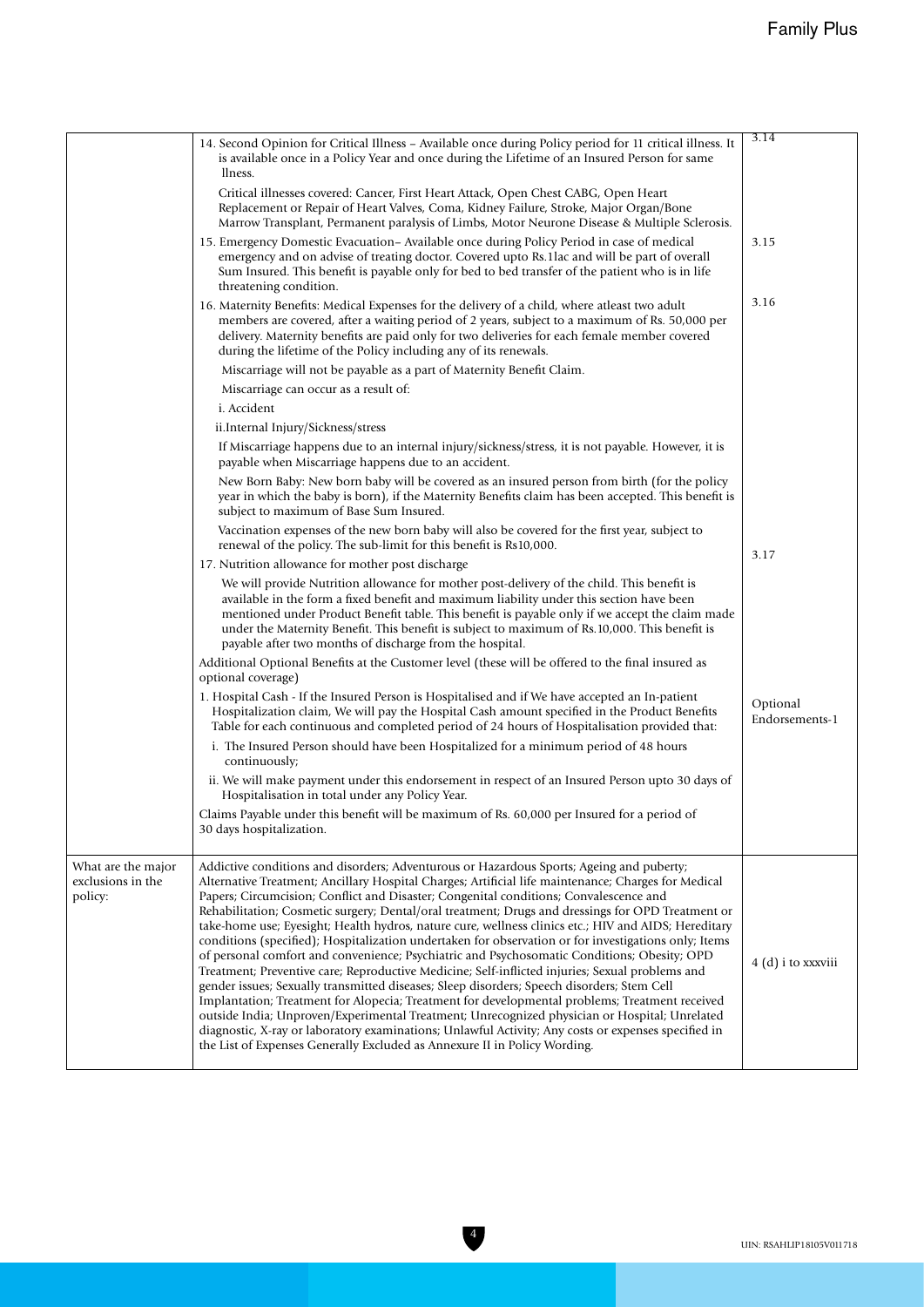| | | |
|---|---|---|
| | 14. Second Opinion for Critical Illness – Available once during Policy period for 11 critical illness. It is available once in a Policy Year and once during the Lifetime of an Insured Person for same llness.<br><br>Critical illnesses covered: Cancer, First Heart Attack, Open Chest CABG, Open Heart Replacement or Repair of Heart Valves, Coma, Kidney Failure, Stroke, Major Organ/Bone Marrow Transplant, Permanent paralysis of Limbs, Motor Neurone Disease & Multiple Sclerosis. | 3.14 |
| | 15. Emergency Domestic Evacuation– Available once during Policy Period in case of medical emergency and on advise of treating doctor. Covered upto Rs.1lac and will be part of overall Sum Insured. This benefit is payable only for bed to bed transfer of the patient who is in life threatening condition. | 3.15 |
| | 16. Maternity Benefits: Medical Expenses for the delivery of a child, where atleast two adult members are covered, after a waiting period of 2 years, subject to a maximum of Rs. 50,000 per delivery. Maternity benefits are paid only for two deliveries for each female member covered during the lifetime of the Policy including any of its renewals.<br><br>Miscarriage will not be payable as a part of Maternity Benefit Claim.<br><br>Miscarriage can occur as a result of:<br><br>i. Accident<br><br>ii.Internal Injury/Sickness/stress<br><br>If Miscarriage happens due to an internal injury/sickness/stress, it is not payable. However, it is payable when Miscarriage happens due to an accident.<br><br>New Born Baby: New born baby will be covered as an insured person from birth (for the policy year in which the baby is born), if the Maternity Benefits claim has been accepted. This benefit is subject to maximum of Base Sum Insured.<br><br>Vaccination expenses of the new born baby will also be covered for the first year, subject to renewal of the policy. The sub-limit for this benefit is Rs10,000. | 3.16 |
| | 17. Nutrition allowance for mother post discharge<br><br>We will provide Nutrition allowance for mother post-delivery of the child. This benefit is available in the form a fixed benefit and maximum liability under this section have been mentioned under Product Benefit table. This benefit is payable only if we accept the claim made under the Maternity Benefit. This benefit is subject to maximum of Rs.10,000. This benefit is payable after two months of discharge from the hospital. | 3.17 |
| | Additional Optional Benefits at the Customer level (these will be offered to the final insured as optional coverage)<br><br>1. Hospital Cash - If the Insured Person is Hospitalised and if We have accepted an In-patient Hospitalization claim, We will pay the Hospital Cash amount specified in the Product Benefits Table for each continuous and completed period of 24 hours of Hospitalisation provided that:<br><br>i. The Insured Person should have been Hospitalized for a minimum period of 48 hours continuously;<br><br>ii. We will make payment under this endorsement in respect of an Insured Person upto 30 days of Hospitalisation in total under any Policy Year.<br><br>Claims Payable under this benefit will be maximum of Rs. 60,000 per Insured for a period of 30 days hospitalization. | Optional Endorsements-1 |
| What are the major exclusions in the policy: | Addictive conditions and disorders; Adventurous or Hazardous Sports; Ageing and puberty; Alternative Treatment; Ancillary Hospital Charges; Artificial life maintenance; Charges for Medical Papers; Circumcision; Conflict and Disaster; Congenital conditions; Convalescence and Rehabilitation; Cosmetic surgery; Dental/oral treatment; Drugs and dressings for OPD Treatment or take-home use; Eyesight; Health hydros, nature cure, wellness clinics etc.; HIV and AIDS; Hereditary conditions (specified); Hospitalization undertaken for observation or for investigations only; Items of personal comfort and convenience; Psychiatric and Psychosomatic Conditions; Obesity; OPD Treatment; Preventive care; Reproductive Medicine; Self-inflicted injuries; Sexual problems and gender issues; Sexually transmitted diseases; Sleep disorders; Speech disorders; Stem Cell Implantation; Treatment for Alopecia; Treatment for developmental problems; Treatment received outside India; Unproven/Experimental Treatment; Unrecognized physician or Hospital; Unrelated diagnostic, X-ray or laboratory examinations; Unlawful Activity; Any costs or expenses specified in the List of Expenses Generally Excluded as Annexure II in Policy Wording. | 4 (d) i to xxxviii |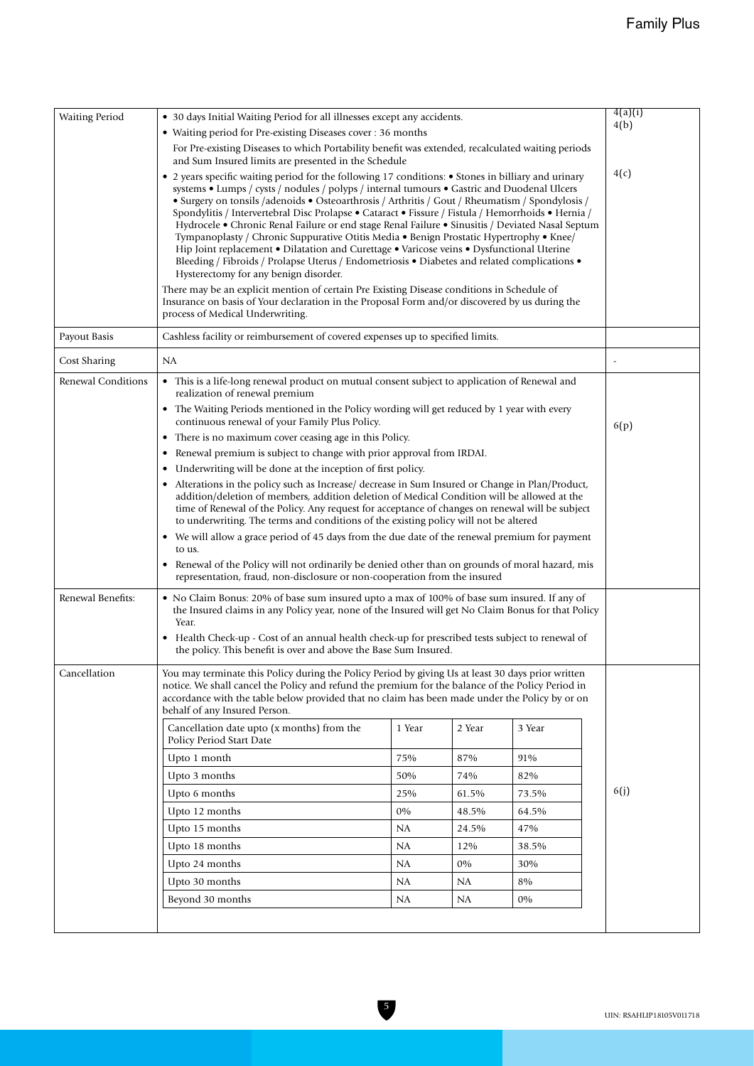| Waiting Period | • 30 days Initial Waiting Period for all illnesses except any accidents.<br>• Waiting period for Pre-existing Diseases cover : 36 months<br>For Pre-existing Diseases to which Portability benefit was extended, recalculated waiting periods and Sum Insured limits are presented in the Schedule<br>• 2 years specific waiting period for the following 17 conditions: • Stones in billiary and urinary systems • Lumps / cysts / nodules / polyps / internal tumours • Gastric and Duodenal Ulcers • Surgery on tonsils /adenoids • Osteoarthrosis / Arthritis / Gout / Rheumatism / Spondylosis / Spondylitis / Intervertebral Disc Prolapse • Cataract • Fissure / Fistula / Hemorrhoids • Hernia / Hydrocele • Chronic Renal Failure or end stage Renal Failure • Sinusitis / Deviated Nasal Septum Tympanoplasty / Chronic Suppurative Otitis Media • Benign Prostatic Hypertrophy • Knee/ Hip Joint replacement • Dilatation and Curettage • Varicose veins • Dysfunctional Uterine Bleeding / Fibroids / Prolapse Uterus / Endometriosis • Diabetes and related complications • Hysterectomy for any benign disorder.<br>There may be an explicit mention of certain Pre Existing Disease conditions in Schedule of Insurance on basis of Your declaration in the Proposal Form and/or discovered by us during the process of Medical Underwriting. | 4(a)(i)<br>4(b)<br><br>4(c) |
|---|---|---|
| Payout Basis | Cashless facility or reimbursement of covered expenses up to specified limits. | |
| Cost Sharing | NA | - |
| Renewal Conditions | • This is a life-long renewal product on mutual consent subject to application of Renewal and realization of renewal premium<br>• The Waiting Periods mentioned in the Policy wording will get reduced by 1 year with every continuous renewal of your Family Plus Policy.<br>• There is no maximum cover ceasing age in this Policy.<br>• Renewal premium is subject to change with prior approval from IRDAI.<br>• Underwriting will be done at the inception of first policy.<br>• Alterations in the policy such as Increase/ decrease in Sum Insured or Change in Plan/Product, addition/deletion of members, addition deletion of Medical Condition will be allowed at the time of Renewal of the Policy. Any request for acceptance of changes on renewal will be subject to underwriting. The terms and conditions of the existing policy will not be altered<br>• We will allow a grace period of 45 days from the due date of the renewal premium for payment to us.<br>• Renewal of the Policy will not ordinarily be denied other than on grounds of moral hazard, mis representation, fraud, non-disclosure or non-cooperation from the insured | 6(p) |
| Renewal Benefits: | • No Claim Bonus: 20% of base sum insured upto a max of 100% of base sum insured. If any of the Insured claims in any Policy year, none of the Insured will get No Claim Bonus for that Policy Year.<br>• Health Check-up - Cost of an annual health check-up for prescribed tests subject to renewal of the policy. This benefit is over and above the Base Sum Insured. | |
| Cancellation | You may terminate this Policy during the Policy Period by giving Us at least 30 days prior written notice. We shall cancel the Policy and refund the premium for the balance of the Policy Period in accordance with the table below provided that no claim has been made under the Policy by or on behalf of any Insured Person. | 6(j) |

| Cancellation date upto (x months) from the Policy Period Start Date | 1 Year | 2 Year | 3 Year |
|---|---|---|---|
| Upto 1 month | 75% | 87% | 91% |
| Upto 3 months | 50% | 74% | 82% |
| Upto 6 months | 25% | 61.5% | 73.5% |
| Upto 12 months | 0% | 48.5% | 64.5% |
| Upto 15 months | NA | 24.5% | 47% |
| Upto 18 months | NA | 12% | 38.5% |
| Upto 24 months | NA | 0% | 30% |
| Upto 30 months | NA | NA | 8% |
| Beyond 30 months | NA | NA | 0% |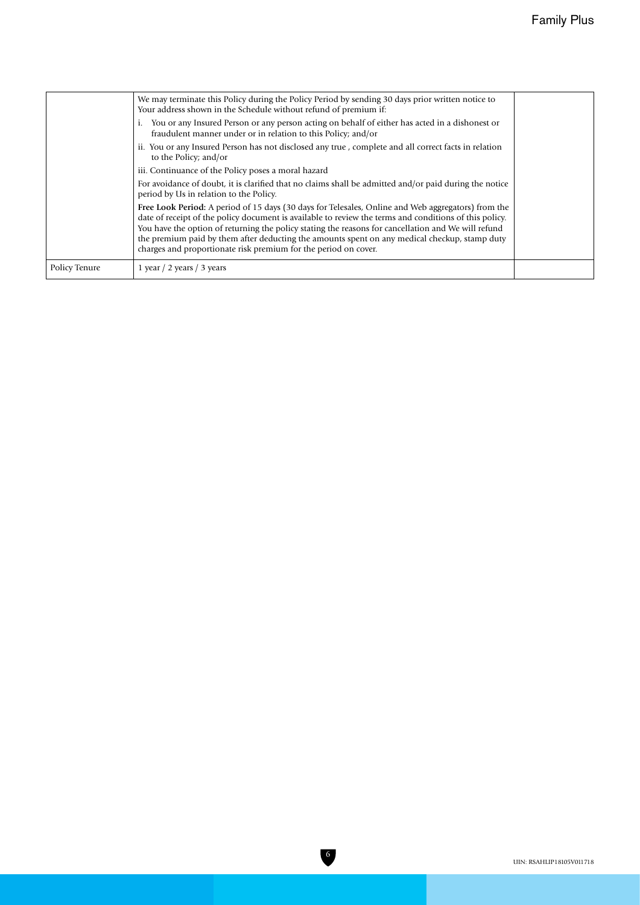|  |  |  |
|---|---|---|
|  | We may terminate this Policy during the Policy Period by sending 30 days prior written notice to Your address shown in the Schedule without refund of premium if:<br>i. You or any Insured Person or any person acting on behalf of either has acted in a dishonest or fraudulent manner under or in relation to this Policy; and/or<br>ii. You or any Insured Person has not disclosed any true , complete and all correct facts in relation to the Policy; and/or<br>iii. Continuance of the Policy poses a moral hazard<br>For avoidance of doubt, it is clarified that no claims shall be admitted and/or paid during the notice period by Us in relation to the Policy.<br>**Free Look Period:** A period of 15 days (30 days for Telesales, Online and Web aggregators) from the date of receipt of the policy document is available to review the terms and conditions of this policy. You have the option of returning the policy stating the reasons for cancellation and We will refund the premium paid by them after deducting the amounts spent on any medical checkup, stamp duty charges and proportionate risk premium for the period on cover. |  |
| Policy Tenure | 1 year / 2 years / 3 years |  |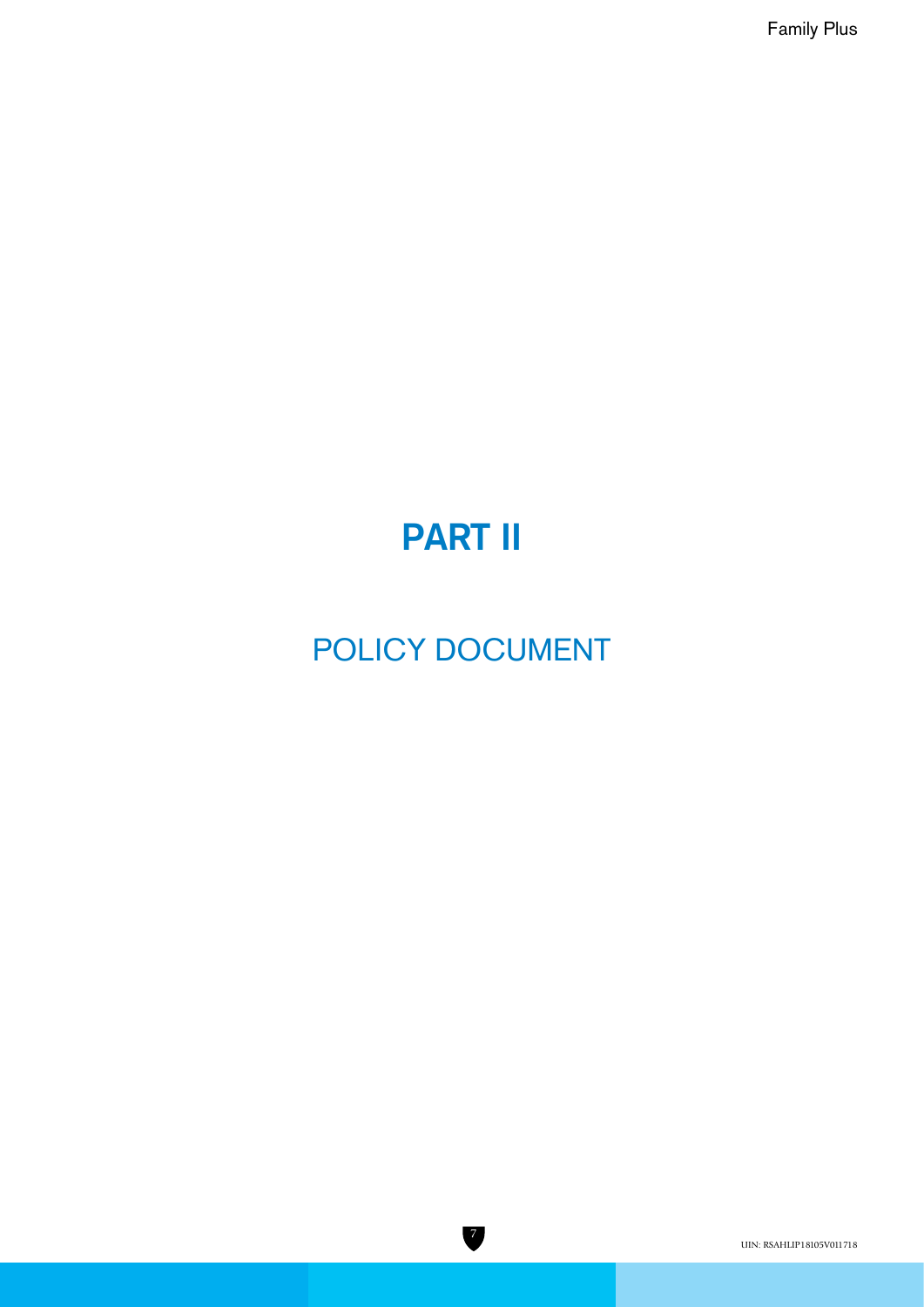# PART II

## POLICY DOCUMENT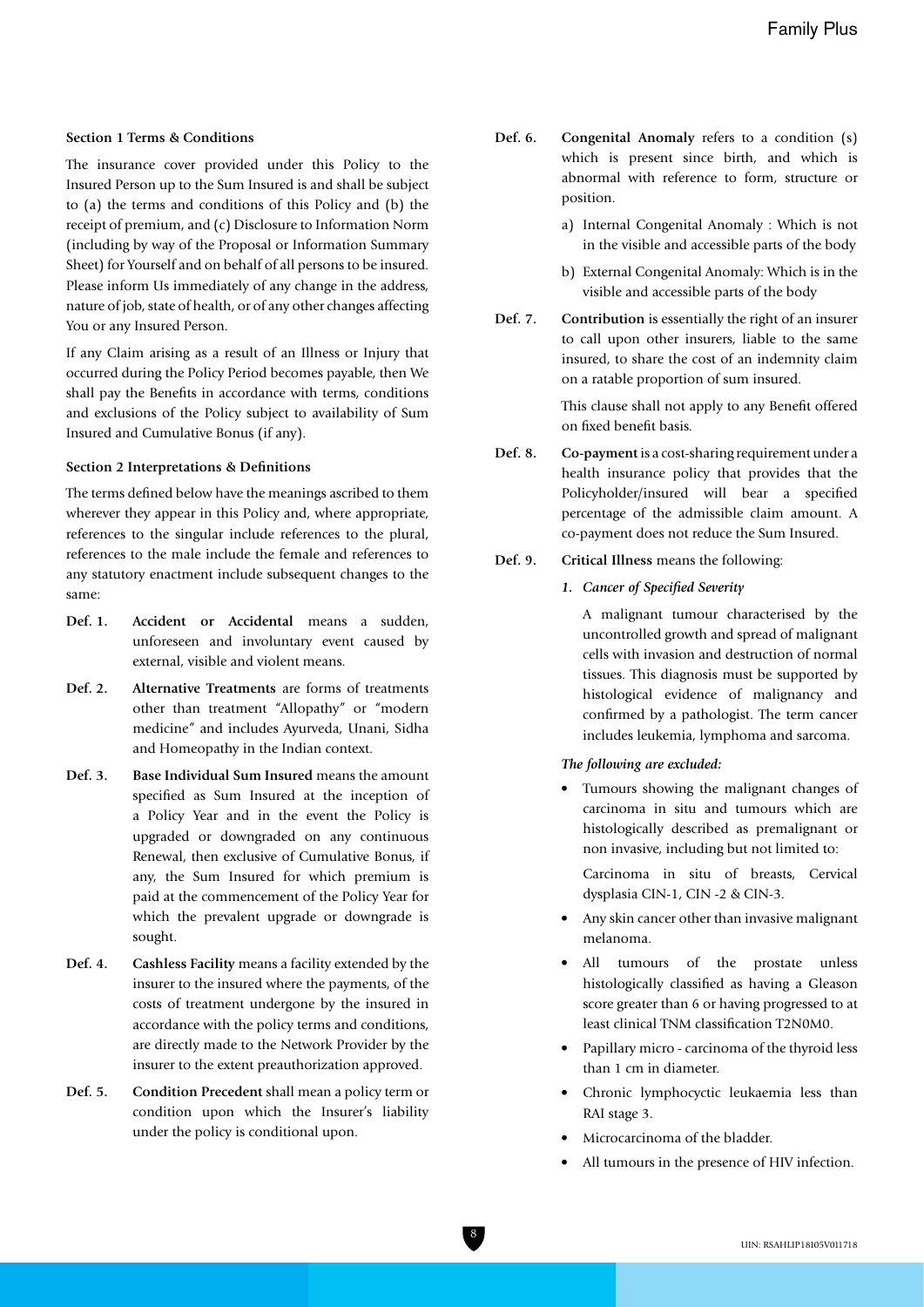**Section 1 Terms & Conditions**

The insurance cover provided under this Policy to the Insured Person up to the Sum Insured is and shall be subject to (a) the terms and conditions of this Policy and (b) the receipt of premium, and (c) Disclosure to Information Norm (including by way of the Proposal or Information Summary Sheet) for Yourself and on behalf of all persons to be insured. Please inform Us immediately of any change in the address, nature of job, state of health, or of any other changes affecting You or any Insured Person.

If any Claim arising as a result of an Illness or Injury that occurred during the Policy Period becomes payable, then We shall pay the Benefits in accordance with terms, conditions and exclusions of the Policy subject to availability of Sum Insured and Cumulative Bonus (if any).

**Section 2 Interpretations & Definitions**

The terms defined below have the meanings ascribed to them wherever they appear in this Policy and, where appropriate, references to the singular include references to the plural, references to the male include the female and references to any statutory enactment include subsequent changes to the same:

**Def. 1.** **Accident or Accidental** means a sudden, unforeseen and involuntary event caused by external, visible and violent means.

**Def. 2.** **Alternative Treatments** are forms of treatments other than treatment "Allopathy" or "modern medicine" and includes Ayurveda, Unani, Sidha and Homeopathy in the Indian context.

**Def. 3.** **Base Individual Sum Insured** means the amount specified as Sum Insured at the inception of a Policy Year and in the event the Policy is upgraded or downgraded on any continuous Renewal, then exclusive of Cumulative Bonus, if any, the Sum Insured for which premium is paid at the commencement of the Policy Year for which the prevalent upgrade or downgrade is sought.

**Def. 4.** **Cashless Facility** means a facility extended by the insurer to the insured where the payments, of the costs of treatment undergone by the insured in accordance with the policy terms and conditions, are directly made to the Network Provider by the insurer to the extent preauthorization approved.

**Def. 5.** **Condition Precedent** shall mean a policy term or condition upon which the Insurer's liability under the policy is conditional upon.

**Def. 6.** **Congenital Anomaly** refers to a condition (s) which is present since birth, and which is abnormal with reference to form, structure or position.

a) Internal Congenital Anomaly : Which is not in the visible and accessible parts of the body

b) External Congenital Anomaly: Which is in the visible and accessible parts of the body

**Def. 7.** **Contribution** is essentially the right of an insurer to call upon other insurers, liable to the same insured, to share the cost of an indemnity claim on a ratable proportion of sum insured.

This clause shall not apply to any Benefit offered on fixed benefit basis.

**Def. 8.** **Co-payment** is a cost-sharing requirement under a health insurance policy that provides that the Policyholder/insured will bear a specified percentage of the admissible claim amount. A co-payment does not reduce the Sum Insured.

**Def. 9.** **Critical Illness** means the following:

*1. Cancer of Specified Severity*

A malignant tumour characterised by the uncontrolled growth and spread of malignant cells with invasion and destruction of normal tissues. This diagnosis must be supported by histological evidence of malignancy and confirmed by a pathologist. The term cancer includes leukemia, lymphoma and sarcoma.

***The following are excluded:***

- Tumours showing the malignant changes of carcinoma in situ and tumours which are histologically described as premalignant or non invasive, including but not limited to:

  Carcinoma in situ of breasts, Cervical dysplasia CIN-1, CIN -2 & CIN-3.

- Any skin cancer other than invasive malignant melanoma.
- All tumours of the prostate unless histologically classified as having a Gleason score greater than 6 or having progressed to at least clinical TNM classification T2N0M0.
- Papillary micro - carcinoma of the thyroid less than 1 cm in diameter.
- Chronic lymphocyctic leukaemia less than RAI stage 3.
- Microcarcinoma of the bladder.
- All tumours in the presence of HIV infection.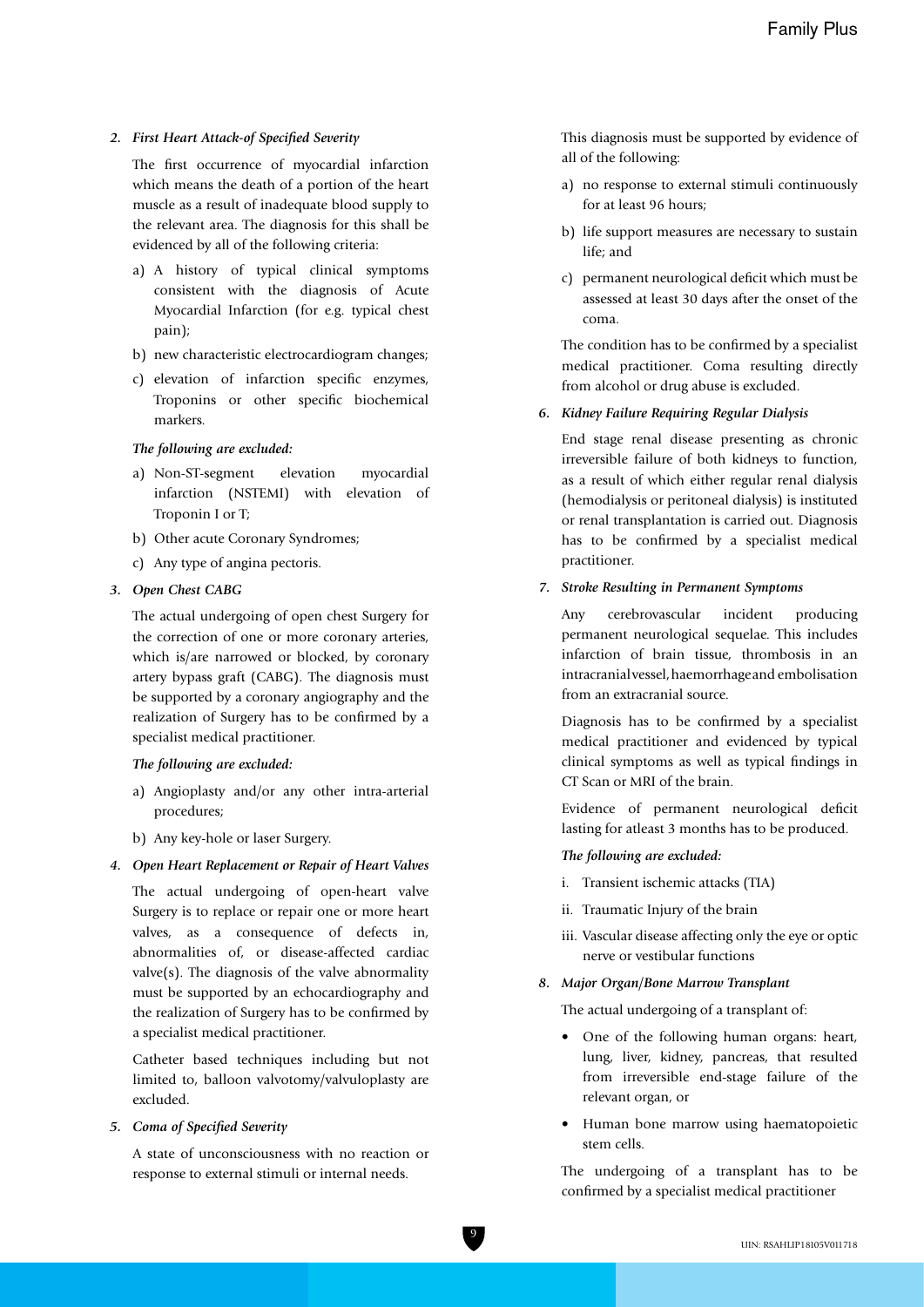*2. First Heart Attack-of Specified Severity*

The first occurrence of myocardial infarction which means the death of a portion of the heart muscle as a result of inadequate blood supply to the relevant area. The diagnosis for this shall be evidenced by all of the following criteria:

a) A history of typical clinical symptoms consistent with the diagnosis of Acute Myocardial Infarction (for e.g. typical chest pain);

b) new characteristic electrocardiogram changes;

c) elevation of infarction specific enzymes, Troponins or other specific biochemical markers.

***The following are excluded:***

a) Non-ST-segment elevation myocardial infarction (NSTEMI) with elevation of Troponin I or T;

b) Other acute Coronary Syndromes;

c) Any type of angina pectoris.

*3. Open Chest CABG*

The actual undergoing of open chest Surgery for the correction of one or more coronary arteries, which is/are narrowed or blocked, by coronary artery bypass graft (CABG). The diagnosis must be supported by a coronary angiography and the realization of Surgery has to be confirmed by a specialist medical practitioner.

***The following are excluded:***

a) Angioplasty and/or any other intra-arterial procedures;

b) Any key-hole or laser Surgery.

*4. Open Heart Replacement or Repair of Heart Valves*

The actual undergoing of open-heart valve Surgery is to replace or repair one or more heart valves, as a consequence of defects in, abnormalities of, or disease-affected cardiac valve(s). The diagnosis of the valve abnormality must be supported by an echocardiography and the realization of Surgery has to be confirmed by a specialist medical practitioner.

Catheter based techniques including but not limited to, balloon valvotomy/valvuloplasty are excluded.

*5. Coma of Specified Severity*

A state of unconsciousness with no reaction or response to external stimuli or internal needs.

This diagnosis must be supported by evidence of all of the following:

a) no response to external stimuli continuously for at least 96 hours;

b) life support measures are necessary to sustain life; and

c) permanent neurological deficit which must be assessed at least 30 days after the onset of the coma.

The condition has to be confirmed by a specialist medical practitioner. Coma resulting directly from alcohol or drug abuse is excluded.

*6. Kidney Failure Requiring Regular Dialysis*

End stage renal disease presenting as chronic irreversible failure of both kidneys to function, as a result of which either regular renal dialysis (hemodialysis or peritoneal dialysis) is instituted or renal transplantation is carried out. Diagnosis has to be confirmed by a specialist medical practitioner.

*7. Stroke Resulting in Permanent Symptoms*

Any cerebrovascular incident producing permanent neurological sequelae. This includes infarction of brain tissue, thrombosis in an intracranial vessel, haemorrhage and embolisation from an extracranial source.

Diagnosis has to be confirmed by a specialist medical practitioner and evidenced by typical clinical symptoms as well as typical findings in CT Scan or MRI of the brain.

Evidence of permanent neurological deficit lasting for atleast 3 months has to be produced.

***The following are excluded:***

i. Transient ischemic attacks (TIA)

ii. Traumatic Injury of the brain

iii. Vascular disease affecting only the eye or optic nerve or vestibular functions

*8. Major Organ/Bone Marrow Transplant*

The actual undergoing of a transplant of:

- One of the following human organs: heart, lung, liver, kidney, pancreas, that resulted from irreversible end-stage failure of the relevant organ, or
- Human bone marrow using haematopoietic stem cells.

The undergoing of a transplant has to be confirmed by a specialist medical practitioner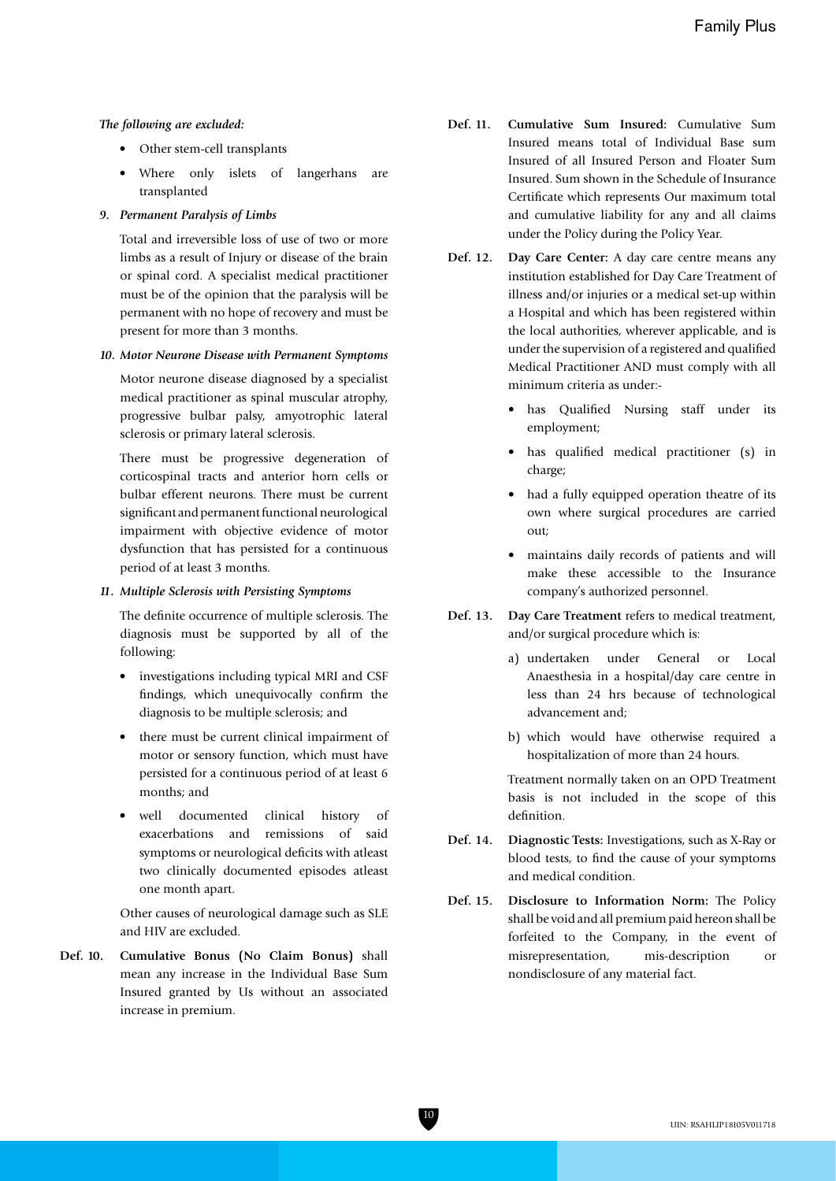*The following are excluded:*

- Other stem-cell transplants
- Where only islets of langerhans are transplanted

*9. Permanent Paralysis of Limbs*

Total and irreversible loss of use of two or more limbs as a result of Injury or disease of the brain or spinal cord. A specialist medical practitioner must be of the opinion that the paralysis will be permanent with no hope of recovery and must be present for more than 3 months.

*10. Motor Neurone Disease with Permanent Symptoms*

Motor neurone disease diagnosed by a specialist medical practitioner as spinal muscular atrophy, progressive bulbar palsy, amyotrophic lateral sclerosis or primary lateral sclerosis.

There must be progressive degeneration of corticospinal tracts and anterior horn cells or bulbar efferent neurons. There must be current significant and permanent functional neurological impairment with objective evidence of motor dysfunction that has persisted for a continuous period of at least 3 months.

*11. Multiple Sclerosis with Persisting Symptoms*

The definite occurrence of multiple sclerosis. The diagnosis must be supported by all of the following:

- investigations including typical MRI and CSF findings, which unequivocally confirm the diagnosis to be multiple sclerosis; and
- there must be current clinical impairment of motor or sensory function, which must have persisted for a continuous period of at least 6 months; and
- well documented clinical history of exacerbations and remissions of said symptoms or neurological deficits with atleast two clinically documented episodes atleast one month apart.

Other causes of neurological damage such as SLE and HIV are excluded.

**Def. 10. Cumulative Bonus (No Claim Bonus)** shall mean any increase in the Individual Base Sum Insured granted by Us without an associated increase in premium.

**Def. 11. Cumulative Sum Insured:** Cumulative Sum Insured means total of Individual Base sum Insured of all Insured Person and Floater Sum Insured. Sum shown in the Schedule of Insurance Certificate which represents Our maximum total and cumulative liability for any and all claims under the Policy during the Policy Year.

**Def. 12. Day Care Center:** A day care centre means any institution established for Day Care Treatment of illness and/or injuries or a medical set-up within a Hospital and which has been registered within the local authorities, wherever applicable, and is under the supervision of a registered and qualified Medical Practitioner AND must comply with all minimum criteria as under:-

- has Qualified Nursing staff under its employment;
- has qualified medical practitioner (s) in charge;
- had a fully equipped operation theatre of its own where surgical procedures are carried out;
- maintains daily records of patients and will make these accessible to the Insurance company's authorized personnel.

**Def. 13. Day Care Treatment** refers to medical treatment, and/or surgical procedure which is:

a) undertaken under General or Local Anaesthesia in a hospital/day care centre in less than 24 hrs because of technological advancement and;

b) which would have otherwise required a hospitalization of more than 24 hours.

Treatment normally taken on an OPD Treatment basis is not included in the scope of this definition.

**Def. 14. Diagnostic Tests:** Investigations, such as X-Ray or blood tests, to find the cause of your symptoms and medical condition.

**Def. 15. Disclosure to Information Norm:** The Policy shall be void and all premium paid hereon shall be forfeited to the Company, in the event of misrepresentation, mis-description or nondisclosure of any material fact.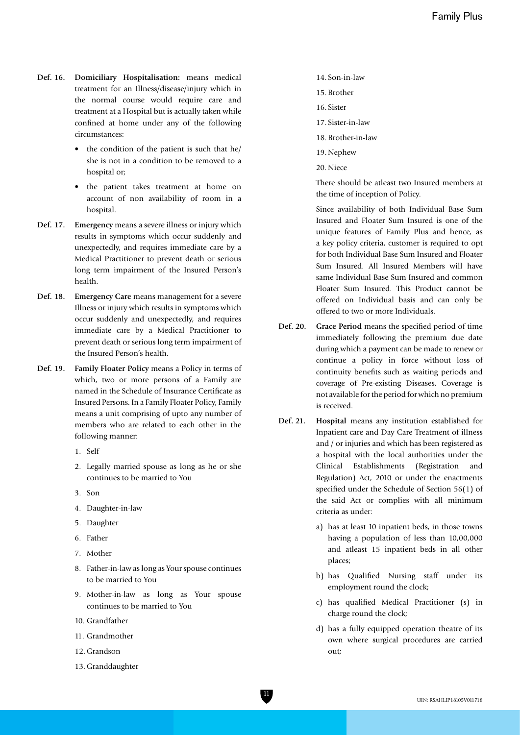**Def. 16. Domiciliary Hospitalisation:** means medical treatment for an Illness/disease/injury which in the normal course would require care and treatment at a Hospital but is actually taken while confined at home under any of the following circumstances:

- the condition of the patient is such that he/she is not in a condition to be removed to a hospital or;
- the patient takes treatment at home on account of non availability of room in a hospital.

**Def. 17. Emergency** means a severe illness or injury which results in symptoms which occur suddenly and unexpectedly, and requires immediate care by a Medical Practitioner to prevent death or serious long term impairment of the Insured Person's health.

**Def. 18. Emergency Care** means management for a severe Illness or injury which results in symptoms which occur suddenly and unexpectedly, and requires immediate care by a Medical Practitioner to prevent death or serious long term impairment of the Insured Person's health.

**Def. 19. Family Floater Policy** means a Policy in terms of which, two or more persons of a Family are named in the Schedule of Insurance Certificate as Insured Persons. In a Family Floater Policy, Family means a unit comprising of upto any number of members who are related to each other in the following manner:

1. Self
2. Legally married spouse as long as he or she continues to be married to You
3. Son
4. Daughter-in-law
5. Daughter
6. Father
7. Mother
8. Father-in-law as long as Your spouse continues to be married to You
9. Mother-in-law as long as Your spouse continues to be married to You
10. Grandfather
11. Grandmother
12. Grandson
13. Granddaughter
14. Son-in-law
15. Brother
16. Sister
17. Sister-in-law
18. Brother-in-law
19. Nephew
20. Niece

There should be atleast two Insured members at the time of inception of Policy.

Since availability of both Individual Base Sum Insured and Floater Sum Insured is one of the unique features of Family Plus and hence, as a key policy criteria, customer is required to opt for both Individual Base Sum Insured and Floater Sum Insured. All Insured Members will have same Individual Base Sum Insured and common Floater Sum Insured. This Product cannot be offered on Individual basis and can only be offered to two or more Individuals.

**Def. 20. Grace Period** means the specified period of time immediately following the premium due date during which a payment can be made to renew or continue a policy in force without loss of continuity benefits such as waiting periods and coverage of Pre-existing Diseases. Coverage is not available for the period for which no premium is received.

**Def. 21. Hospital** means any institution established for Inpatient care and Day Care Treatment of illness and / or injuries and which has been registered as a hospital with the local authorities under the Clinical Establishments (Registration and Regulation) Act, 2010 or under the enactments specified under the Schedule of Section 56(1) of the said Act or complies with all minimum criteria as under:

a) has at least 10 inpatient beds, in those towns having a population of less than 10,00,000 and atleast 15 inpatient beds in all other places;

b) has Qualified Nursing staff under its employment round the clock;

c) has qualified Medical Practitioner (s) in charge round the clock;

d) has a fully equipped operation theatre of its own where surgical procedures are carried out;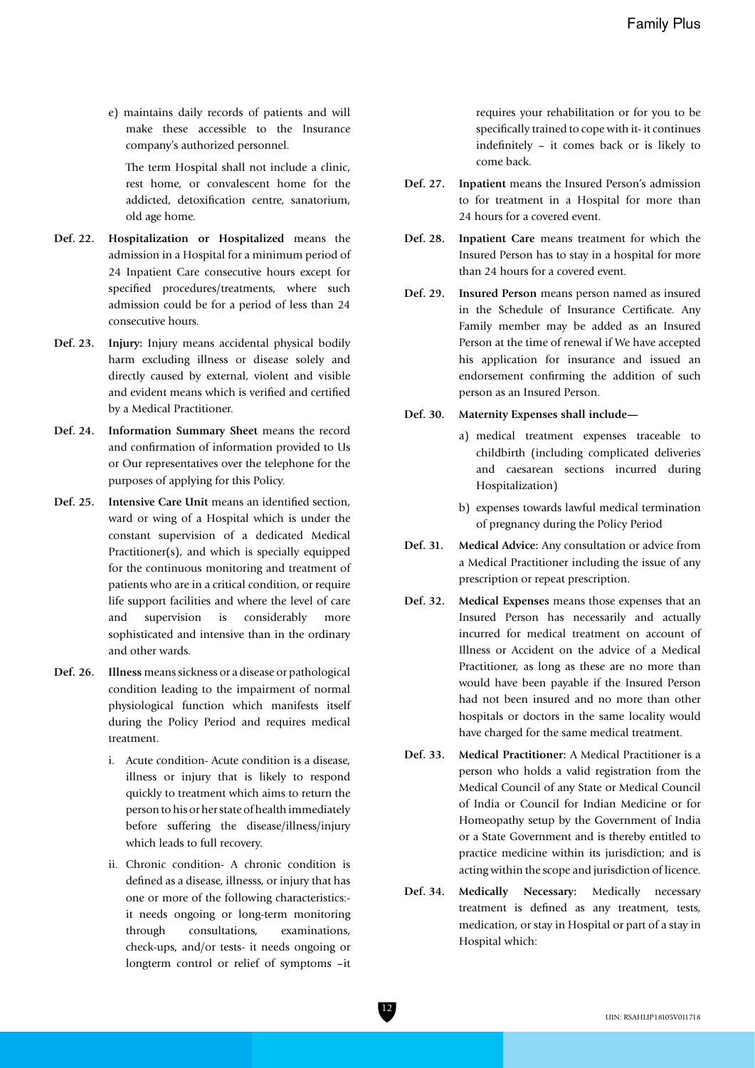e) maintains daily records of patients and will make these accessible to the Insurance company's authorized personnel.

The term Hospital shall not include a clinic, rest home, or convalescent home for the addicted, detoxification centre, sanatorium, old age home.

**Def. 22.** **Hospitalization or Hospitalized** means the admission in a Hospital for a minimum period of 24 Inpatient Care consecutive hours except for specified procedures/treatments, where such admission could be for a period of less than 24 consecutive hours.

**Def. 23.** **Injury:** Injury means accidental physical bodily harm excluding illness or disease solely and directly caused by external, violent and visible and evident means which is verified and certified by a Medical Practitioner.

**Def. 24.** **Information Summary Sheet** means the record and confirmation of information provided to Us or Our representatives over the telephone for the purposes of applying for this Policy.

**Def. 25.** **Intensive Care Unit** means an identified section, ward or wing of a Hospital which is under the constant supervision of a dedicated Medical Practitioner(s), and which is specially equipped for the continuous monitoring and treatment of patients who are in a critical condition, or require life support facilities and where the level of care and supervision is considerably more sophisticated and intensive than in the ordinary and other wards.

**Def. 26.** **Illness** means sickness or a disease or pathological condition leading to the impairment of normal physiological function which manifests itself during the Policy Period and requires medical treatment.

i. Acute condition- Acute condition is a disease, illness or injury that is likely to respond quickly to treatment which aims to return the person to his or her state of health immediately before suffering the disease/illness/injury which leads to full recovery.

ii. Chronic condition- A chronic condition is defined as a disease, illnesss, or injury that has one or more of the following characteristics:- it needs ongoing or long-term monitoring through consultations, examinations, check-ups, and/or tests- it needs ongoing or longterm control or relief of symptoms –it requires your rehabilitation or for you to be specifically trained to cope with it- it continues indefinitely – it comes back or is likely to come back.

**Def. 27.** **Inpatient** means the Insured Person's admission to for treatment in a Hospital for more than 24 hours for a covered event.

**Def. 28.** **Inpatient Care** means treatment for which the Insured Person has to stay in a hospital for more than 24 hours for a covered event.

**Def. 29.** **Insured Person** means person named as insured in the Schedule of Insurance Certificate. Any Family member may be added as an Insured Person at the time of renewal if We have accepted his application for insurance and issued an endorsement confirming the addition of such person as an Insured Person.

**Def. 30.** **Maternity Expenses shall include—**

a) medical treatment expenses traceable to childbirth (including complicated deliveries and caesarean sections incurred during Hospitalization)

b) expenses towards lawful medical termination of pregnancy during the Policy Period

**Def. 31.** **Medical Advice:** Any consultation or advice from a Medical Practitioner including the issue of any prescription or repeat prescription.

**Def. 32.** **Medical Expenses** means those expenses that an Insured Person has necessarily and actually incurred for medical treatment on account of Illness or Accident on the advice of a Medical Practitioner, as long as these are no more than would have been payable if the Insured Person had not been insured and no more than other hospitals or doctors in the same locality would have charged for the same medical treatment.

**Def. 33.** **Medical Practitioner:** A Medical Practitioner is a person who holds a valid registration from the Medical Council of any State or Medical Council of India or Council for Indian Medicine or for Homeopathy setup by the Government of India or a State Government and is thereby entitled to practice medicine within its jurisdiction; and is acting within the scope and jurisdiction of licence.

**Def. 34.** **Medically Necessary:** Medically necessary treatment is defined as any treatment, tests, medication, or stay in Hospital or part of a stay in Hospital which: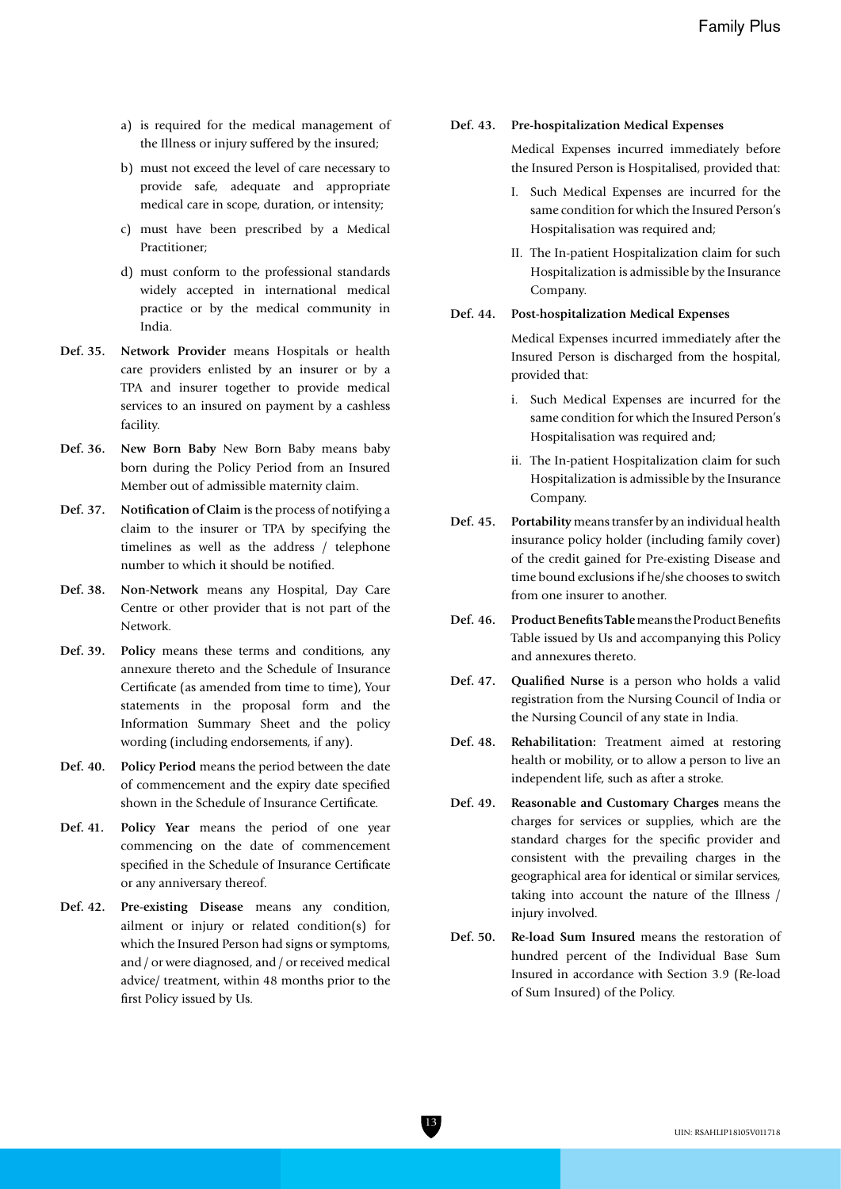a) is required for the medical management of the Illness or injury suffered by the insured;

b) must not exceed the level of care necessary to provide safe, adequate and appropriate medical care in scope, duration, or intensity;

c) must have been prescribed by a Medical Practitioner;

d) must conform to the professional standards widely accepted in international medical practice or by the medical community in India.

**Def. 35.** **Network Provider** means Hospitals or health care providers enlisted by an insurer or by a TPA and insurer together to provide medical services to an insured on payment by a cashless facility.

**Def. 36.** **New Born Baby** New Born Baby means baby born during the Policy Period from an Insured Member out of admissible maternity claim.

**Def. 37.** **Notification of Claim** is the process of notifying a claim to the insurer or TPA by specifying the timelines as well as the address / telephone number to which it should be notified.

**Def. 38.** **Non-Network** means any Hospital, Day Care Centre or other provider that is not part of the Network.

**Def. 39.** **Policy** means these terms and conditions, any annexure thereto and the Schedule of Insurance Certificate (as amended from time to time), Your statements in the proposal form and the Information Summary Sheet and the policy wording (including endorsements, if any).

**Def. 40.** **Policy Period** means the period between the date of commencement and the expiry date specified shown in the Schedule of Insurance Certificate.

**Def. 41.** **Policy Year** means the period of one year commencing on the date of commencement specified in the Schedule of Insurance Certificate or any anniversary thereof.

**Def. 42.** **Pre-existing Disease** means any condition, ailment or injury or related condition(s) for which the Insured Person had signs or symptoms, and / or were diagnosed, and / or received medical advice/ treatment, within 48 months prior to the first Policy issued by Us.

**Def. 43.** **Pre-hospitalization Medical Expenses**

Medical Expenses incurred immediately before the Insured Person is Hospitalised, provided that:

I. Such Medical Expenses are incurred for the same condition for which the Insured Person's Hospitalisation was required and;

II. The In-patient Hospitalization claim for such Hospitalization is admissible by the Insurance Company.

**Def. 44.** **Post-hospitalization Medical Expenses**

Medical Expenses incurred immediately after the Insured Person is discharged from the hospital, provided that:

i. Such Medical Expenses are incurred for the same condition for which the Insured Person's Hospitalisation was required and;

ii. The In-patient Hospitalization claim for such Hospitalization is admissible by the Insurance Company.

**Def. 45.** **Portability** means transfer by an individual health insurance policy holder (including family cover) of the credit gained for Pre-existing Disease and time bound exclusions if he/she chooses to switch from one insurer to another.

**Def. 46.** **Product Benefits Table** means the Product Benefits Table issued by Us and accompanying this Policy and annexures thereto.

**Def. 47.** **Qualified Nurse** is a person who holds a valid registration from the Nursing Council of India or the Nursing Council of any state in India.

**Def. 48.** **Rehabilitation:** Treatment aimed at restoring health or mobility, or to allow a person to live an independent life, such as after a stroke.

**Def. 49.** **Reasonable and Customary Charges** means the charges for services or supplies, which are the standard charges for the specific provider and consistent with the prevailing charges in the geographical area for identical or similar services, taking into account the nature of the Illness / injury involved.

**Def. 50.** **Re-load Sum Insured** means the restoration of hundred percent of the Individual Base Sum Insured in accordance with Section 3.9 (Re-load of Sum Insured) of the Policy.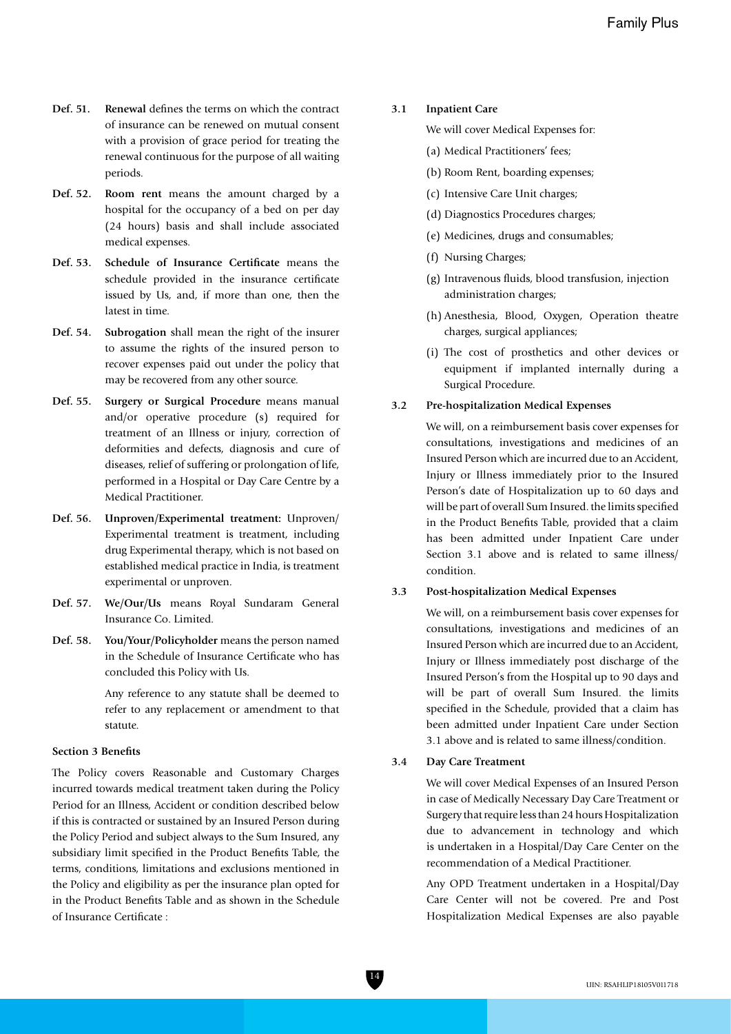**Def. 51.** **Renewal** defines the terms on which the contract of insurance can be renewed on mutual consent with a provision of grace period for treating the renewal continuous for the purpose of all waiting periods.

**Def. 52.** **Room rent** means the amount charged by a hospital for the occupancy of a bed on per day (24 hours) basis and shall include associated medical expenses.

**Def. 53.** **Schedule of Insurance Certificate** means the schedule provided in the insurance certificate issued by Us, and, if more than one, then the latest in time.

**Def. 54.** **Subrogation** shall mean the right of the insurer to assume the rights of the insured person to recover expenses paid out under the policy that may be recovered from any other source.

**Def. 55.** **Surgery or Surgical Procedure** means manual and/or operative procedure (s) required for treatment of an Illness or injury, correction of deformities and defects, diagnosis and cure of diseases, relief of suffering or prolongation of life, performed in a Hospital or Day Care Centre by a Medical Practitioner.

**Def. 56.** **Unproven/Experimental treatment:** Unproven/ Experimental treatment is treatment, including drug Experimental therapy, which is not based on established medical practice in India, is treatment experimental or unproven.

**Def. 57.** **We/Our/Us** means Royal Sundaram General Insurance Co. Limited.

**Def. 58.** **You/Your/Policyholder** means the person named in the Schedule of Insurance Certificate who has concluded this Policy with Us.

Any reference to any statute shall be deemed to refer to any replacement or amendment to that statute.

### Section 3 Benefits

The Policy covers Reasonable and Customary Charges incurred towards medical treatment taken during the Policy Period for an Illness, Accident or condition described below if this is contracted or sustained by an Insured Person during the Policy Period and subject always to the Sum Insured, any subsidiary limit specified in the Product Benefits Table, the terms, conditions, limitations and exclusions mentioned in the Policy and eligibility as per the insurance plan opted for in the Product Benefits Table and as shown in the Schedule of Insurance Certificate :

**3.1 Inpatient Care**

We will cover Medical Expenses for:

(a) Medical Practitioners' fees;

(b) Room Rent, boarding expenses;

(c) Intensive Care Unit charges;

(d) Diagnostics Procedures charges;

(e) Medicines, drugs and consumables;

(f) Nursing Charges;

(g) Intravenous fluids, blood transfusion, injection administration charges;

(h) Anesthesia, Blood, Oxygen, Operation theatre charges, surgical appliances;

(i) The cost of prosthetics and other devices or equipment if implanted internally during a Surgical Procedure.

**3.2 Pre-hospitalization Medical Expenses**

We will, on a reimbursement basis cover expenses for consultations, investigations and medicines of an Insured Person which are incurred due to an Accident, Injury or Illness immediately prior to the Insured Person's date of Hospitalization up to 60 days and will be part of overall Sum Insured. the limits specified in the Product Benefits Table, provided that a claim has been admitted under Inpatient Care under Section 3.1 above and is related to same illness/ condition.

**3.3 Post-hospitalization Medical Expenses**

We will, on a reimbursement basis cover expenses for consultations, investigations and medicines of an Insured Person which are incurred due to an Accident, Injury or Illness immediately post discharge of the Insured Person's from the Hospital up to 90 days and will be part of overall Sum Insured. the limits specified in the Schedule, provided that a claim has been admitted under Inpatient Care under Section 3.1 above and is related to same illness/condition.

**3.4 Day Care Treatment**

We will cover Medical Expenses of an Insured Person in case of Medically Necessary Day Care Treatment or Surgery that require less than 24 hours Hospitalization due to advancement in technology and which is undertaken in a Hospital/Day Care Center on the recommendation of a Medical Practitioner.

Any OPD Treatment undertaken in a Hospital/Day Care Center will not be covered. Pre and Post Hospitalization Medical Expenses are also payable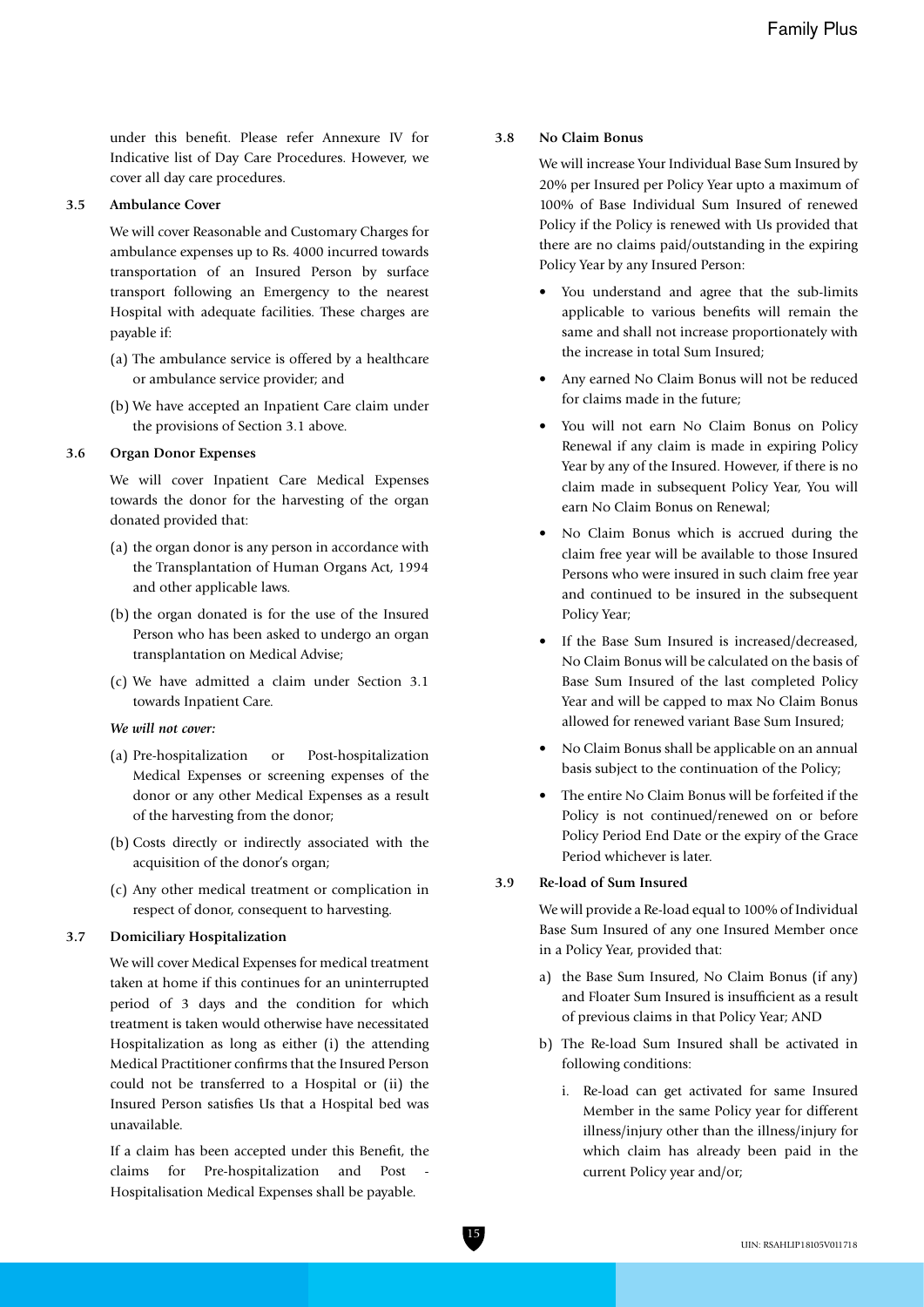under this benefit. Please refer Annexure IV for Indicative list of Day Care Procedures. However, we cover all day care procedures.

### 3.5 Ambulance Cover

We will cover Reasonable and Customary Charges for ambulance expenses up to Rs. 4000 incurred towards transportation of an Insured Person by surface transport following an Emergency to the nearest Hospital with adequate facilities. These charges are payable if:

(a) The ambulance service is offered by a healthcare or ambulance service provider; and

(b) We have accepted an Inpatient Care claim under the provisions of Section 3.1 above.

### 3.6 Organ Donor Expenses

We will cover Inpatient Care Medical Expenses towards the donor for the harvesting of the organ donated provided that:

(a) the organ donor is any person in accordance with the Transplantation of Human Organs Act, 1994 and other applicable laws.

(b) the organ donated is for the use of the Insured Person who has been asked to undergo an organ transplantation on Medical Advise;

(c) We have admitted a claim under Section 3.1 towards Inpatient Care.

***We will not cover:***

(a) Pre-hospitalization or Post-hospitalization Medical Expenses or screening expenses of the donor or any other Medical Expenses as a result of the harvesting from the donor;

(b) Costs directly or indirectly associated with the acquisition of the donor's organ;

(c) Any other medical treatment or complication in respect of donor, consequent to harvesting.

### 3.7 Domiciliary Hospitalization

We will cover Medical Expenses for medical treatment taken at home if this continues for an uninterrupted period of 3 days and the condition for which treatment is taken would otherwise have necessitated Hospitalization as long as either (i) the attending Medical Practitioner confirms that the Insured Person could not be transferred to a Hospital or (ii) the Insured Person satisfies Us that a Hospital bed was unavailable.

If a claim has been accepted under this Benefit, the claims for Pre-hospitalization and Post - Hospitalisation Medical Expenses shall be payable.

### 3.8 No Claim Bonus

We will increase Your Individual Base Sum Insured by 20% per Insured per Policy Year upto a maximum of 100% of Base Individual Sum Insured of renewed Policy if the Policy is renewed with Us provided that there are no claims paid/outstanding in the expiring Policy Year by any Insured Person:

- You understand and agree that the sub-limits applicable to various benefits will remain the same and shall not increase proportionately with the increase in total Sum Insured;
- Any earned No Claim Bonus will not be reduced for claims made in the future;
- You will not earn No Claim Bonus on Policy Renewal if any claim is made in expiring Policy Year by any of the Insured. However, if there is no claim made in subsequent Policy Year, You will earn No Claim Bonus on Renewal;
- No Claim Bonus which is accrued during the claim free year will be available to those Insured Persons who were insured in such claim free year and continued to be insured in the subsequent Policy Year;
- If the Base Sum Insured is increased/decreased, No Claim Bonus will be calculated on the basis of Base Sum Insured of the last completed Policy Year and will be capped to max No Claim Bonus allowed for renewed variant Base Sum Insured;
- No Claim Bonus shall be applicable on an annual basis subject to the continuation of the Policy;
- The entire No Claim Bonus will be forfeited if the Policy is not continued/renewed on or before Policy Period End Date or the expiry of the Grace Period whichever is later.

### 3.9 Re-load of Sum Insured

We will provide a Re-load equal to 100% of Individual Base Sum Insured of any one Insured Member once in a Policy Year, provided that:

a) the Base Sum Insured, No Claim Bonus (if any) and Floater Sum Insured is insufficient as a result of previous claims in that Policy Year; AND

b) The Re-load Sum Insured shall be activated in following conditions:

   i. Re-load can get activated for same Insured Member in the same Policy year for different illness/injury other than the illness/injury for which claim has already been paid in the current Policy year and/or;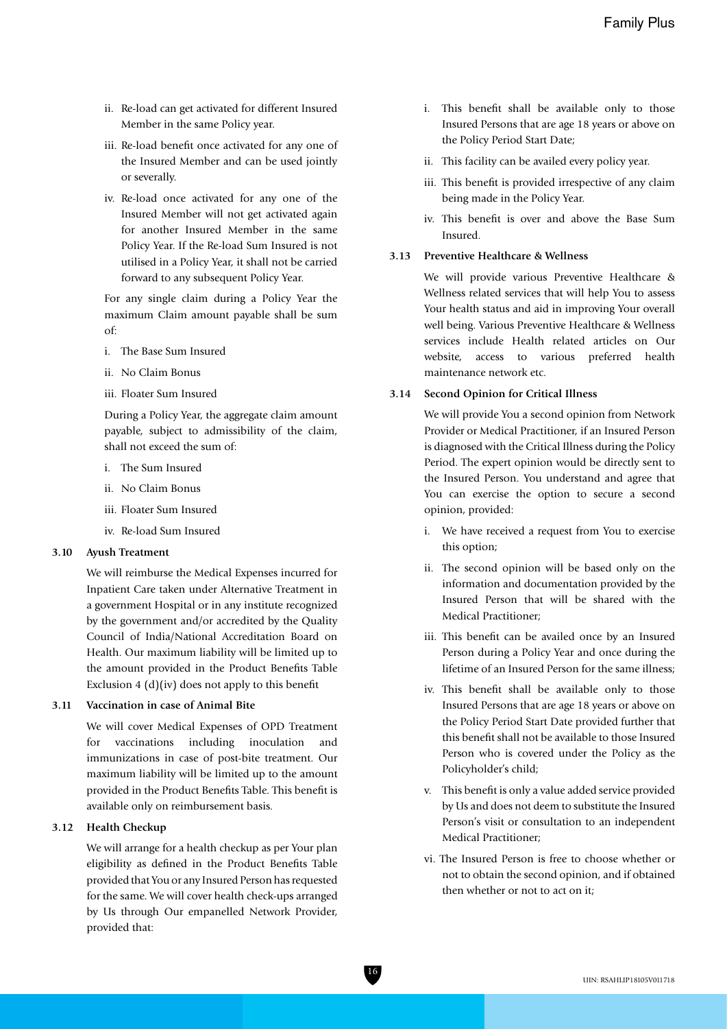ii. Re-load can get activated for different Insured Member in the same Policy year.

iii. Re-load benefit once activated for any one of the Insured Member and can be used jointly or severally.

iv. Re-load once activated for any one of the Insured Member will not get activated again for another Insured Member in the same Policy Year. If the Re-load Sum Insured is not utilised in a Policy Year, it shall not be carried forward to any subsequent Policy Year.

For any single claim during a Policy Year the maximum Claim amount payable shall be sum of:

i. The Base Sum Insured

ii. No Claim Bonus

iii. Floater Sum Insured

During a Policy Year, the aggregate claim amount payable, subject to admissibility of the claim, shall not exceed the sum of:

i. The Sum Insured

ii. No Claim Bonus

iii. Floater Sum Insured

iv. Re-load Sum Insured

### 3.10 Ayush Treatment

We will reimburse the Medical Expenses incurred for Inpatient Care taken under Alternative Treatment in a government Hospital or in any institute recognized by the government and/or accredited by the Quality Council of India/National Accreditation Board on Health. Our maximum liability will be limited up to the amount provided in the Product Benefits Table Exclusion 4 (d)(iv) does not apply to this benefit

### 3.11 Vaccination in case of Animal Bite

We will cover Medical Expenses of OPD Treatment for vaccinations including inoculation and immunizations in case of post-bite treatment. Our maximum liability will be limited up to the amount provided in the Product Benefits Table. This benefit is available only on reimbursement basis.

### 3.12 Health Checkup

We will arrange for a health checkup as per Your plan eligibility as defined in the Product Benefits Table provided that You or any Insured Person has requested for the same. We will cover health check-ups arranged by Us through Our empanelled Network Provider, provided that:

i. This benefit shall be available only to those Insured Persons that are age 18 years or above on the Policy Period Start Date;

ii. This facility can be availed every policy year.

iii. This benefit is provided irrespective of any claim being made in the Policy Year.

iv. This benefit is over and above the Base Sum Insured.

### 3.13 Preventive Healthcare & Wellness

We will provide various Preventive Healthcare & Wellness related services that will help You to assess Your health status and aid in improving Your overall well being. Various Preventive Healthcare & Wellness services include Health related articles on Our website, access to various preferred health maintenance network etc.

### 3.14 Second Opinion for Critical Illness

We will provide You a second opinion from Network Provider or Medical Practitioner, if an Insured Person is diagnosed with the Critical Illness during the Policy Period. The expert opinion would be directly sent to the Insured Person. You understand and agree that You can exercise the option to secure a second opinion, provided:

i. We have received a request from You to exercise this option;

ii. The second opinion will be based only on the information and documentation provided by the Insured Person that will be shared with the Medical Practitioner;

iii. This benefit can be availed once by an Insured Person during a Policy Year and once during the lifetime of an Insured Person for the same illness;

iv. This benefit shall be available only to those Insured Persons that are age 18 years or above on the Policy Period Start Date provided further that this benefit shall not be available to those Insured Person who is covered under the Policy as the Policyholder's child;

v. This benefit is only a value added service provided by Us and does not deem to substitute the Insured Person's visit or consultation to an independent Medical Practitioner;

vi. The Insured Person is free to choose whether or not to obtain the second opinion, and if obtained then whether or not to act on it;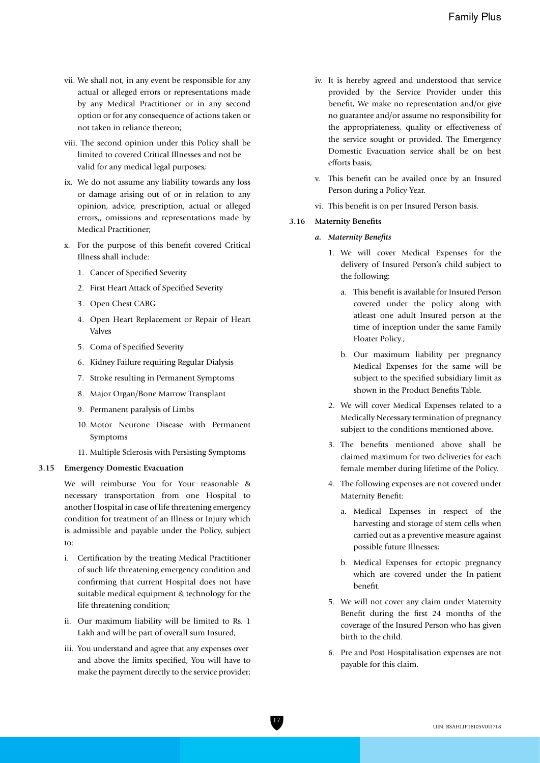vii. We shall not, in any event be responsible for any actual or alleged errors or representations made by any Medical Practitioner or in any second option or for any consequence of actions taken or not taken in reliance thereon;

viii. The second opinion under this Policy shall be limited to covered Critical Illnesses and not be valid for any medical legal purposes;

ix. We do not assume any liability towards any loss or damage arising out of or in relation to any opinion, advice, prescription, actual or alleged errors,, omissions and representations made by Medical Practitioner;

x. For the purpose of this benefit covered Critical Illness shall include:

1. Cancer of Specified Severity
2. First Heart Attack of Specified Severity
3. Open Chest CABG
4. Open Heart Replacement or Repair of Heart Valves
5. Coma of Specified Severity
6. Kidney Failure requiring Regular Dialysis
7. Stroke resulting in Permanent Symptoms
8. Major Organ/Bone Marrow Transplant
9. Permanent paralysis of Limbs
10. Motor Neurone Disease with Permanent Symptoms
11. Multiple Sclerosis with Persisting Symptoms

**3.15 Emergency Domestic Evacuation**

We will reimburse You for Your reasonable & necessary transportation from one Hospital to another Hospital in case of life threatening emergency condition for treatment of an Illness or Injury which is admissible and payable under the Policy, subject to:

i. Certification by the treating Medical Practitioner of such life threatening emergency condition and confirming that current Hospital does not have suitable medical equipment & technology for the life threatening condition;

ii. Our maximum liability will be limited to Rs. 1 Lakh and will be part of overall sum Insured;

iii. You understand and agree that any expenses over and above the limits specified, You will have to make the payment directly to the service provider;

iv. It is hereby agreed and understood that service provided by the Service Provider under this benefit, We make no representation and/or give no guarantee and/or assume no responsibility for the appropriateness, quality or effectiveness of the service sought or provided. The Emergency Domestic Evacuation service shall be on best efforts basis;

v. This benefit can be availed once by an Insured Person during a Policy Year.

vi. This benefit is on per Insured Person basis.

**3.16 Maternity Benefits**

***a. Maternity Benefits***

1. We will cover Medical Expenses for the delivery of Insured Person's child subject to the following:
   a. This benefit is available for Insured Person covered under the policy along with atleast one adult Insured person at the time of inception under the same Family Floater Policy.;
   b. Our maximum liability per pregnancy Medical Expenses for the same will be subject to the specified subsidiary limit as shown in the Product Benefits Table.
2. We will cover Medical Expenses related to a Medically Necessary termination of pregnancy subject to the conditions mentioned above.
3. The benefits mentioned above shall be claimed maximum for two deliveries for each female member during lifetime of the Policy.
4. The following expenses are not covered under Maternity Benefit:
   a. Medical Expenses in respect of the harvesting and storage of stem cells when carried out as a preventive measure against possible future Illnesses;
   b. Medical Expenses for ectopic pregnancy which are covered under the In-patient benefit.
5. We will not cover any claim under Maternity Benefit during the first 24 months of the coverage of the Insured Person who has given birth to the child.
6. Pre and Post Hospitalisation expenses are not payable for this claim.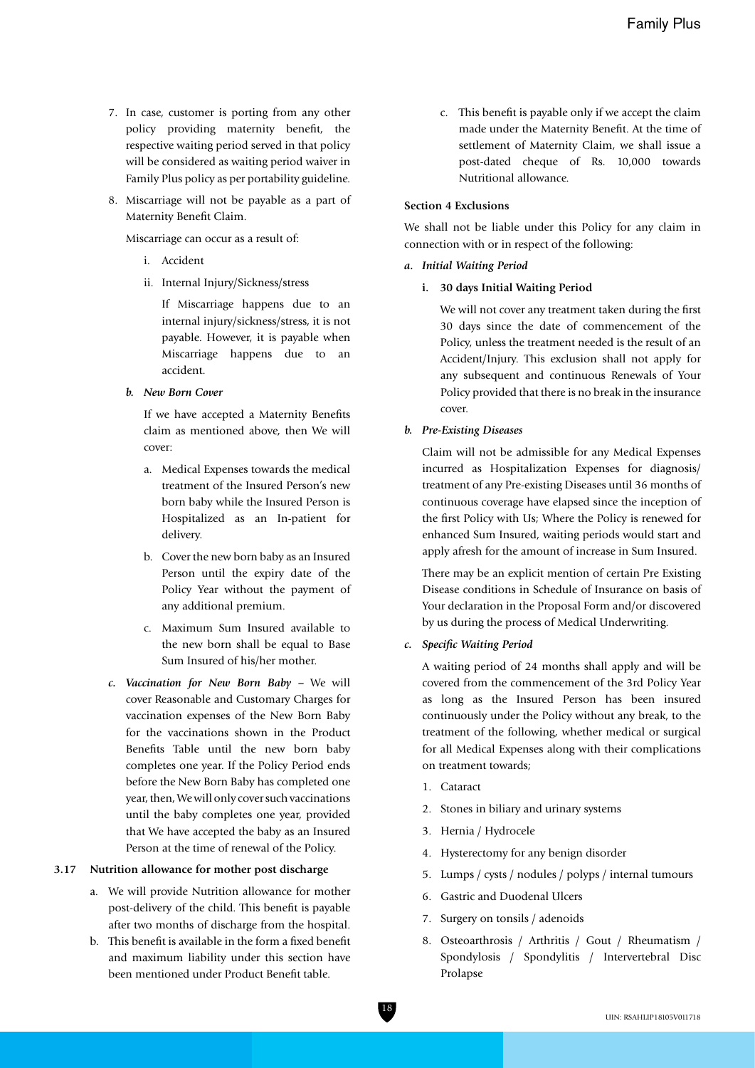7. In case, customer is porting from any other policy providing maternity benefit, the respective waiting period served in that policy will be considered as waiting period waiver in Family Plus policy as per portability guideline.

8. Miscarriage will not be payable as a part of Maternity Benefit Claim.

   Miscarriage can occur as a result of:

   i. Accident

   ii. Internal Injury/Sickness/stress

   If Miscarriage happens due to an internal injury/sickness/stress, it is not payable. However, it is payable when Miscarriage happens due to an accident.

*b. New Born Cover*

If we have accepted a Maternity Benefits claim as mentioned above, then We will cover:

a. Medical Expenses towards the medical treatment of the Insured Person's new born baby while the Insured Person is Hospitalized as an In-patient for delivery.

b. Cover the new born baby as an Insured Person until the expiry date of the Policy Year without the payment of any additional premium.

c. Maximum Sum Insured available to the new born shall be equal to Base Sum Insured of his/her mother.

*c. Vaccination for New Born Baby* – We will cover Reasonable and Customary Charges for vaccination expenses of the New Born Baby for the vaccinations shown in the Product Benefits Table until the new born baby completes one year. If the Policy Period ends before the New Born Baby has completed one year, then, We will only cover such vaccinations until the baby completes one year, provided that We have accepted the baby as an Insured Person at the time of renewal of the Policy.

**3.17 Nutrition allowance for mother post discharge**

a. We will provide Nutrition allowance for mother post-delivery of the child. This benefit is payable after two months of discharge from the hospital.

b. This benefit is available in the form a fixed benefit and maximum liability under this section have been mentioned under Product Benefit table.

c. This benefit is payable only if we accept the claim made under the Maternity Benefit. At the time of settlement of Maternity Claim, we shall issue a post-dated cheque of Rs. 10,000 towards Nutritional allowance.

**Section 4 Exclusions**

We shall not be liable under this Policy for any claim in connection with or in respect of the following:

***a. Initial Waiting Period***

**i. 30 days Initial Waiting Period**

We will not cover any treatment taken during the first 30 days since the date of commencement of the Policy, unless the treatment needed is the result of an Accident/Injury. This exclusion shall not apply for any subsequent and continuous Renewals of Your Policy provided that there is no break in the insurance cover.

***b. Pre-Existing Diseases***

Claim will not be admissible for any Medical Expenses incurred as Hospitalization Expenses for diagnosis/ treatment of any Pre-existing Diseases until 36 months of continuous coverage have elapsed since the inception of the first Policy with Us; Where the Policy is renewed for enhanced Sum Insured, waiting periods would start and apply afresh for the amount of increase in Sum Insured.

There may be an explicit mention of certain Pre Existing Disease conditions in Schedule of Insurance on basis of Your declaration in the Proposal Form and/or discovered by us during the process of Medical Underwriting.

***c. Specific Waiting Period***

A waiting period of 24 months shall apply and will be covered from the commencement of the 3rd Policy Year as long as the Insured Person has been insured continuously under the Policy without any break, to the treatment of the following, whether medical or surgical for all Medical Expenses along with their complications on treatment towards;

1. Cataract
2. Stones in biliary and urinary systems
3. Hernia / Hydrocele
4. Hysterectomy for any benign disorder
5. Lumps / cysts / nodules / polyps / internal tumours
6. Gastric and Duodenal Ulcers
7. Surgery on tonsils / adenoids
8. Osteoarthrosis / Arthritis / Gout / Rheumatism / Spondylosis / Spondylitis / Intervertebral Disc Prolapse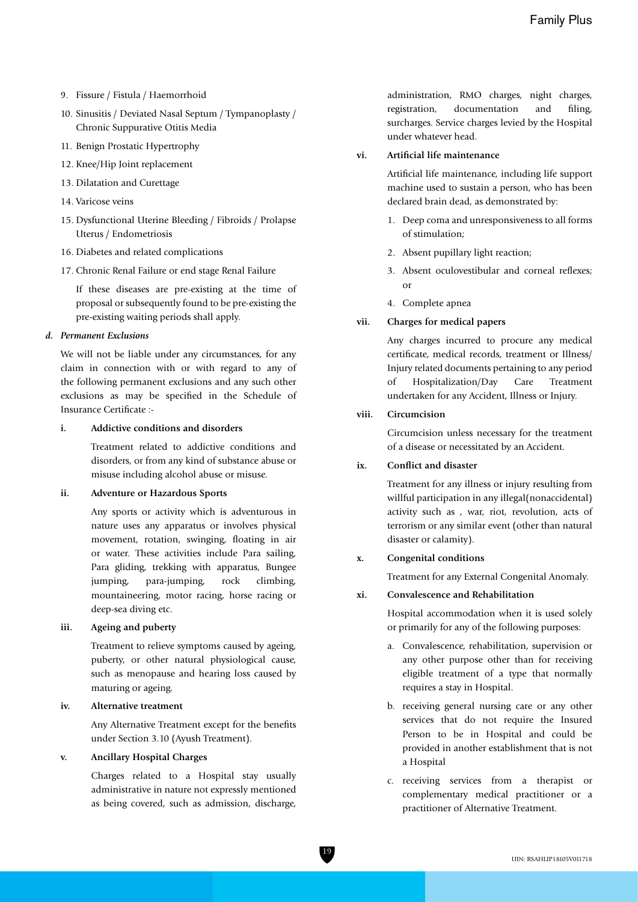9. Fissure / Fistula / Haemorrhoid
10. Sinusitis / Deviated Nasal Septum / Tympanoplasty / Chronic Suppurative Otitis Media
11. Benign Prostatic Hypertrophy
12. Knee/Hip Joint replacement
13. Dilatation and Curettage
14. Varicose veins
15. Dysfunctional Uterine Bleeding / Fibroids / Prolapse Uterus / Endometriosis
16. Diabetes and related complications
17. Chronic Renal Failure or end stage Renal Failure

    If these diseases are pre-existing at the time of proposal or subsequently found to be pre-existing the pre-existing waiting periods shall apply.

***d. Permanent Exclusions***

We will not be liable under any circumstances, for any claim in connection with or with regard to any of the following permanent exclusions and any such other exclusions as may be specified in the Schedule of Insurance Certificate :-

**i. Addictive conditions and disorders**

Treatment related to addictive conditions and disorders, or from any kind of substance abuse or misuse including alcohol abuse or misuse.

**ii. Adventure or Hazardous Sports**

Any sports or activity which is adventurous in nature uses any apparatus or involves physical movement, rotation, swinging, floating in air or water. These activities include Para sailing, Para gliding, trekking with apparatus, Bungee jumping, para-jumping, rock climbing, mountaineering, motor racing, horse racing or deep-sea diving etc.

**iii. Ageing and puberty**

Treatment to relieve symptoms caused by ageing, puberty, or other natural physiological cause, such as menopause and hearing loss caused by maturing or ageing.

**iv. Alternative treatment**

Any Alternative Treatment except for the benefits under Section 3.10 (Ayush Treatment).

**v. Ancillary Hospital Charges**

Charges related to a Hospital stay usually administrative in nature not expressly mentioned as being covered, such as admission, discharge, administration, RMO charges, night charges, registration, documentation and filing, surcharges. Service charges levied by the Hospital under whatever head.

**vi. Artificial life maintenance**

Artificial life maintenance, including life support machine used to sustain a person, who has been declared brain dead, as demonstrated by:

1. Deep coma and unresponsiveness to all forms of stimulation;
2. Absent pupillary light reaction;
3. Absent oculovestibular and corneal reflexes; or
4. Complete apnea

**vii. Charges for medical papers**

Any charges incurred to procure any medical certificate, medical records, treatment or Illness/ Injury related documents pertaining to any period of Hospitalization/Day Care Treatment undertaken for any Accident, Illness or Injury.

**viii. Circumcision**

Circumcision unless necessary for the treatment of a disease or necessitated by an Accident.

**ix. Conflict and disaster**

Treatment for any illness or injury resulting from willful participation in any illegal(nonaccidental) activity such as , war, riot, revolution, acts of terrorism or any similar event (other than natural disaster or calamity).

**x. Congenital conditions**

Treatment for any External Congenital Anomaly.

**xi. Convalescence and Rehabilitation**

Hospital accommodation when it is used solely or primarily for any of the following purposes:

a. Convalescence, rehabilitation, supervision or any other purpose other than for receiving eligible treatment of a type that normally requires a stay in Hospital.
b. receiving general nursing care or any other services that do not require the Insured Person to be in Hospital and could be provided in another establishment that is not a Hospital
c. receiving services from a therapist or complementary medical practitioner or a practitioner of Alternative Treatment.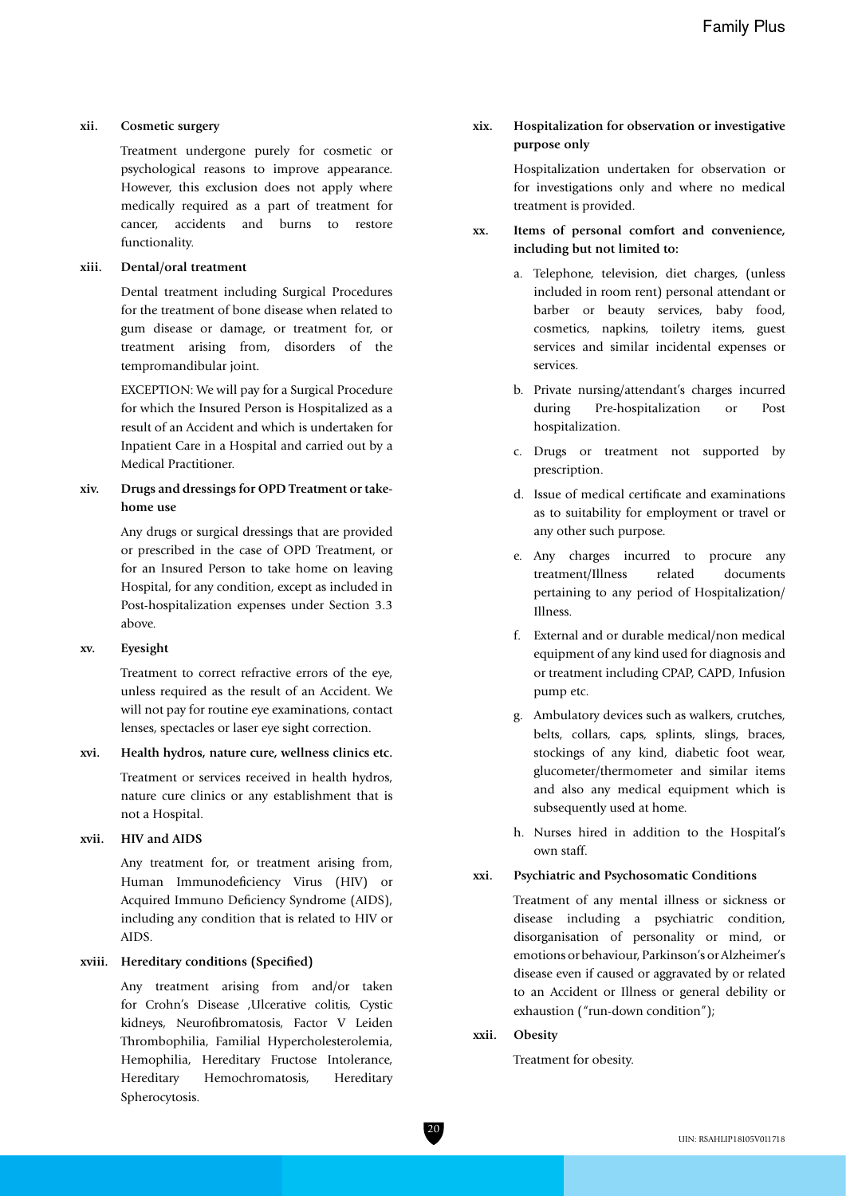**xii. Cosmetic surgery**

Treatment undergone purely for cosmetic or psychological reasons to improve appearance. However, this exclusion does not apply where medically required as a part of treatment for cancer, accidents and burns to restore functionality.

**xiii. Dental/oral treatment**

Dental treatment including Surgical Procedures for the treatment of bone disease when related to gum disease or damage, or treatment for, or treatment arising from, disorders of the tempromandibular joint.

EXCEPTION: We will pay for a Surgical Procedure for which the Insured Person is Hospitalized as a result of an Accident and which is undertaken for Inpatient Care in a Hospital and carried out by a Medical Practitioner.

**xiv. Drugs and dressings for OPD Treatment or take-home use**

Any drugs or surgical dressings that are provided or prescribed in the case of OPD Treatment, or for an Insured Person to take home on leaving Hospital, for any condition, except as included in Post-hospitalization expenses under Section 3.3 above.

**xv. Eyesight**

Treatment to correct refractive errors of the eye, unless required as the result of an Accident. We will not pay for routine eye examinations, contact lenses, spectacles or laser eye sight correction.

**xvi. Health hydros, nature cure, wellness clinics etc.**

Treatment or services received in health hydros, nature cure clinics or any establishment that is not a Hospital.

**xvii. HIV and AIDS**

Any treatment for, or treatment arising from, Human Immunodeficiency Virus (HIV) or Acquired Immuno Deficiency Syndrome (AIDS), including any condition that is related to HIV or AIDS.

**xviii. Hereditary conditions (Specified)**

Any treatment arising from and/or taken for Crohn's Disease ,Ulcerative colitis, Cystic kidneys, Neurofibromatosis, Factor V Leiden Thrombophilia, Familial Hypercholesterolemia, Hemophilia, Hereditary Fructose Intolerance, Hereditary Hemochromatosis, Hereditary Spherocytosis.

**xix. Hospitalization for observation or investigative purpose only**

Hospitalization undertaken for observation or for investigations only and where no medical treatment is provided.

**xx. Items of personal comfort and convenience, including but not limited to:**

a. Telephone, television, diet charges, (unless included in room rent) personal attendant or barber or beauty services, baby food, cosmetics, napkins, toiletry items, guest services and similar incidental expenses or services.

b. Private nursing/attendant's charges incurred during Pre-hospitalization or Post hospitalization.

c. Drugs or treatment not supported by prescription.

d. Issue of medical certificate and examinations as to suitability for employment or travel or any other such purpose.

e. Any charges incurred to procure any treatment/Illness related documents pertaining to any period of Hospitalization/ Illness.

f. External and or durable medical/non medical equipment of any kind used for diagnosis and or treatment including CPAP, CAPD, Infusion pump etc.

g. Ambulatory devices such as walkers, crutches, belts, collars, caps, splints, slings, braces, stockings of any kind, diabetic foot wear, glucometer/thermometer and similar items and also any medical equipment which is subsequently used at home.

h. Nurses hired in addition to the Hospital's own staff.

**xxi. Psychiatric and Psychosomatic Conditions**

Treatment of any mental illness or sickness or disease including a psychiatric condition, disorganisation of personality or mind, or emotions or behaviour, Parkinson's or Alzheimer's disease even if caused or aggravated by or related to an Accident or Illness or general debility or exhaustion ("run-down condition");

**xxii. Obesity**

Treatment for obesity.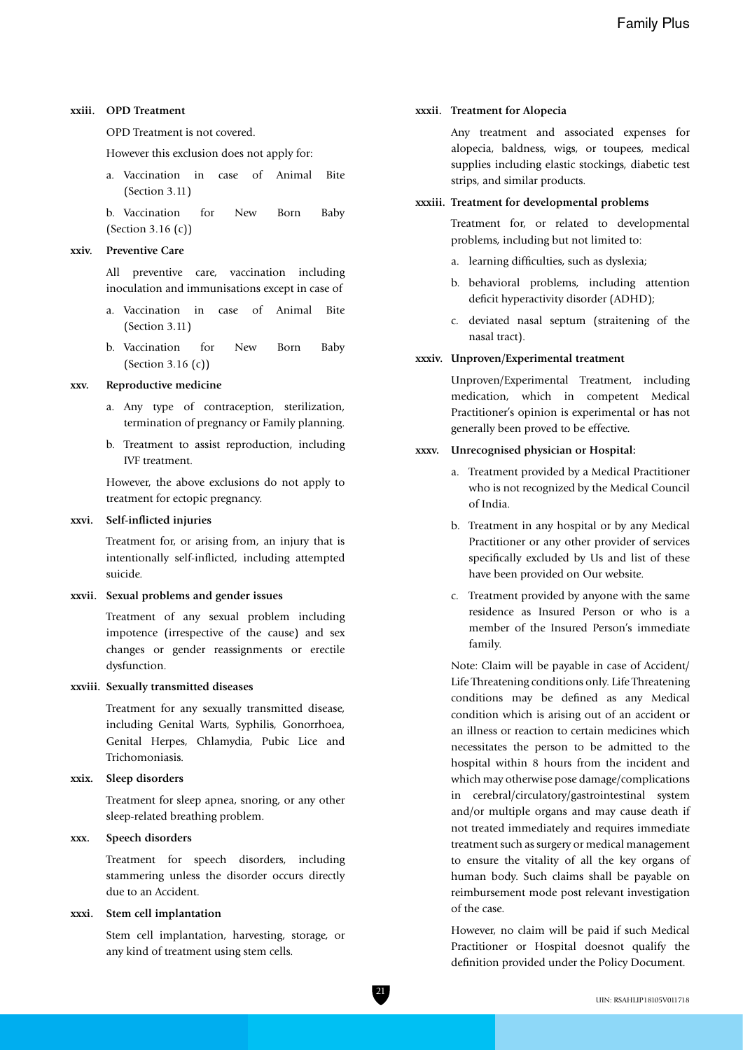**xxiii. OPD Treatment**

OPD Treatment is not covered.

However this exclusion does not apply for:

a. Vaccination in case of Animal Bite (Section 3.11)

b. Vaccination for New Born Baby (Section 3.16 (c))

**xxiv. Preventive Care**

All preventive care, vaccination including inoculation and immunisations except in case of

a. Vaccination in case of Animal Bite (Section 3.11)

b. Vaccination for New Born Baby (Section 3.16 (c))

**xxv. Reproductive medicine**

a. Any type of contraception, sterilization, termination of pregnancy or Family planning.

b. Treatment to assist reproduction, including IVF treatment.

However, the above exclusions do not apply to treatment for ectopic pregnancy.

**xxvi. Self-inflicted injuries**

Treatment for, or arising from, an injury that is intentionally self-inflicted, including attempted suicide.

**xxvii. Sexual problems and gender issues**

Treatment of any sexual problem including impotence (irrespective of the cause) and sex changes or gender reassignments or erectile dysfunction.

**xxviii. Sexually transmitted diseases**

Treatment for any sexually transmitted disease, including Genital Warts, Syphilis, Gonorrhoea, Genital Herpes, Chlamydia, Pubic Lice and Trichomoniasis.

**xxix. Sleep disorders**

Treatment for sleep apnea, snoring, or any other sleep-related breathing problem.

**xxx. Speech disorders**

Treatment for speech disorders, including stammering unless the disorder occurs directly due to an Accident.

**xxxi. Stem cell implantation**

Stem cell implantation, harvesting, storage, or any kind of treatment using stem cells.

**xxxii. Treatment for Alopecia**

Any treatment and associated expenses for alopecia, baldness, wigs, or toupees, medical supplies including elastic stockings, diabetic test strips, and similar products.

**xxxiii. Treatment for developmental problems**

Treatment for, or related to developmental problems, including but not limited to:

a. learning difficulties, such as dyslexia;

b. behavioral problems, including attention deficit hyperactivity disorder (ADHD);

c. deviated nasal septum (straitening of the nasal tract).

**xxxiv. Unproven/Experimental treatment**

Unproven/Experimental Treatment, including medication, which in competent Medical Practitioner's opinion is experimental or has not generally been proved to be effective.

**xxxv. Unrecognised physician or Hospital:**

a. Treatment provided by a Medical Practitioner who is not recognized by the Medical Council of India.

b. Treatment in any hospital or by any Medical Practitioner or any other provider of services specifically excluded by Us and list of these have been provided on Our website.

c. Treatment provided by anyone with the same residence as Insured Person or who is a member of the Insured Person's immediate family.

Note: Claim will be payable in case of Accident/ Life Threatening conditions only. Life Threatening conditions may be defined as any Medical condition which is arising out of an accident or an illness or reaction to certain medicines which necessitates the person to be admitted to the hospital within 8 hours from the incident and which may otherwise pose damage/complications in cerebral/circulatory/gastrointestinal system and/or multiple organs and may cause death if not treated immediately and requires immediate treatment such as surgery or medical management to ensure the vitality of all the key organs of human body. Such claims shall be payable on reimbursement mode post relevant investigation of the case.

However, no claim will be paid if such Medical Practitioner or Hospital doesnot qualify the definition provided under the Policy Document.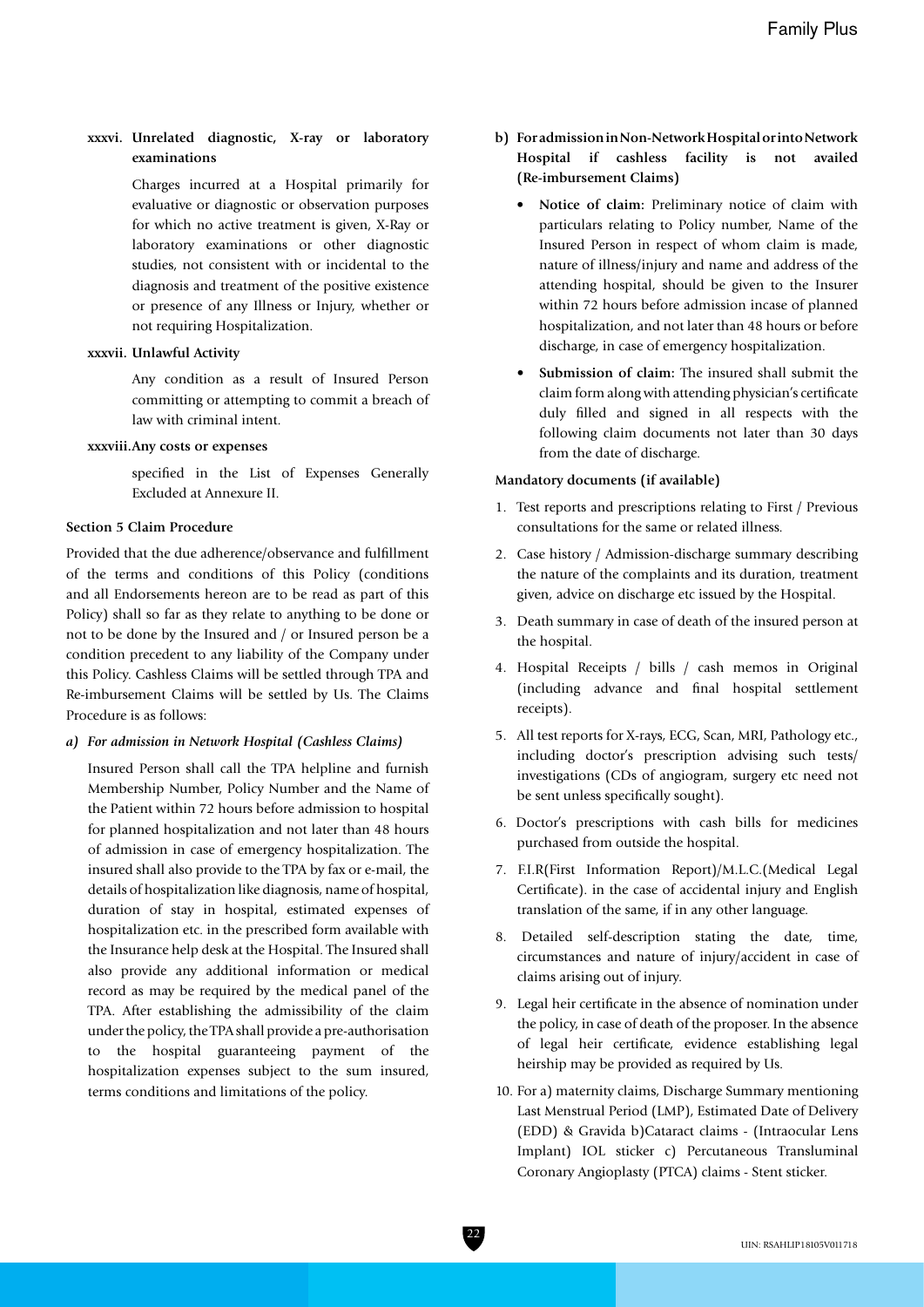**xxxvi. Unrelated diagnostic, X-ray or laboratory examinations**

Charges incurred at a Hospital primarily for evaluative or diagnostic or observation purposes for which no active treatment is given, X-Ray or laboratory examinations or other diagnostic studies, not consistent with or incidental to the diagnosis and treatment of the positive existence or presence of any Illness or Injury, whether or not requiring Hospitalization.

**xxxvii. Unlawful Activity**

Any condition as a result of Insured Person committing or attempting to commit a breach of law with criminal intent.

**xxxviii. Any costs or expenses**

specified in the List of Expenses Generally Excluded at Annexure II.

**Section 5 Claim Procedure**

Provided that the due adherence/observance and fulfillment of the terms and conditions of this Policy (conditions and all Endorsements hereon are to be read as part of this Policy) shall so far as they relate to anything to be done or not to be done by the Insured and / or Insured person be a condition precedent to any liability of the Company under this Policy. Cashless Claims will be settled through TPA and Re-imbursement Claims will be settled by Us. The Claims Procedure is as follows:

***a) For admission in Network Hospital (Cashless Claims)***

Insured Person shall call the TPA helpline and furnish Membership Number, Policy Number and the Name of the Patient within 72 hours before admission to hospital for planned hospitalization and not later than 48 hours of admission in case of emergency hospitalization. The insured shall also provide to the TPA by fax or e-mail, the details of hospitalization like diagnosis, name of hospital, duration of stay in hospital, estimated expenses of hospitalization etc. in the prescribed form available with the Insurance help desk at the Hospital. The Insured shall also provide any additional information or medical record as may be required by the medical panel of the TPA. After establishing the admissibility of the claim under the policy, the TPA shall provide a pre-authorisation to the hospital guaranteeing payment of the hospitalization expenses subject to the sum insured, terms conditions and limitations of the policy.

**b) For admission in Non-Network Hospital or into Network Hospital if cashless facility is not availed (Re-imbursement Claims)**

- **Notice of claim:** Preliminary notice of claim with particulars relating to Policy number, Name of the Insured Person in respect of whom claim is made, nature of illness/injury and name and address of the attending hospital, should be given to the Insurer within 72 hours before admission incase of planned hospitalization, and not later than 48 hours or before discharge, in case of emergency hospitalization.
- **Submission of claim:** The insured shall submit the claim form along with attending physician's certificate duly filled and signed in all respects with the following claim documents not later than 30 days from the date of discharge.

**Mandatory documents (if available)**

1. Test reports and prescriptions relating to First / Previous consultations for the same or related illness.
2. Case history / Admission-discharge summary describing the nature of the complaints and its duration, treatment given, advice on discharge etc issued by the Hospital.
3. Death summary in case of death of the insured person at the hospital.
4. Hospital Receipts / bills / cash memos in Original (including advance and final hospital settlement receipts).
5. All test reports for X-rays, ECG, Scan, MRI, Pathology etc., including doctor's prescription advising such tests/ investigations (CDs of angiogram, surgery etc need not be sent unless specifically sought).
6. Doctor's prescriptions with cash bills for medicines purchased from outside the hospital.
7. F.I.R(First Information Report)/M.L.C.(Medical Legal Certificate). in the case of accidental injury and English translation of the same, if in any other language.
8. Detailed self-description stating the date, time, circumstances and nature of injury/accident in case of claims arising out of injury.
9. Legal heir certificate in the absence of nomination under the policy, in case of death of the proposer. In the absence of legal heir certificate, evidence establishing legal heirship may be provided as required by Us.
10. For a) maternity claims, Discharge Summary mentioning Last Menstrual Period (LMP), Estimated Date of Delivery (EDD) & Gravida b)Cataract claims - (Intraocular Lens Implant) IOL sticker c) Percutaneous Transluminal Coronary Angioplasty (PTCA) claims - Stent sticker.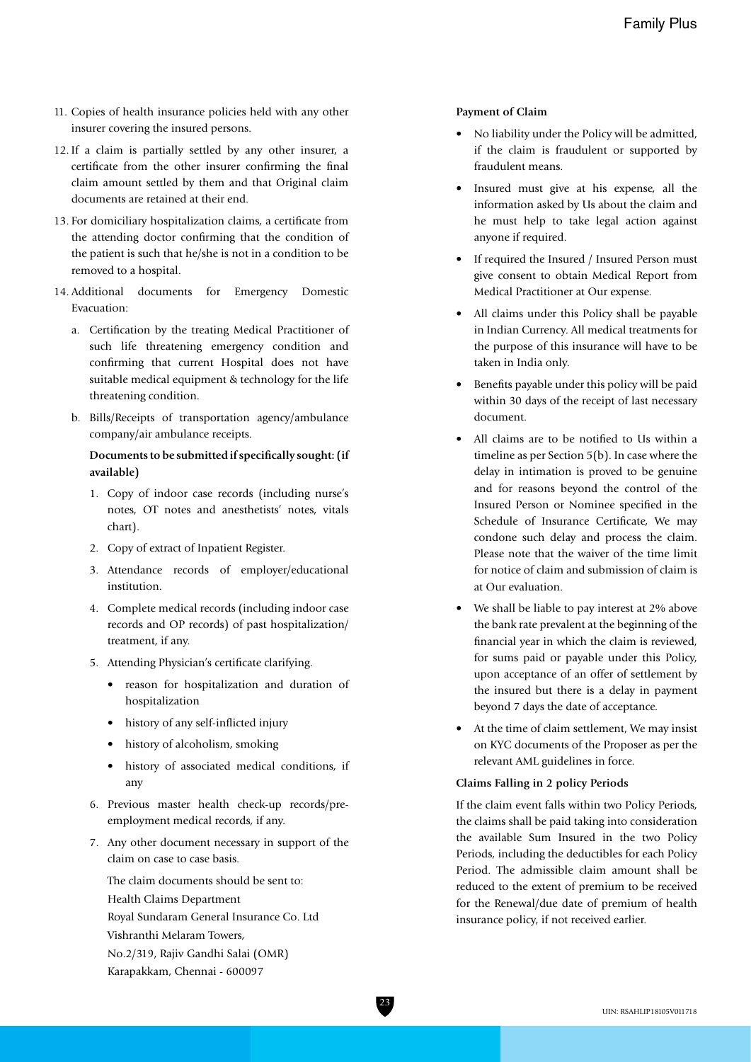11. Copies of health insurance policies held with any other insurer covering the insured persons.

12. If a claim is partially settled by any other insurer, a certificate from the other insurer confirming the final claim amount settled by them and that Original claim documents are retained at their end.

13. For domiciliary hospitalization claims, a certificate from the attending doctor confirming that the condition of the patient is such that he/she is not in a condition to be removed to a hospital.

14. Additional documents for Emergency Domestic Evacuation:

    a. Certification by the treating Medical Practitioner of such life threatening emergency condition and confirming that current Hospital does not have suitable medical equipment & technology for the life threatening condition.

    b. Bills/Receipts of transportation agency/ambulance company/air ambulance receipts.

    **Documents to be submitted if specifically sought: (if available)**

    1. Copy of indoor case records (including nurse's notes, OT notes and anesthetists' notes, vitals chart).
    2. Copy of extract of Inpatient Register.
    3. Attendance records of employer/educational institution.
    4. Complete medical records (including indoor case records and OP records) of past hospitalization/ treatment, if any.
    5. Attending Physician's certificate clarifying.
        - reason for hospitalization and duration of hospitalization
        - history of any self-inflicted injury
        - history of alcoholism, smoking
        - history of associated medical conditions, if any
    6. Previous master health check-up records/pre-employment medical records, if any.
    7. Any other document necessary in support of the claim on case to case basis.

    The claim documents should be sent to:
    Health Claims Department
    Royal Sundaram General Insurance Co. Ltd
    Vishranthi Melaram Towers,
    No.2/319, Rajiv Gandhi Salai (OMR)
    Karapakkam, Chennai - 600097

**Payment of Claim**

- No liability under the Policy will be admitted, if the claim is fraudulent or supported by fraudulent means.
- Insured must give at his expense, all the information asked by Us about the claim and he must help to take legal action against anyone if required.
- If required the Insured / Insured Person must give consent to obtain Medical Report from Medical Practitioner at Our expense.
- All claims under this Policy shall be payable in Indian Currency. All medical treatments for the purpose of this insurance will have to be taken in India only.
- Benefits payable under this policy will be paid within 30 days of the receipt of last necessary document.
- All claims are to be notified to Us within a timeline as per Section 5(b). In case where the delay in intimation is proved to be genuine and for reasons beyond the control of the Insured Person or Nominee specified in the Schedule of Insurance Certificate, We may condone such delay and process the claim. Please note that the waiver of the time limit for notice of claim and submission of claim is at Our evaluation.
- We shall be liable to pay interest at 2% above the bank rate prevalent at the beginning of the financial year in which the claim is reviewed, for sums paid or payable under this Policy, upon acceptance of an offer of settlement by the insured but there is a delay in payment beyond 7 days the date of acceptance.
- At the time of claim settlement, We may insist on KYC documents of the Proposer as per the relevant AML guidelines in force.

**Claims Falling in 2 policy Periods**

If the claim event falls within two Policy Periods, the claims shall be paid taking into consideration the available Sum Insured in the two Policy Periods, including the deductibles for each Policy Period. The admissible claim amount shall be reduced to the extent of premium to be received for the Renewal/due date of premium of health insurance policy, if not received earlier.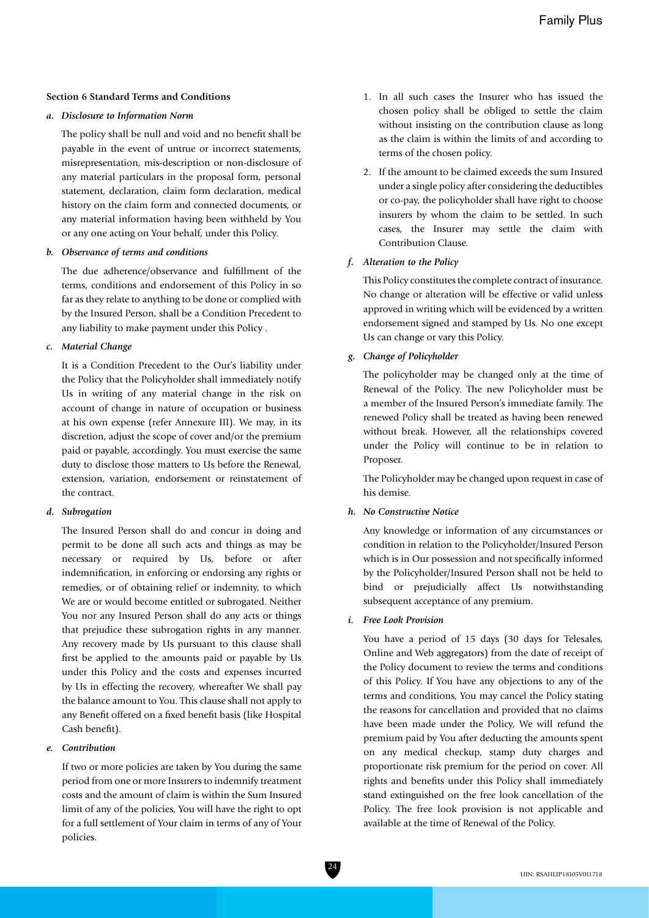#### Section 6 Standard Terms and Conditions

*a. **Disclosure to Information Norm***

The policy shall be null and void and no benefit shall be payable in the event of untrue or incorrect statements, misrepresentation, mis-description or non-disclosure of any material particulars in the proposal form, personal statement, declaration, claim form declaration, medical history on the claim form and connected documents, or any material information having been withheld by You or any one acting on Your behalf, under this Policy.

*b. **Observance of terms and conditions***

The due adherence/observance and fulfillment of the terms, conditions and endorsement of this Policy in so far as they relate to anything to be done or complied with by the Insured Person, shall be a Condition Precedent to any liability to make payment under this Policy .

*c. **Material Change***

It is a Condition Precedent to the Our's liability under the Policy that the Policyholder shall immediately notify Us in writing of any material change in the risk on account of change in nature of occupation or business at his own expense (refer Annexure III). We may, in its discretion, adjust the scope of cover and/or the premium paid or payable, accordingly. You must exercise the same duty to disclose those matters to Us before the Renewal, extension, variation, endorsement or reinstatement of the contract.

*d. **Subrogation***

The Insured Person shall do and concur in doing and permit to be done all such acts and things as may be necessary or required by Us, before or after indemnification, in enforcing or endorsing any rights or remedies, or of obtaining relief or indemnity, to which We are or would become entitled or subrogated. Neither You nor any Insured Person shall do any acts or things that prejudice these subrogation rights in any manner. Any recovery made by Us pursuant to this clause shall first be applied to the amounts paid or payable by Us under this Policy and the costs and expenses incurred by Us in effecting the recovery, whereafter We shall pay the balance amount to You. This clause shall not apply to any Benefit offered on a fixed benefit basis (like Hospital Cash benefit).

*e. **Contribution***

If two or more policies are taken by You during the same period from one or more Insurers to indemnify treatment costs and the amount of claim is within the Sum Insured limit of any of the policies, You will have the right to opt for a full settlement of Your claim in terms of any of Your policies.

1. In all such cases the Insurer who has issued the chosen policy shall be obliged to settle the claim without insisting on the contribution clause as long as the claim is within the limits of and according to terms of the chosen policy.
2. If the amount to be claimed exceeds the sum Insured under a single policy after considering the deductibles or co-pay, the policyholder shall have right to choose insurers by whom the claim to be settled. In such cases, the Insurer may settle the claim with Contribution Clause.

*f. **Alteration to the Policy***

This Policy constitutes the complete contract of insurance. No change or alteration will be effective or valid unless approved in writing which will be evidenced by a written endorsement signed and stamped by Us. No one except Us can change or vary this Policy.

*g. **Change of Policyholder***

The policyholder may be changed only at the time of Renewal of the Policy. The new Policyholder must be a member of the Insured Person's immediate family. The renewed Policy shall be treated as having been renewed without break. However, all the relationships covered under the Policy will continue to be in relation to Proposer.

The Policyholder may be changed upon request in case of his demise.

*h. **No Constructive Notice***

Any knowledge or information of any circumstances or condition in relation to the Policyholder/Insured Person which is in Our possession and not specifically informed by the Policyholder/Insured Person shall not be held to bind or prejudicially affect Us notwithstanding subsequent acceptance of any premium.

*i. **Free Look Provision***

You have a period of 15 days (30 days for Telesales, Online and Web aggregators) from the date of receipt of the Policy document to review the terms and conditions of this Policy. If You have any objections to any of the terms and conditions, You may cancel the Policy stating the reasons for cancellation and provided that no claims have been made under the Policy, We will refund the premium paid by You after deducting the amounts spent on any medical checkup, stamp duty charges and proportionate risk premium for the period on cover. All rights and benefits under this Policy shall immediately stand extinguished on the free look cancellation of the Policy. The free look provision is not applicable and available at the time of Renewal of the Policy.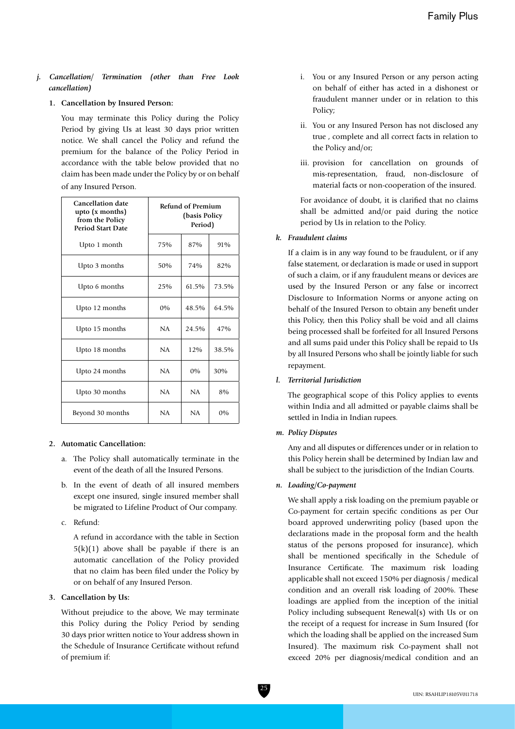### j. *Cancellation/ Termination (other than Free Look cancellation)*

**1. Cancellation by Insured Person:**

You may terminate this Policy during the Policy Period by giving Us at least 30 days prior written notice. We shall cancel the Policy and refund the premium for the balance of the Policy Period in accordance with the table below provided that no claim has been made under the Policy by or on behalf of any Insured Person.

| Cancellation date upto (x months) from the Policy Period Start Date | Refund of Premium (basis Policy Period) | | |
|---|---|---|---|
| Upto 1 month | 75% | 87% | 91% |
| Upto 3 months | 50% | 74% | 82% |
| Upto 6 months | 25% | 61.5% | 73.5% |
| Upto 12 months | 0% | 48.5% | 64.5% |
| Upto 15 months | NA | 24.5% | 47% |
| Upto 18 months | NA | 12% | 38.5% |
| Upto 24 months | NA | 0% | 30% |
| Upto 30 months | NA | NA | 8% |
| Beyond 30 months | NA | NA | 0% |

**2. Automatic Cancellation:**

a. The Policy shall automatically terminate in the event of the death of all the Insured Persons.

b. In the event of death of all insured members except one insured, single insured member shall be migrated to Lifeline Product of Our company.

c. Refund:

A refund in accordance with the table in Section 5(k)(1) above shall be payable if there is an automatic cancellation of the Policy provided that no claim has been filed under the Policy by or on behalf of any Insured Person.

**3. Cancellation by Us:**

Without prejudice to the above, We may terminate this Policy during the Policy Period by sending 30 days prior written notice to Your address shown in the Schedule of Insurance Certificate without refund of premium if:

i. You or any Insured Person or any person acting on behalf of either has acted in a dishonest or fraudulent manner under or in relation to this Policy;

ii. You or any Insured Person has not disclosed any true , complete and all correct facts in relation to the Policy and/or;

iii. provision for cancellation on grounds of mis-representation, fraud, non-disclosure of material facts or non-cooperation of the insured.

For avoidance of doubt, it is clarified that no claims shall be admitted and/or paid during the notice period by Us in relation to the Policy.

### k. *Fraudulent claims*

If a claim is in any way found to be fraudulent, or if any false statement, or declaration is made or used in support of such a claim, or if any fraudulent means or devices are used by the Insured Person or any false or incorrect Disclosure to Information Norms or anyone acting on behalf of the Insured Person to obtain any benefit under this Policy, then this Policy shall be void and all claims being processed shall be forfeited for all Insured Persons and all sums paid under this Policy shall be repaid to Us by all Insured Persons who shall be jointly liable for such repayment.

### l. *Territorial Jurisdiction*

The geographical scope of this Policy applies to events within India and all admitted or payable claims shall be settled in India in Indian rupees.

### m. *Policy Disputes*

Any and all disputes or differences under or in relation to this Policy herein shall be determined by Indian law and shall be subject to the jurisdiction of the Indian Courts.

### n. *Loading/Co-payment*

We shall apply a risk loading on the premium payable or Co-payment for certain specific conditions as per Our board approved underwriting policy (based upon the declarations made in the proposal form and the health status of the persons proposed for insurance), which shall be mentioned specifically in the Schedule of Insurance Certificate. The maximum risk loading applicable shall not exceed 150% per diagnosis / medical condition and an overall risk loading of 200%. These loadings are applied from the inception of the initial Policy including subsequent Renewal(s) with Us or on the receipt of a request for increase in Sum Insured (for which the loading shall be applied on the increased Sum Insured). The maximum risk Co-payment shall not exceed 20% per diagnosis/medical condition and an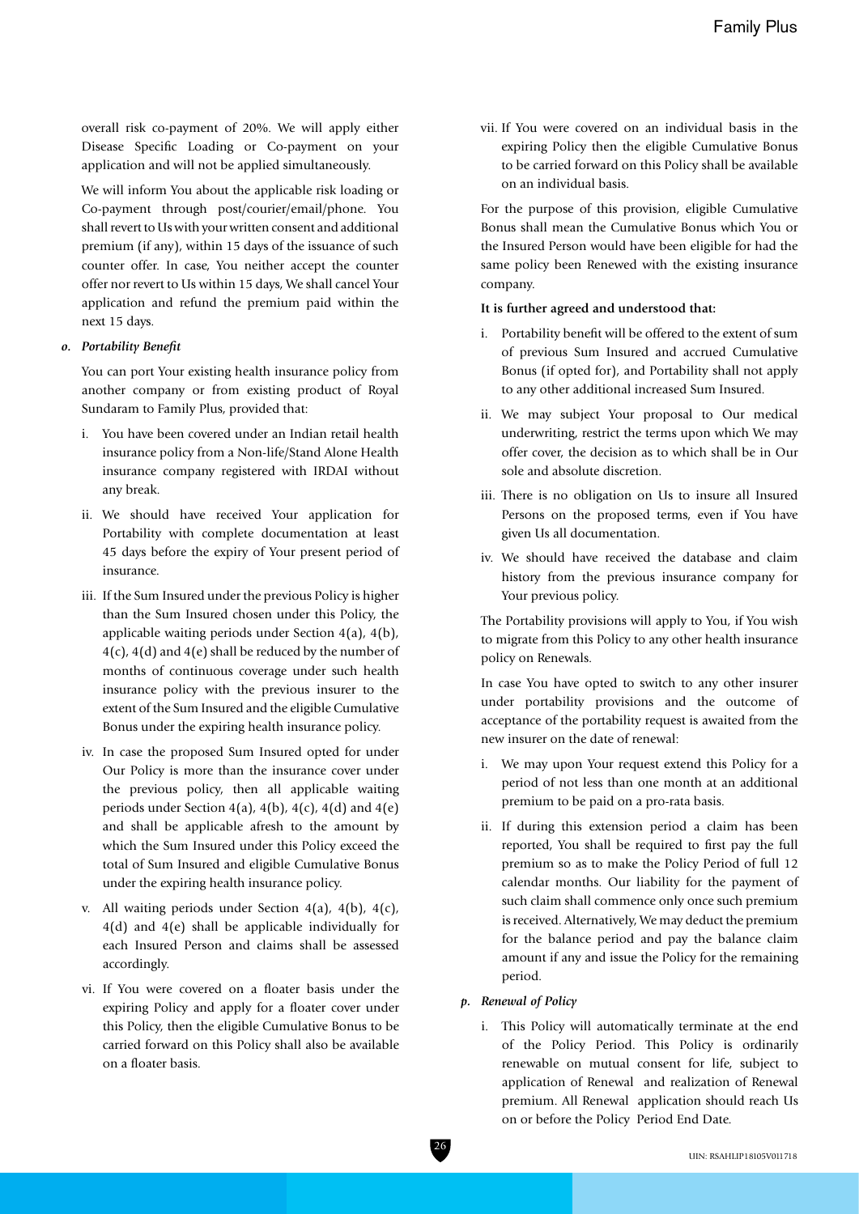overall risk co-payment of 20%. We will apply either Disease Specific Loading or Co-payment on your application and will not be applied simultaneously.

We will inform You about the applicable risk loading or Co-payment through post/courier/email/phone. You shall revert to Us with your written consent and additional premium (if any), within 15 days of the issuance of such counter offer. In case, You neither accept the counter offer nor revert to Us within 15 days, We shall cancel Your application and refund the premium paid within the next 15 days.

***o. Portability Benefit***

You can port Your existing health insurance policy from another company or from existing product of Royal Sundaram to Family Plus, provided that:

i. You have been covered under an Indian retail health insurance policy from a Non-life/Stand Alone Health insurance company registered with IRDAI without any break.

ii. We should have received Your application for Portability with complete documentation at least 45 days before the expiry of Your present period of insurance.

iii. If the Sum Insured under the previous Policy is higher than the Sum Insured chosen under this Policy, the applicable waiting periods under Section 4(a), 4(b), 4(c), 4(d) and 4(e) shall be reduced by the number of months of continuous coverage under such health insurance policy with the previous insurer to the extent of the Sum Insured and the eligible Cumulative Bonus under the expiring health insurance policy.

iv. In case the proposed Sum Insured opted for under Our Policy is more than the insurance cover under the previous policy, then all applicable waiting periods under Section 4(a), 4(b), 4(c), 4(d) and 4(e) and shall be applicable afresh to the amount by which the Sum Insured under this Policy exceed the total of Sum Insured and eligible Cumulative Bonus under the expiring health insurance policy.

v. All waiting periods under Section 4(a), 4(b), 4(c), 4(d) and 4(e) shall be applicable individually for each Insured Person and claims shall be assessed accordingly.

vi. If You were covered on a floater basis under the expiring Policy and apply for a floater cover under this Policy, then the eligible Cumulative Bonus to be carried forward on this Policy shall also be available on a floater basis.

vii. If You were covered on an individual basis in the expiring Policy then the eligible Cumulative Bonus to be carried forward on this Policy shall be available on an individual basis.

For the purpose of this provision, eligible Cumulative Bonus shall mean the Cumulative Bonus which You or the Insured Person would have been eligible for had the same policy been Renewed with the existing insurance company.

**It is further agreed and understood that:**

i. Portability benefit will be offered to the extent of sum of previous Sum Insured and accrued Cumulative Bonus (if opted for), and Portability shall not apply to any other additional increased Sum Insured.

ii. We may subject Your proposal to Our medical underwriting, restrict the terms upon which We may offer cover, the decision as to which shall be in Our sole and absolute discretion.

iii. There is no obligation on Us to insure all Insured Persons on the proposed terms, even if You have given Us all documentation.

iv. We should have received the database and claim history from the previous insurance company for Your previous policy.

The Portability provisions will apply to You, if You wish to migrate from this Policy to any other health insurance policy on Renewals.

In case You have opted to switch to any other insurer under portability provisions and the outcome of acceptance of the portability request is awaited from the new insurer on the date of renewal:

i. We may upon Your request extend this Policy for a period of not less than one month at an additional premium to be paid on a pro-rata basis.

ii. If during this extension period a claim has been reported, You shall be required to first pay the full premium so as to make the Policy Period of full 12 calendar months. Our liability for the payment of such claim shall commence only once such premium is received. Alternatively, We may deduct the premium for the balance period and pay the balance claim amount if any and issue the Policy for the remaining period.

***p. Renewal of Policy***

i. This Policy will automatically terminate at the end of the Policy Period. This Policy is ordinarily renewable on mutual consent for life, subject to application of Renewal and realization of Renewal premium. All Renewal application should reach Us on or before the Policy Period End Date.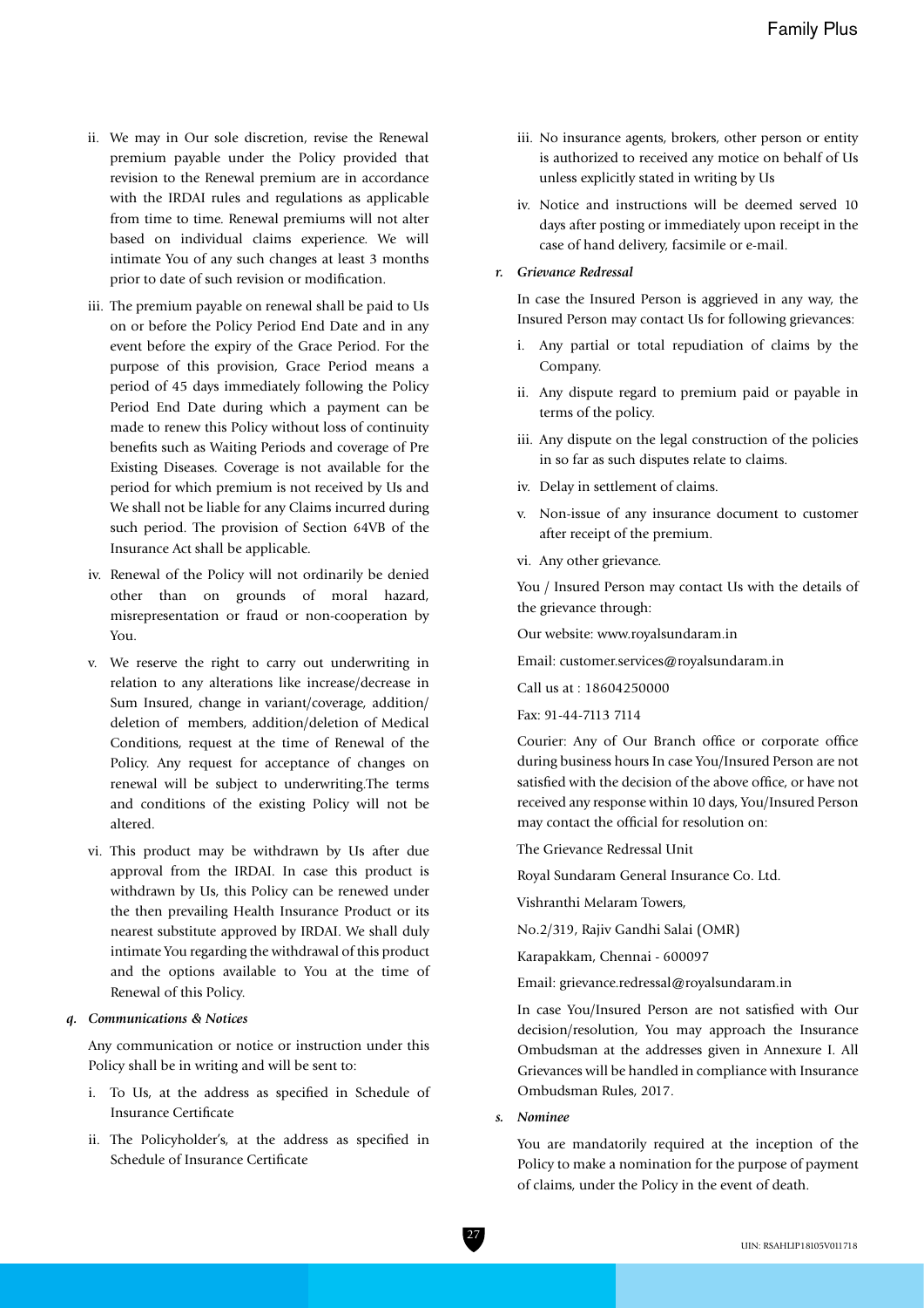ii. We may in Our sole discretion, revise the Renewal premium payable under the Policy provided that revision to the Renewal premium are in accordance with the IRDAI rules and regulations as applicable from time to time. Renewal premiums will not alter based on individual claims experience. We will intimate You of any such changes at least 3 months prior to date of such revision or modification.

iii. The premium payable on renewal shall be paid to Us on or before the Policy Period End Date and in any event before the expiry of the Grace Period. For the purpose of this provision, Grace Period means a period of 45 days immediately following the Policy Period End Date during which a payment can be made to renew this Policy without loss of continuity benefits such as Waiting Periods and coverage of Pre Existing Diseases. Coverage is not available for the period for which premium is not received by Us and We shall not be liable for any Claims incurred during such period. The provision of Section 64VB of the Insurance Act shall be applicable.

iv. Renewal of the Policy will not ordinarily be denied other than on grounds of moral hazard, misrepresentation or fraud or non-cooperation by You.

v. We reserve the right to carry out underwriting in relation to any alterations like increase/decrease in Sum Insured, change in variant/coverage, addition/ deletion of members, addition/deletion of Medical Conditions, request at the time of Renewal of the Policy. Any request for acceptance of changes on renewal will be subject to underwriting.The terms and conditions of the existing Policy will not be altered.

vi. This product may be withdrawn by Us after due approval from the IRDAI. In case this product is withdrawn by Us, this Policy can be renewed under the then prevailing Health Insurance Product or its nearest substitute approved by IRDAI. We shall duly intimate You regarding the withdrawal of this product and the options available to You at the time of Renewal of this Policy.

***q. Communications & Notices***

Any communication or notice or instruction under this Policy shall be in writing and will be sent to:

i. To Us, at the address as specified in Schedule of Insurance Certificate

ii. The Policyholder's, at the address as specified in Schedule of Insurance Certificate

iii. No insurance agents, brokers, other person or entity is authorized to received any motice on behalf of Us unless explicitly stated in writing by Us

iv. Notice and instructions will be deemed served 10 days after posting or immediately upon receipt in the case of hand delivery, facsimile or e-mail.

***r. Grievance Redressal***

In case the Insured Person is aggrieved in any way, the Insured Person may contact Us for following grievances:

i. Any partial or total repudiation of claims by the Company.

ii. Any dispute regard to premium paid or payable in terms of the policy.

iii. Any dispute on the legal construction of the policies in so far as such disputes relate to claims.

iv. Delay in settlement of claims.

v. Non-issue of any insurance document to customer after receipt of the premium.

vi. Any other grievance.

You / Insured Person may contact Us with the details of the grievance through:

Our website: www.royalsundaram.in

Email: customer.services@royalsundaram.in

Call us at : 18604250000

Fax: 91-44-7113 7114

Courier: Any of Our Branch office or corporate office during business hours In case You/Insured Person are not satisfied with the decision of the above office, or have not received any response within 10 days, You/Insured Person may contact the official for resolution on:

The Grievance Redressal Unit

Royal Sundaram General Insurance Co. Ltd.

Vishranthi Melaram Towers,

No.2/319, Rajiv Gandhi Salai (OMR)

Karapakkam, Chennai - 600097

Email: grievance.redressal@royalsundaram.in

In case You/Insured Person are not satisfied with Our decision/resolution, You may approach the Insurance Ombudsman at the addresses given in Annexure I. All Grievances will be handled in compliance with Insurance Ombudsman Rules, 2017.

***s. Nominee***

You are mandatorily required at the inception of the Policy to make a nomination for the purpose of payment of claims, under the Policy in the event of death.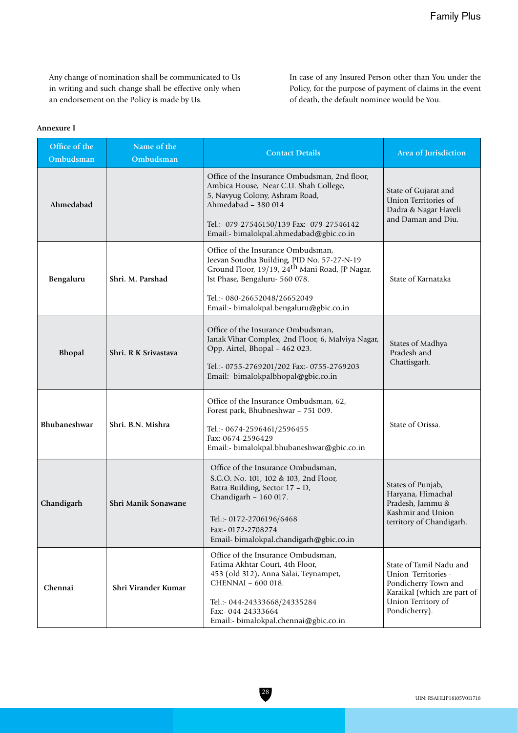Any change of nomination shall be communicated to Us in writing and such change shall be effective only when an endorsement on the Policy is made by Us.

In case of any Insured Person other than You under the Policy, for the purpose of payment of claims in the event of death, the default nominee would be You.

**Annexure I**

| Office of the Ombudsman | Name of the Ombudsman | Contact Details | Area of Jurisdiction |
|---|---|---|---|
| **Ahmedabad** | | Office of the Insurance Ombudsman, 2nd floor, Ambica House, Near C.U. Shah College, 5, Navyug Colony, Ashram Road, Ahmedabad – 380 014<br>Tel.:- 079-27546150/139 Fax:- 079-27546142<br>Email:- bimalokpal.ahmedabad@gbic.co.in | State of Gujarat and Union Territories of Dadra & Nagar Haveli and Daman and Diu. |
| **Bengaluru** | **Shri. M. Parshad** | Office of the Insurance Ombudsman, Jeevan Soudha Building, PID No. 57-27-N-19 Ground Floor, 19/19, 24th Mani Road, JP Nagar, Ist Phase, Bengaluru- 560 078.<br>Tel.:- 080-26652048/26652049<br>Email:- bimalokpal.bengaluru@gbic.co.in | State of Karnataka |
| **Bhopal** | **Shri. R K Srivastava** | Office of the Insurance Ombudsman, Janak Vihar Complex, 2nd Floor, 6, Malviya Nagar, Opp. Airtel, Bhopal – 462 023.<br>Tel.:- 0755-2769201/202 Fax:- 0755-2769203<br>Email:- bimalokpalbhopal@gbic.co.in | States of Madhya Pradesh and Chattisgarh. |
| **Bhubaneshwar** | **Shri. B.N. Mishra** | Office of the Insurance Ombudsman, 62, Forest park, Bhubneshwar – 751 009.<br>Tel.:- 0674-2596461/2596455<br>Fax:-0674-2596429<br>Email:- bimalokpal.bhubaneshwar@gbic.co.in | State of Orissa. |
| **Chandigarh** | **Shri Manik Sonawane** | Office of the Insurance Ombudsman, S.C.O. No. 101, 102 & 103, 2nd Floor, Batra Building, Sector 17 – D, Chandigarh – 160 017.<br>Tel.:- 0172-2706196/6468<br>Fax:- 0172-2708274<br>Email- bimalokpal.chandigarh@gbic.co.in | States of Punjab, Haryana, Himachal Pradesh, Jammu & Kashmir and Union territory of Chandigarh. |
| **Chennai** | **Shri Virander Kumar** | Office of the Insurance Ombudsman, Fatima Akhtar Court, 4th Floor, 453 (old 312), Anna Salai, Teynampet, CHENNAI – 600 018.<br>Tel.:- 044-24333668/24335284<br>Fax:- 044-24333664<br>Email:- bimalokpal.chennai@gbic.co.in | State of Tamil Nadu and Union Territories - Pondicherry Town and Karaikal (which are part of Union Territory of Pondicherry). |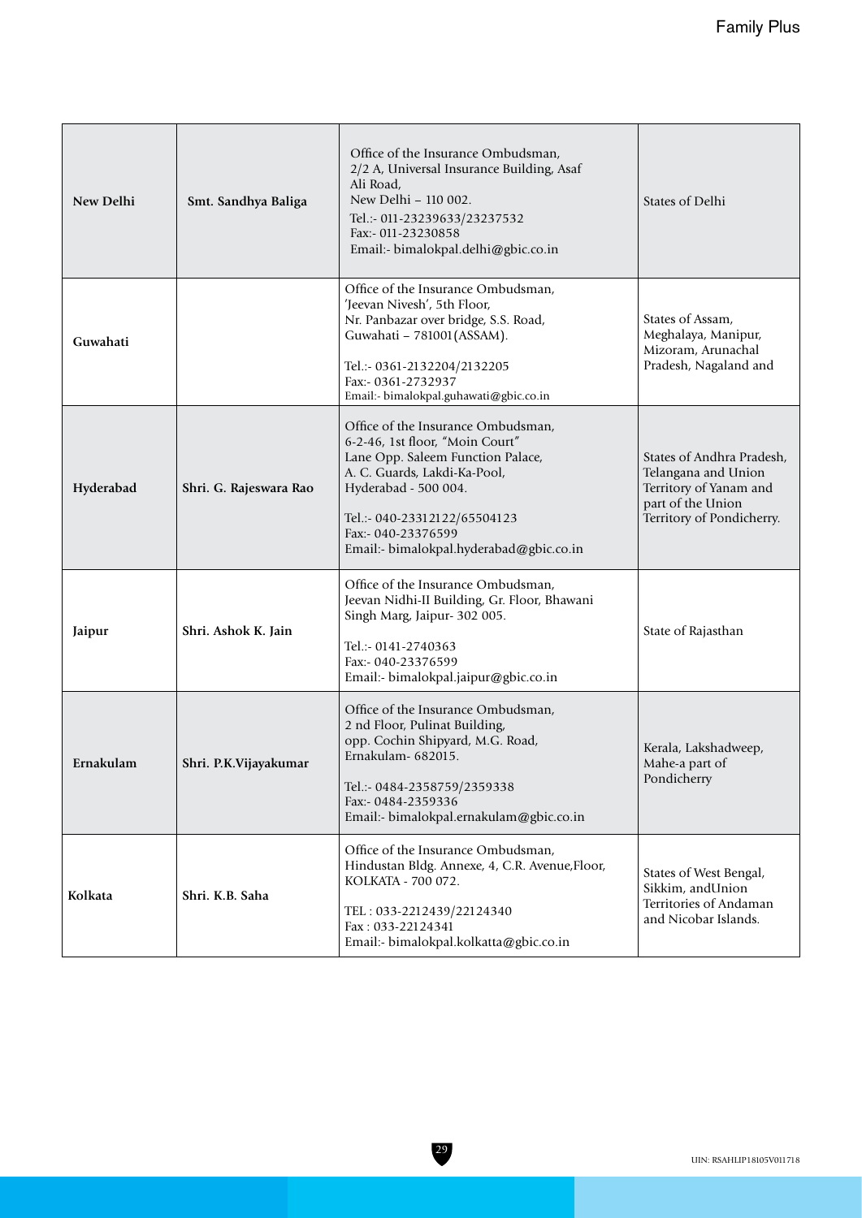| New Delhi | Smt. Sandhya Baliga | Office of the Insurance Ombudsman, 2/2 A, Universal Insurance Building, Asaf Ali Road, New Delhi – 110 002. Tel.:- 011-23239633/23237532 Fax:- 011-23230858 Email:- bimalokpal.delhi@gbic.co.in | States of Delhi |
|---|---|---|---|
| Guwahati | | Office of the Insurance Ombudsman, 'Jeevan Nivesh', 5th Floor, Nr. Panbazar over bridge, S.S. Road, Guwahati – 781001(ASSAM). Tel.:- 0361-2132204/2132205 Fax:- 0361-2732937 Email:- bimalokpal.guhawati@gbic.co.in | States of Assam, Meghalaya, Manipur, Mizoram, Arunachal Pradesh, Nagaland and |
| Hyderabad | Shri. G. Rajeswara Rao | Office of the Insurance Ombudsman, 6-2-46, 1st floor, "Moin Court" Lane Opp. Saleem Function Palace, A. C. Guards, Lakdi-Ka-Pool, Hyderabad - 500 004. Tel.:- 040-23312122/65504123 Fax:- 040-23376599 Email:- bimalokpal.hyderabad@gbic.co.in | States of Andhra Pradesh, Telangana and Union Territory of Yanam and part of the Union Territory of Pondicherry. |
| Jaipur | Shri. Ashok K. Jain | Office of the Insurance Ombudsman, Jeevan Nidhi-II Building, Gr. Floor, Bhawani Singh Marg, Jaipur- 302 005. Tel.:- 0141-2740363 Fax:- 040-23376599 Email:- bimalokpal.jaipur@gbic.co.in | State of Rajasthan |
| Ernakulam | Shri. P.K.Vijayakumar | Office of the Insurance Ombudsman, 2 nd Floor, Pulinat Building, opp. Cochin Shipyard, M.G. Road, Ernakulam- 682015. Tel.:- 0484-2358759/2359338 Fax:- 0484-2359336 Email:- bimalokpal.ernakulam@gbic.co.in | Kerala, Lakshadweep, Mahe-a part of Pondicherry |
| Kolkata | Shri. K.B. Saha | Office of the Insurance Ombudsman, Hindustan Bldg. Annexe, 4, C.R. Avenue,Floor, KOLKATA - 700 072. TEL : 033-2212439/22124340 Fax : 033-22124341 Email:- bimalokpal.kolkatta@gbic.co.in | States of West Bengal, Sikkim, andUnion Territories of Andaman and Nicobar Islands. |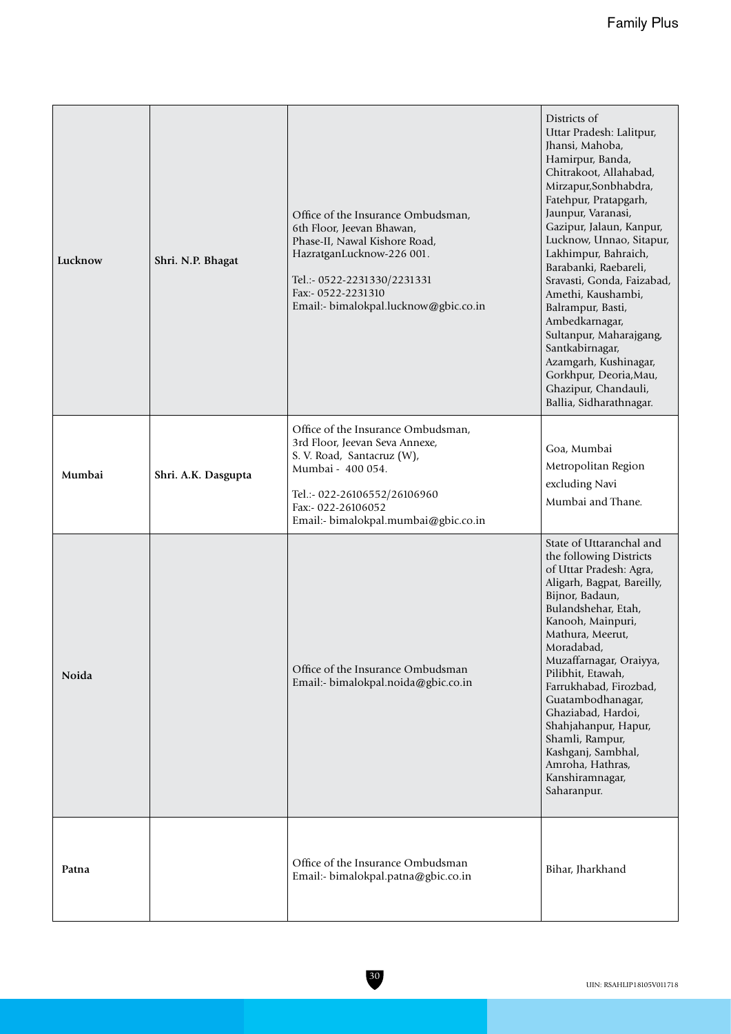| Lucknow | Shri. N.P. Bhagat | Office of the Insurance Ombudsman, 6th Floor, Jeevan Bhawan, Phase-II, Nawal Kishore Road, HazratganLucknow-226 001. Tel.:- 0522-2231330/2231331 Fax:- 0522-2231310 Email:- bimalokpal.lucknow@gbic.co.in | Districts of Uttar Pradesh: Lalitpur, Jhansi, Mahoba, Hamirpur, Banda, Chitrakoot, Allahabad, Mirzapur,Sonbhabdra, Fatehpur, Pratapgarh, Jaunpur, Varanasi, Gazipur, Jalaun, Kanpur, Lucknow, Unnao, Sitapur, Lakhimpur, Bahraich, Barabanki, Raebareli, Sravasti, Gonda, Faizabad, Amethi, Kaushambi, Balrampur, Basti, Ambedkarnagar, Sultanpur, Maharajgang, Santkabirnagar, Azamgarh, Kushinagar, Gorkhpur, Deoria,Mau, Ghazipur, Chandauli, Ballia, Sidharathnagar. |
|---|---|---|---|
| Mumbai | Shri. A.K. Dasgupta | Office of the Insurance Ombudsman, 3rd Floor, Jeevan Seva Annexe, S. V. Road, Santacruz (W), Mumbai - 400 054. Tel.:- 022-26106552/26106960 Fax:- 022-26106052 Email:- bimalokpal.mumbai@gbic.co.in | Goa, Mumbai Metropolitan Region excluding Navi Mumbai and Thane. |
| Noida | | Office of the Insurance Ombudsman Email:- bimalokpal.noida@gbic.co.in | State of Uttaranchal and the following Districts of Uttar Pradesh: Agra, Aligarh, Bagpat, Bareilly, Bijnor, Badaun, Bulandshehar, Etah, Kanooh, Mainpuri, Mathura, Meerut, Moradabad, Muzaffarnagar, Oraiyya, Pilibhit, Etawah, Farrukhabad, Firozbad, Guatambodhanagar, Ghaziabad, Hardoi, Shahjahanpur, Hapur, Shamli, Rampur, Kashganj, Sambhal, Amroha, Hathras, Kanshiramnagar, Saharanpur. |
| Patna | | Office of the Insurance Ombudsman Email:- bimalokpal.patna@gbic.co.in | Bihar, Jharkhand |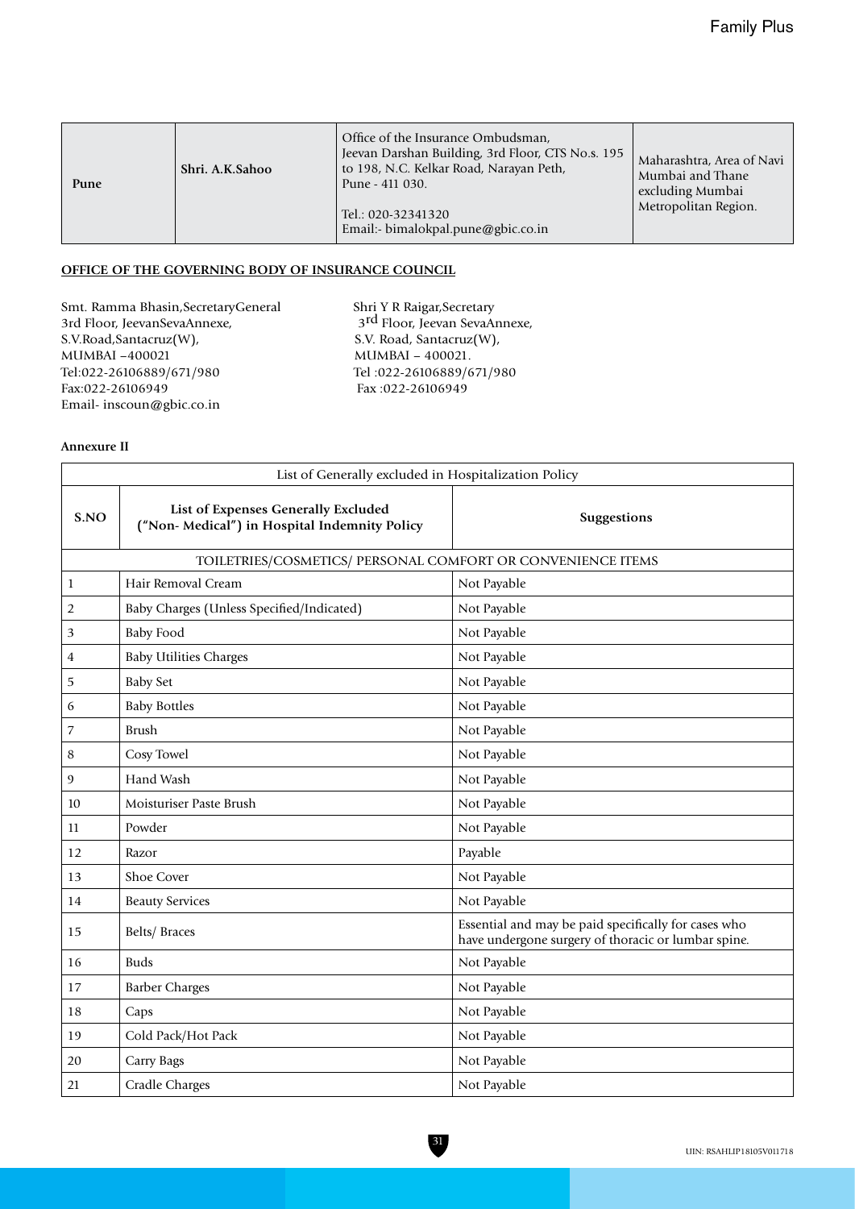| Pune | Shri. A.K.Sahoo | Office of the Insurance Ombudsman, Jeevan Darshan Building, 3rd Floor, CTS No.s. 195 to 198, N.C. Kelkar Road, Narayan Peth, Pune - 411 030.<br><br>Tel.: 020-32341320<br>Email:- bimalokpal.pune@gbic.co.in | Maharashtra, Area of Navi Mumbai and Thane excluding Mumbai Metropolitan Region. |
|---|---|---|---|

**OFFICE OF THE GOVERNING BODY OF INSURANCE COUNCIL**

Smt. Ramma Bhasin,SecretaryGeneral
3rd Floor, JeevanSevaAnnexe,
S.V.Road,Santacruz(W),
MUMBAI –400021
Tel:022-26106889/671/980
Fax:022-26106949
Email- inscoun@gbic.co.in

Shri Y R Raigar,Secretary
3rd Floor, Jeevan SevaAnnexe,
S.V. Road, Santacruz(W),
MUMBAI – 400021.
Tel :022-26106889/671/980
Fax :022-26106949

**Annexure II**

| List of Generally excluded in Hospitalization Policy | | |
|---|---|---|
| **S.NO** | **List of Expenses Generally Excluded ("Non- Medical") in Hospital Indemnity Policy** | **Suggestions** |
| TOILETRIES/COSMETICS/ PERSONAL COMFORT OR CONVENIENCE ITEMS | | |
| 1 | Hair Removal Cream | Not Payable |
| 2 | Baby Charges (Unless Specified/Indicated) | Not Payable |
| 3 | Baby Food | Not Payable |
| 4 | Baby Utilities Charges | Not Payable |
| 5 | Baby Set | Not Payable |
| 6 | Baby Bottles | Not Payable |
| 7 | Brush | Not Payable |
| 8 | Cosy Towel | Not Payable |
| 9 | Hand Wash | Not Payable |
| 10 | Moisturiser Paste Brush | Not Payable |
| 11 | Powder | Not Payable |
| 12 | Razor | Payable |
| 13 | Shoe Cover | Not Payable |
| 14 | Beauty Services | Not Payable |
| 15 | Belts/ Braces | Essential and may be paid specifically for cases who have undergone surgery of thoracic or lumbar spine. |
| 16 | Buds | Not Payable |
| 17 | Barber Charges | Not Payable |
| 18 | Caps | Not Payable |
| 19 | Cold Pack/Hot Pack | Not Payable |
| 20 | Carry Bags | Not Payable |
| 21 | Cradle Charges | Not Payable |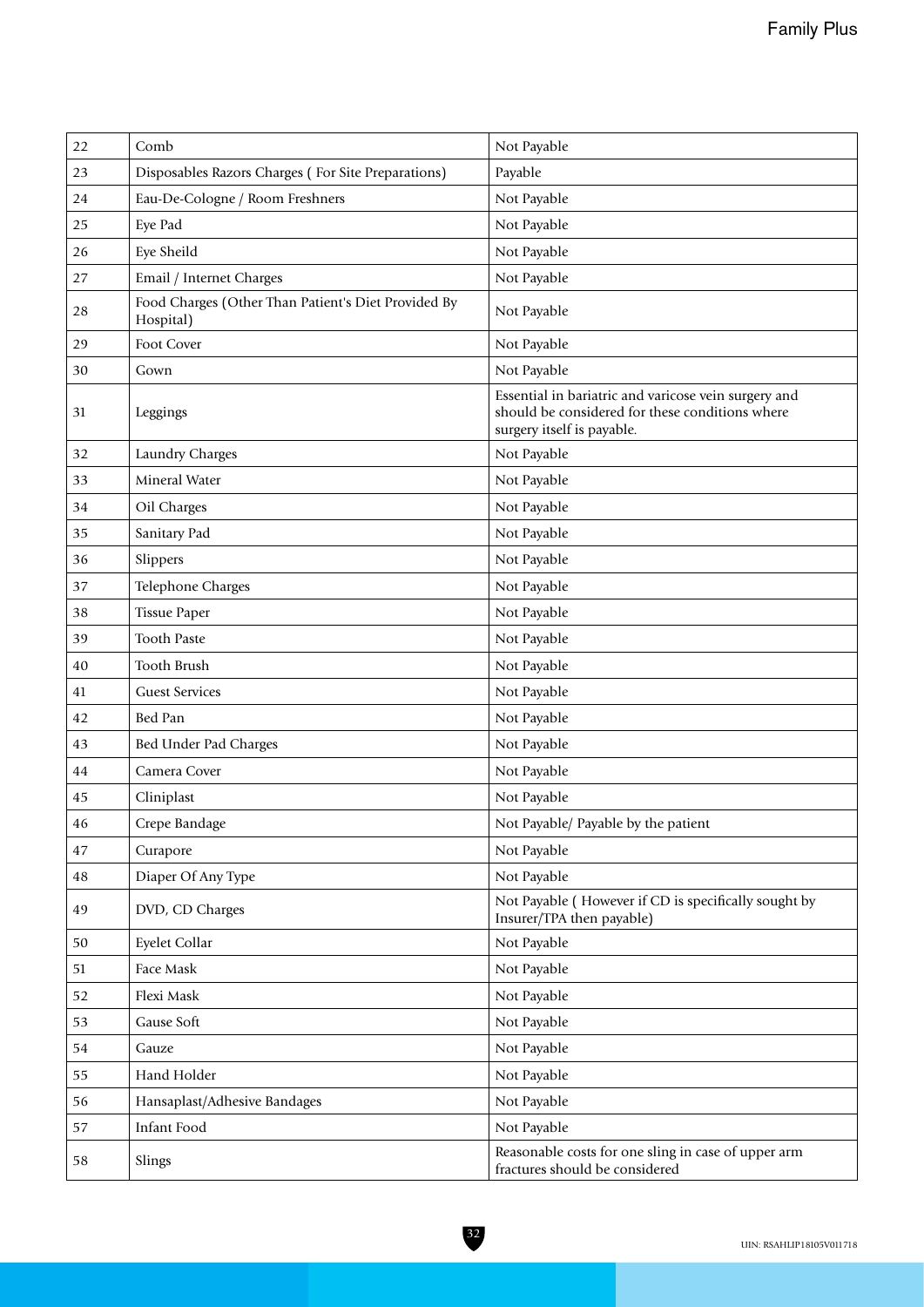| 22 | Comb | Not Payable |
|---|---|---|
| 23 | Disposables Razors Charges ( For Site Preparations) | Payable |
| 24 | Eau-De-Cologne / Room Freshners | Not Payable |
| 25 | Eye Pad | Not Payable |
| 26 | Eye Sheild | Not Payable |
| 27 | Email / Internet Charges | Not Payable |
| 28 | Food Charges (Other Than Patient's Diet Provided By Hospital) | Not Payable |
| 29 | Foot Cover | Not Payable |
| 30 | Gown | Not Payable |
| 31 | Leggings | Essential in bariatric and varicose vein surgery and should be considered for these conditions where surgery itself is payable. |
| 32 | Laundry Charges | Not Payable |
| 33 | Mineral Water | Not Payable |
| 34 | Oil Charges | Not Payable |
| 35 | Sanitary Pad | Not Payable |
| 36 | Slippers | Not Payable |
| 37 | Telephone Charges | Not Payable |
| 38 | Tissue Paper | Not Payable |
| 39 | Tooth Paste | Not Payable |
| 40 | Tooth Brush | Not Payable |
| 41 | Guest Services | Not Payable |
| 42 | Bed Pan | Not Payable |
| 43 | Bed Under Pad Charges | Not Payable |
| 44 | Camera Cover | Not Payable |
| 45 | Cliniplast | Not Payable |
| 46 | Crepe Bandage | Not Payable/ Payable by the patient |
| 47 | Curapore | Not Payable |
| 48 | Diaper Of Any Type | Not Payable |
| 49 | DVD, CD Charges | Not Payable ( However if CD is specifically sought by Insurer/TPA then payable) |
| 50 | Eyelet Collar | Not Payable |
| 51 | Face Mask | Not Payable |
| 52 | Flexi Mask | Not Payable |
| 53 | Gause Soft | Not Payable |
| 54 | Gauze | Not Payable |
| 55 | Hand Holder | Not Payable |
| 56 | Hansaplast/Adhesive Bandages | Not Payable |
| 57 | Infant Food | Not Payable |
| 58 | Slings | Reasonable costs for one sling in case of upper arm fractures should be considered |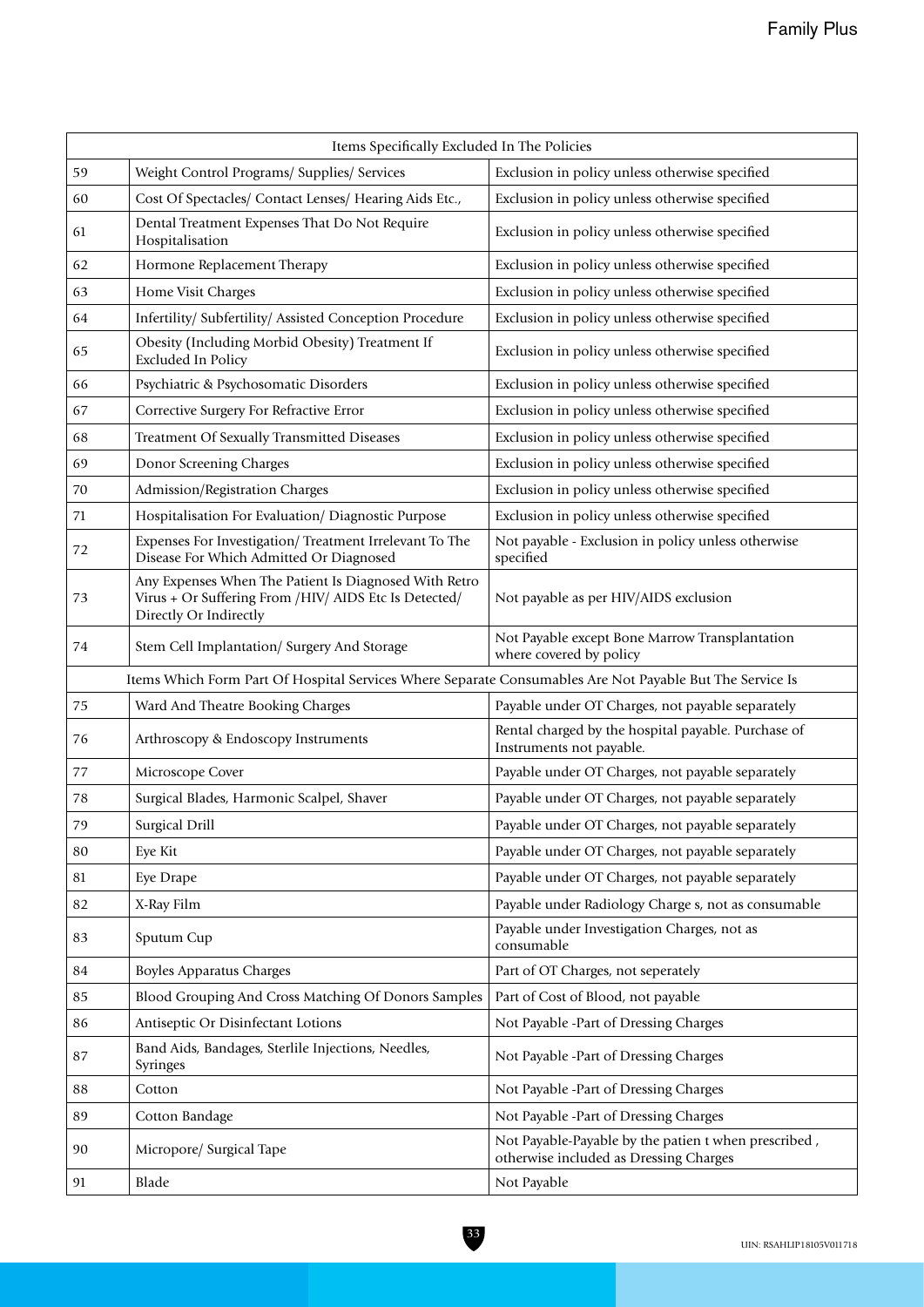| Items Specifically Excluded In The Policies | | |
|---|---|---|
| 59 | Weight Control Programs/ Supplies/ Services | Exclusion in policy unless otherwise specified |
| 60 | Cost Of Spectacles/ Contact Lenses/ Hearing Aids Etc., | Exclusion in policy unless otherwise specified |
| 61 | Dental Treatment Expenses That Do Not Require Hospitalisation | Exclusion in policy unless otherwise specified |
| 62 | Hormone Replacement Therapy | Exclusion in policy unless otherwise specified |
| 63 | Home Visit Charges | Exclusion in policy unless otherwise specified |
| 64 | Infertility/ Subfertility/ Assisted Conception Procedure | Exclusion in policy unless otherwise specified |
| 65 | Obesity (Including Morbid Obesity) Treatment If Excluded In Policy | Exclusion in policy unless otherwise specified |
| 66 | Psychiatric & Psychosomatic Disorders | Exclusion in policy unless otherwise specified |
| 67 | Corrective Surgery For Refractive Error | Exclusion in policy unless otherwise specified |
| 68 | Treatment Of Sexually Transmitted Diseases | Exclusion in policy unless otherwise specified |
| 69 | Donor Screening Charges | Exclusion in policy unless otherwise specified |
| 70 | Admission/Registration Charges | Exclusion in policy unless otherwise specified |
| 71 | Hospitalisation For Evaluation/ Diagnostic Purpose | Exclusion in policy unless otherwise specified |
| 72 | Expenses For Investigation/ Treatment Irrelevant To The Disease For Which Admitted Or Diagnosed | Not payable - Exclusion in policy unless otherwise specified |
| 73 | Any Expenses When The Patient Is Diagnosed With Retro Virus + Or Suffering From /HIV/ AIDS Etc Is Detected/ Directly Or Indirectly | Not payable as per HIV/AIDS exclusion |
| 74 | Stem Cell Implantation/ Surgery And Storage | Not Payable except Bone Marrow Transplantation where covered by policy |
| Items Which Form Part Of Hospital Services Where Separate Consumables Are Not Payable But The Service Is | | |
| 75 | Ward And Theatre Booking Charges | Payable under OT Charges, not payable separately |
| 76 | Arthroscopy & Endoscopy Instruments | Rental charged by the hospital payable. Purchase of Instruments not payable. |
| 77 | Microscope Cover | Payable under OT Charges, not payable separately |
| 78 | Surgical Blades, Harmonic Scalpel, Shaver | Payable under OT Charges, not payable separately |
| 79 | Surgical Drill | Payable under OT Charges, not payable separately |
| 80 | Eye Kit | Payable under OT Charges, not payable separately |
| 81 | Eye Drape | Payable under OT Charges, not payable separately |
| 82 | X-Ray Film | Payable under Radiology Charge s, not as consumable |
| 83 | Sputum Cup | Payable under Investigation Charges, not as consumable |
| 84 | Boyles Apparatus Charges | Part of OT Charges, not seperately |
| 85 | Blood Grouping And Cross Matching Of Donors Samples | Part of Cost of Blood, not payable |
| 86 | Antiseptic Or Disinfectant Lotions | Not Payable -Part of Dressing Charges |
| 87 | Band Aids, Bandages, Sterlile Injections, Needles, Syringes | Not Payable -Part of Dressing Charges |
| 88 | Cotton | Not Payable -Part of Dressing Charges |
| 89 | Cotton Bandage | Not Payable -Part of Dressing Charges |
| 90 | Micropore/ Surgical Tape | Not Payable-Payable by the patien t when prescribed , otherwise included as Dressing Charges |
| 91 | Blade | Not Payable |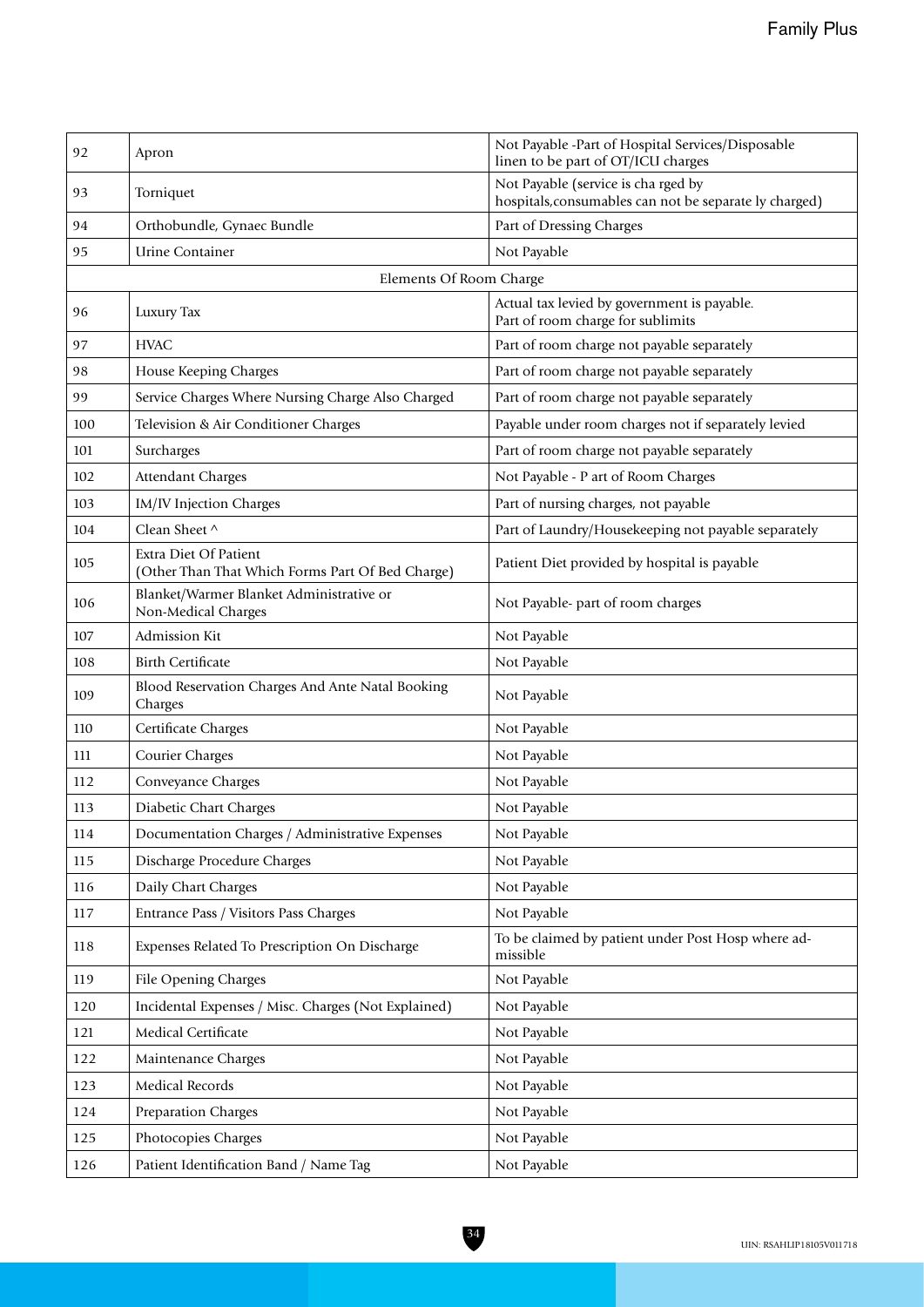| | | |
|---|---|---|
| 92 | Apron | Not Payable -Part of Hospital Services/Disposable linen to be part of OT/ICU charges |
| 93 | Torniquet | Not Payable (service is cha rged by hospitals,consumables can not be separate ly charged) |
| 94 | Orthobundle, Gynaec Bundle | Part of Dressing Charges |
| 95 | Urine Container | Not Payable |
| | Elements Of Room Charge | |
| 96 | Luxury Tax | Actual tax levied by government is payable. Part of room charge for sublimits |
| 97 | HVAC | Part of room charge not payable separately |
| 98 | House Keeping Charges | Part of room charge not payable separately |
| 99 | Service Charges Where Nursing Charge Also Charged | Part of room charge not payable separately |
| 100 | Television & Air Conditioner Charges | Payable under room charges not if separately levied |
| 101 | Surcharges | Part of room charge not payable separately |
| 102 | Attendant Charges | Not Payable - P art of Room Charges |
| 103 | IM/IV Injection Charges | Part of nursing charges, not payable |
| 104 | Clean Sheet ^ | Part of Laundry/Housekeeping not payable separately |
| 105 | Extra Diet Of Patient (Other Than That Which Forms Part Of Bed Charge) | Patient Diet provided by hospital is payable |
| 106 | Blanket/Warmer Blanket Administrative or Non-Medical Charges | Not Payable- part of room charges |
| 107 | Admission Kit | Not Payable |
| 108 | Birth Certificate | Not Payable |
| 109 | Blood Reservation Charges And Ante Natal Booking Charges | Not Payable |
| 110 | Certificate Charges | Not Payable |
| 111 | Courier Charges | Not Payable |
| 112 | Conveyance Charges | Not Payable |
| 113 | Diabetic Chart Charges | Not Payable |
| 114 | Documentation Charges / Administrative Expenses | Not Payable |
| 115 | Discharge Procedure Charges | Not Payable |
| 116 | Daily Chart Charges | Not Payable |
| 117 | Entrance Pass / Visitors Pass Charges | Not Payable |
| 118 | Expenses Related To Prescription On Discharge | To be claimed by patient under Post Hosp where ad-missible |
| 119 | File Opening Charges | Not Payable |
| 120 | Incidental Expenses / Misc. Charges (Not Explained) | Not Payable |
| 121 | Medical Certificate | Not Payable |
| 122 | Maintenance Charges | Not Payable |
| 123 | Medical Records | Not Payable |
| 124 | Preparation Charges | Not Payable |
| 125 | Photocopies Charges | Not Payable |
| 126 | Patient Identification Band / Name Tag | Not Payable |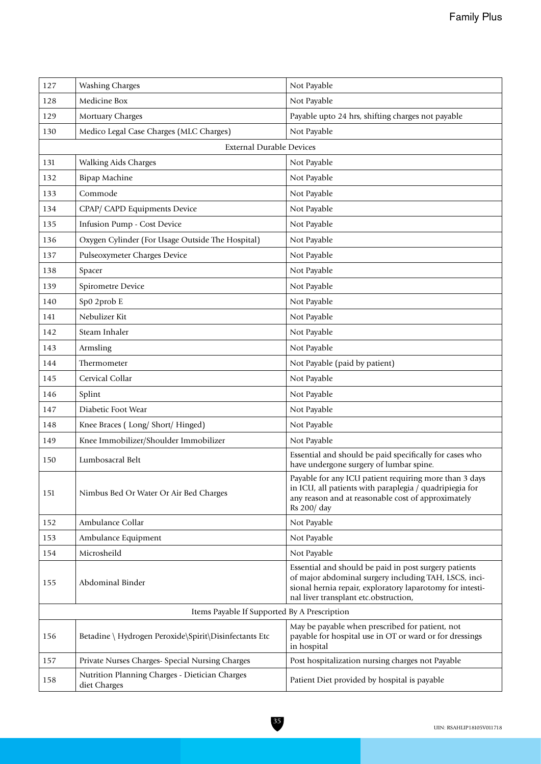| | | |
|---|---|---|
| 127 | Washing Charges | Not Payable |
| 128 | Medicine Box | Not Payable |
| 129 | Mortuary Charges | Payable upto 24 hrs, shifting charges not payable |
| 130 | Medico Legal Case Charges (MLC Charges) | Not Payable |
| | External Durable Devices | |
| 131 | Walking Aids Charges | Not Payable |
| 132 | Bipap Machine | Not Payable |
| 133 | Commode | Not Payable |
| 134 | CPAP/ CAPD Equipments Device | Not Payable |
| 135 | Infusion Pump - Cost Device | Not Payable |
| 136 | Oxygen Cylinder (For Usage Outside The Hospital) | Not Payable |
| 137 | Pulseoxymeter Charges Device | Not Payable |
| 138 | Spacer | Not Payable |
| 139 | Spirometre Device | Not Payable |
| 140 | Sp0 2prob E | Not Payable |
| 141 | Nebulizer Kit | Not Payable |
| 142 | Steam Inhaler | Not Payable |
| 143 | Armsling | Not Payable |
| 144 | Thermometer | Not Payable (paid by patient) |
| 145 | Cervical Collar | Not Payable |
| 146 | Splint | Not Payable |
| 147 | Diabetic Foot Wear | Not Payable |
| 148 | Knee Braces ( Long/ Short/ Hinged) | Not Payable |
| 149 | Knee Immobilizer/Shoulder Immobilizer | Not Payable |
| 150 | Lumbosacral Belt | Essential and should be paid specifically for cases who have undergone surgery of lumbar spine. |
| 151 | Nimbus Bed Or Water Or Air Bed Charges | Payable for any ICU patient requiring more than 3 days in ICU, all patients with paraplegia / quadripiegia for any reason and at reasonable cost of approximately Rs 200/ day |
| 152 | Ambulance Collar | Not Payable |
| 153 | Ambulance Equipment | Not Payable |
| 154 | Microsheild | Not Payable |
| 155 | Abdominal Binder | Essential and should be paid in post surgery patients of major abdominal surgery including TAH, LSCS, incisional hernia repair, exploratory laparotomy for intestinal liver transplant etc.obstruction, |
| | Items Payable If Supported By A Prescription | |
| 156 | Betadine \ Hydrogen Peroxide\Spirit\Disinfectants Etc | May be payable when prescribed for patient, not payable for hospital use in OT or ward or for dressings in hospital |
| 157 | Private Nurses Charges- Special Nursing Charges | Post hospitalization nursing charges not Payable |
| 158 | Nutrition Planning Charges - Dietician Charges diet Charges | Patient Diet provided by hospital is payable |

UIN: RSAHLIP18105V011718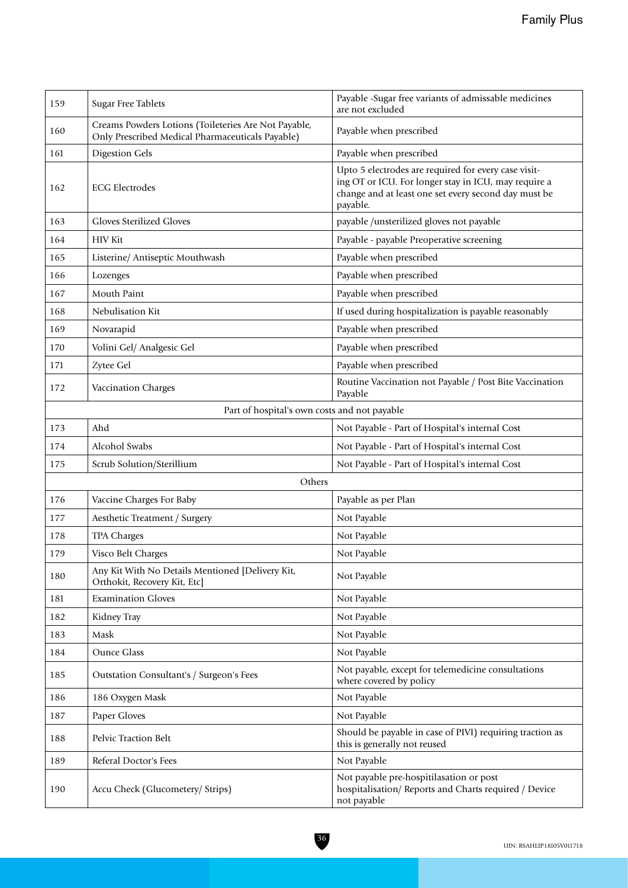| 159 | Sugar Free Tablets | Payable -Sugar free variants of admissable medicines are not excluded |
|---|---|---|
| 160 | Creams Powders Lotions (Toileteries Are Not Payable, Only Prescribed Medical Pharmaceuticals Payable) | Payable when prescribed |
| 161 | Digestion Gels | Payable when prescribed |
| 162 | ECG Electrodes | Upto 5 electrodes are required for every case visiting OT or ICU. For longer stay in ICU, may require a change and at least one set every second day must be payable. |
| 163 | Gloves Sterilized Gloves | payable /unsterilized gloves not payable |
| 164 | HIV Kit | Payable - payable Preoperative screening |
| 165 | Listerine/ Antiseptic Mouthwash | Payable when prescribed |
| 166 | Lozenges | Payable when prescribed |
| 167 | Mouth Paint | Payable when prescribed |
| 168 | Nebulisation Kit | If used during hospitalization is payable reasonably |
| 169 | Novarapid | Payable when prescribed |
| 170 | Volini Gel/ Analgesic Gel | Payable when prescribed |
| 171 | Zytee Gel | Payable when prescribed |
| 172 | Vaccination Charges | Routine Vaccination not Payable / Post Bite Vaccination Payable |
| | Part of hospital's own costs and not payable | |
| 173 | Ahd | Not Payable - Part of Hospital's internal Cost |
| 174 | Alcohol Swabs | Not Payable - Part of Hospital's internal Cost |
| 175 | Scrub Solution/Sterillium | Not Payable - Part of Hospital's internal Cost |
| | Others | |
| 176 | Vaccine Charges For Baby | Payable as per Plan |
| 177 | Aesthetic Treatment / Surgery | Not Payable |
| 178 | TPA Charges | Not Payable |
| 179 | Visco Belt Charges | Not Payable |
| 180 | Any Kit With No Details Mentioned [Delivery Kit, Orthokit, Recovery Kit, Etc] | Not Payable |
| 181 | Examination Gloves | Not Payable |
| 182 | Kidney Tray | Not Payable |
| 183 | Mask | Not Payable |
| 184 | Ounce Glass | Not Payable |
| 185 | Outstation Consultant's / Surgeon's Fees | Not payable, except for telemedicine consultations where covered by policy |
| 186 | 186 Oxygen Mask | Not Payable |
| 187 | Paper Gloves | Not Payable |
| 188 | Pelvic Traction Belt | Should be payable in case of PIVI) requiring traction as this is generally not reused |
| 189 | Referal Doctor's Fees | Not Payable |
| 190 | Accu Check (Glucometery/ Strips) | Not payable pre-hospitilasation or post hospitalisation/ Reports and Charts required / Device not payable |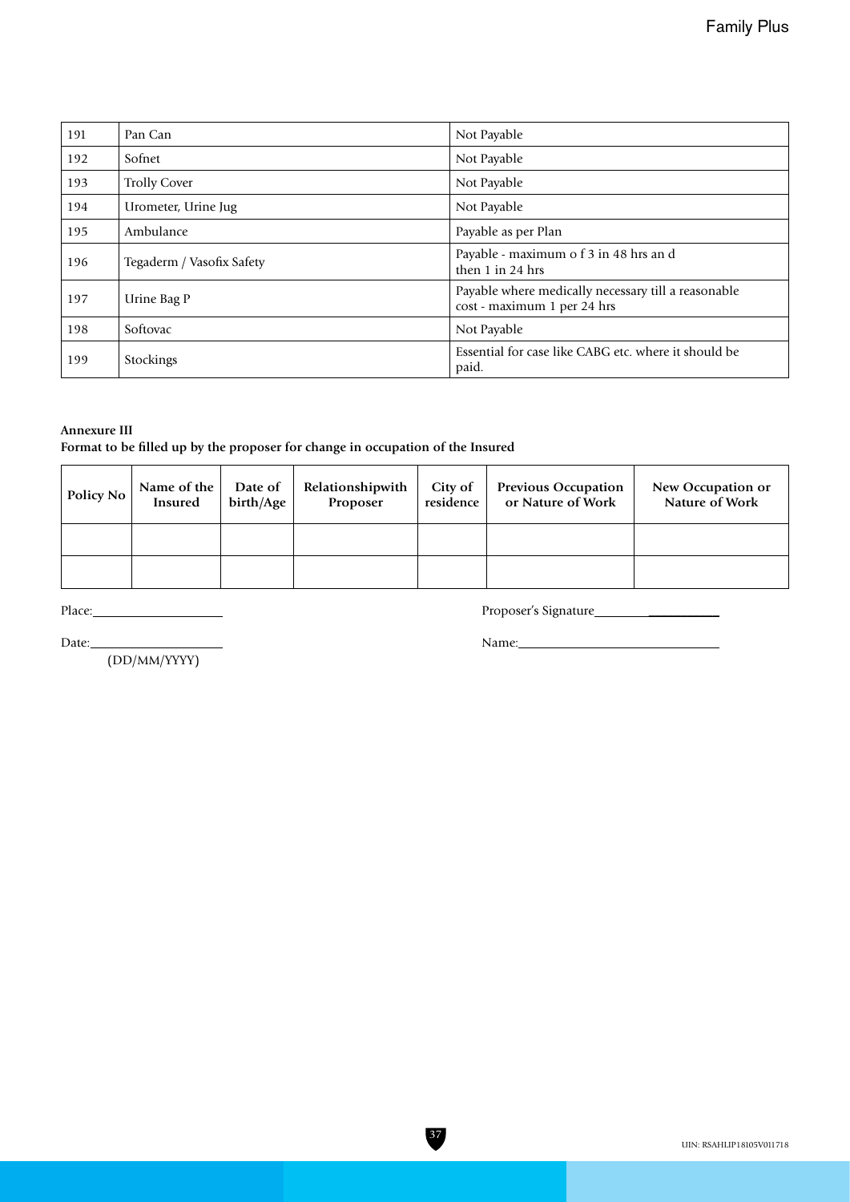| 191 | Pan Can | Not Payable |
|---|---|---|
| 192 | Sofnet | Not Payable |
| 193 | Trolly Cover | Not Payable |
| 194 | Urometer, Urine Jug | Not Payable |
| 195 | Ambulance | Payable as per Plan |
| 196 | Tegaderm / Vasofix Safety | Payable - maximum o f 3 in 48 hrs an d then 1 in 24 hrs |
| 197 | Urine Bag P | Payable where medically necessary till a reasonable cost - maximum 1 per 24 hrs |
| 198 | Softovac | Not Payable |
| 199 | Stockings | Essential for case like CABG etc. where it should be paid. |

**Annexure III**

**Format to be filled up by the proposer for change in occupation of the Insured**

| Policy No | Name of the Insured | Date of birth/Age | Relationshipwith Proposer | City of residence | Previous Occupation or Nature of Work | New Occupation or Nature of Work |
|---|---|---|---|---|---|---|
| | | | | | | |
| | | | | | | |

Place:____________________ Proposer's Signature____________________

Date:____________________ Name:____________________

(DD/MM/YYYY)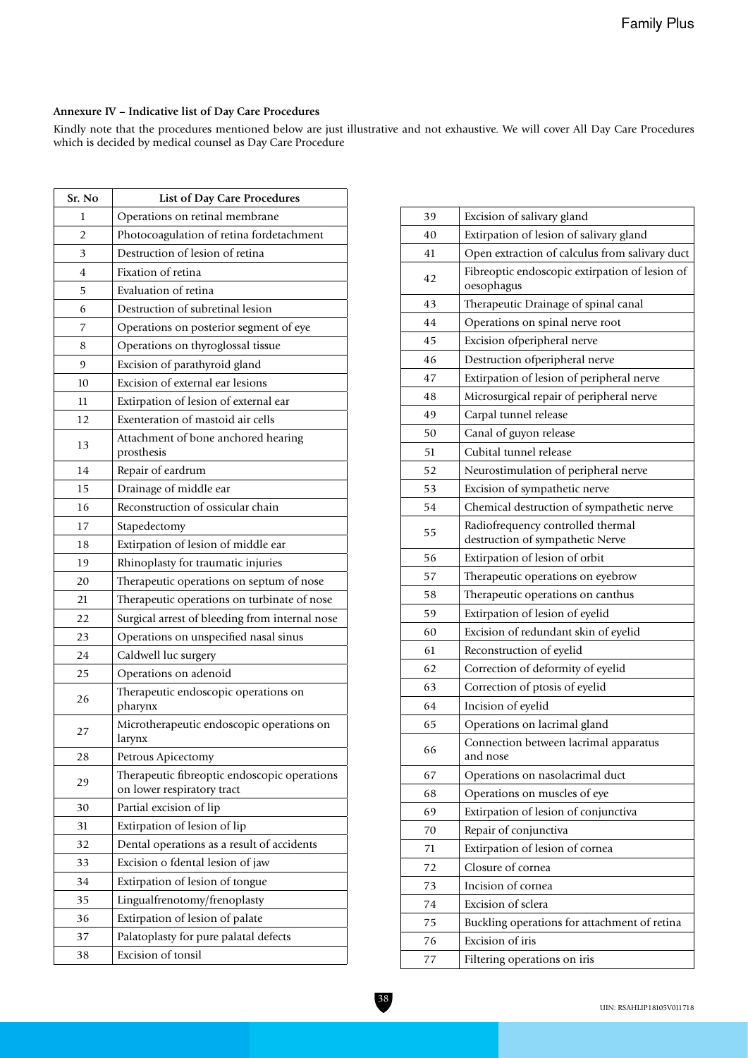**Annexure IV – Indicative list of Day Care Procedures**

Kindly note that the procedures mentioned below are just illustrative and not exhaustive. We will cover All Day Care Procedures which is decided by medical counsel as Day Care Procedure

| Sr. No | List of Day Care Procedures |
|---|---|
| 1 | Operations on retinal membrane |
| 2 | Photocoagulation of retina fordetachment |
| 3 | Destruction of lesion of retina |
| 4 | Fixation of retina |
| 5 | Evaluation of retina |
| 6 | Destruction of subretinal lesion |
| 7 | Operations on posterior segment of eye |
| 8 | Operations on thyroglossal tissue |
| 9 | Excision of parathyroid gland |
| 10 | Excision of external ear lesions |
| 11 | Extirpation of lesion of external ear |
| 12 | Exenteration of mastoid air cells |
| 13 | Attachment of bone anchored hearing prosthesis |
| 14 | Repair of eardrum |
| 15 | Drainage of middle ear |
| 16 | Reconstruction of ossicular chain |
| 17 | Stapedectomy |
| 18 | Extirpation of lesion of middle ear |
| 19 | Rhinoplasty for traumatic injuries |
| 20 | Therapeutic operations on septum of nose |
| 21 | Therapeutic operations on turbinate of nose |
| 22 | Surgical arrest of bleeding from internal nose |
| 23 | Operations on unspecified nasal sinus |
| 24 | Caldwell luc surgery |
| 25 | Operations on adenoid |
| 26 | Therapeutic endoscopic operations on pharynx |
| 27 | Microtherapeutic endoscopic operations on larynx |
| 28 | Petrous Apicectomy |
| 29 | Therapeutic fibreoptic endoscopic operations on lower respiratory tract |
| 30 | Partial excision of lip |
| 31 | Extirpation of lesion of lip |
| 32 | Dental operations as a result of accidents |
| 33 | Excision o fdental lesion of jaw |
| 34 | Extirpation of lesion of tongue |
| 35 | Lingualfrenotomy/frenoplasty |
| 36 | Extirpation of lesion of palate |
| 37 | Palatoplasty for pure palatal defects |
| 38 | Excision of tonsil |
| 39 | Excision of salivary gland |
| 40 | Extirpation of lesion of salivary gland |
| 41 | Open extraction of calculus from salivary duct |
| 42 | Fibreoptic endoscopic extirpation of lesion of oesophagus |
| 43 | Therapeutic Drainage of spinal canal |
| 44 | Operations on spinal nerve root |
| 45 | Excision ofperipheral nerve |
| 46 | Destruction ofperipheral nerve |
| 47 | Extirpation of lesion of peripheral nerve |
| 48 | Microsurgical repair of peripheral nerve |
| 49 | Carpal tunnel release |
| 50 | Canal of guyon release |
| 51 | Cubital tunnel release |
| 52 | Neurostimulation of peripheral nerve |
| 53 | Excision of sympathetic nerve |
| 54 | Chemical destruction of sympathetic nerve |
| 55 | Radiofrequency controlled thermal destruction of sympathetic Nerve |
| 56 | Extirpation of lesion of orbit |
| 57 | Therapeutic operations on eyebrow |
| 58 | Therapeutic operations on canthus |
| 59 | Extirpation of lesion of eyelid |
| 60 | Excision of redundant skin of eyelid |
| 61 | Reconstruction of eyelid |
| 62 | Correction of deformity of eyelid |
| 63 | Correction of ptosis of eyelid |
| 64 | Incision of eyelid |
| 65 | Operations on lacrimal gland |
| 66 | Connection between lacrimal apparatus and nose |
| 67 | Operations on nasolacrimal duct |
| 68 | Operations on muscles of eye |
| 69 | Extirpation of lesion of conjunctiva |
| 70 | Repair of conjunctiva |
| 71 | Extirpation of lesion of cornea |
| 72 | Closure of cornea |
| 73 | Incision of cornea |
| 74 | Excision of sclera |
| 75 | Buckling operations for attachment of retina |
| 76 | Excision of iris |
| 77 | Filtering operations on iris |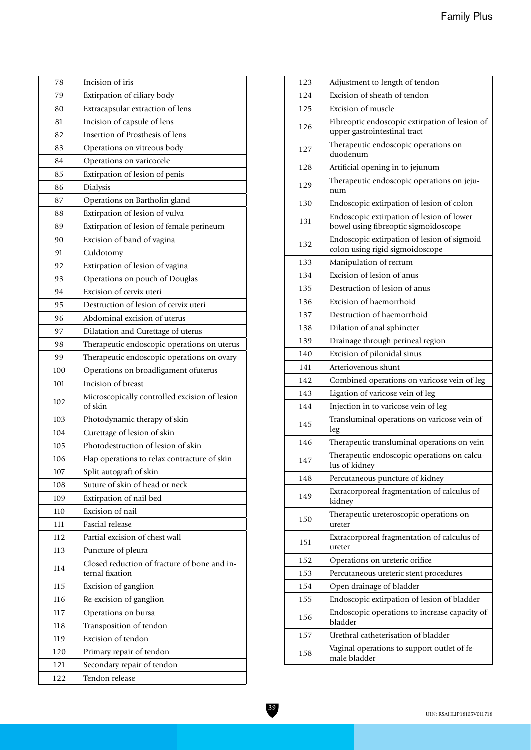| | |
|---|---|
| 78 | Incision of iris |
| 79 | Extirpation of ciliary body |
| 80 | Extracapsular extraction of lens |
| 81 | Incision of capsule of lens |
| 82 | Insertion of Prosthesis of lens |
| 83 | Operations on vitreous body |
| 84 | Operations on varicocele |
| 85 | Extirpation of lesion of penis |
| 86 | Dialysis |
| 87 | Operations on Bartholin gland |
| 88 | Extirpation of lesion of vulva |
| 89 | Extirpation of lesion of female perineum |
| 90 | Excision of band of vagina |
| 91 | Culdotomy |
| 92 | Extirpation of lesion of vagina |
| 93 | Operations on pouch of Douglas |
| 94 | Excision of cervix uteri |
| 95 | Destruction of lesion of cervix uteri |
| 96 | Abdominal excision of uterus |
| 97 | Dilatation and Curettage of uterus |
| 98 | Therapeutic endoscopic operations on uterus |
| 99 | Therapeutic endoscopic operations on ovary |
| 100 | Operations on broadligament ofuterus |
| 101 | Incision of breast |
| 102 | Microscopically controlled excision of lesion of skin |
| 103 | Photodynamic therapy of skin |
| 104 | Curettage of lesion of skin |
| 105 | Photodestruction of lesion of skin |
| 106 | Flap operations to relax contracture of skin |
| 107 | Split autograft of skin |
| 108 | Suture of skin of head or neck |
| 109 | Extirpation of nail bed |
| 110 | Excision of nail |
| 111 | Fascial release |
| 112 | Partial excision of chest wall |
| 113 | Puncture of pleura |
| 114 | Closed reduction of fracture of bone and internal fixation |
| 115 | Excision of ganglion |
| 116 | Re-excision of ganglion |
| 117 | Operations on bursa |
| 118 | Transposition of tendon |
| 119 | Excision of tendon |
| 120 | Primary repair of tendon |
| 121 | Secondary repair of tendon |
| 122 | Tendon release |
| 123 | Adjustment to length of tendon |
| 124 | Excision of sheath of tendon |
| 125 | Excision of muscle |
| 126 | Fibreoptic endoscopic extirpation of lesion of upper gastrointestinal tract |
| 127 | Therapeutic endoscopic operations on duodenum |
| 128 | Artificial opening in to jejunum |
| 129 | Therapeutic endoscopic operations on jejunum |
| 130 | Endoscopic extirpation of lesion of colon |
| 131 | Endoscopic extirpation of lesion of lower bowel using fibreoptic sigmoidoscope |
| 132 | Endoscopic extirpation of lesion of sigmoid colon using rigid sigmoidoscope |
| 133 | Manipulation of rectum |
| 134 | Excision of lesion of anus |
| 135 | Destruction of lesion of anus |
| 136 | Excision of haemorrhoid |
| 137 | Destruction of haemorrhoid |
| 138 | Dilation of anal sphincter |
| 139 | Drainage through perineal region |
| 140 | Excision of pilonidal sinus |
| 141 | Arteriovenous shunt |
| 142 | Combined operations on varicose vein of leg |
| 143 | Ligation of varicose vein of leg |
| 144 | Injection in to varicose vein of leg |
| 145 | Transluminal operations on varicose vein of leg |
| 146 | Therapeutic transluminal operations on vein |
| 147 | Therapeutic endoscopic operations on calculus of kidney |
| 148 | Percutaneous puncture of kidney |
| 149 | Extracorporeal fragmentation of calculus of kidney |
| 150 | Therapeutic ureteroscopic operations on ureter |
| 151 | Extracorporeal fragmentation of calculus of ureter |
| 152 | Operations on ureteric orifice |
| 153 | Percutaneous ureteric stent procedures |
| 154 | Open drainage of bladder |
| 155 | Endoscopic extirpation of lesion of bladder |
| 156 | Endoscopic operations to increase capacity of bladder |
| 157 | Urethral catheterisation of bladder |
| 158 | Vaginal operations to support outlet of female bladder |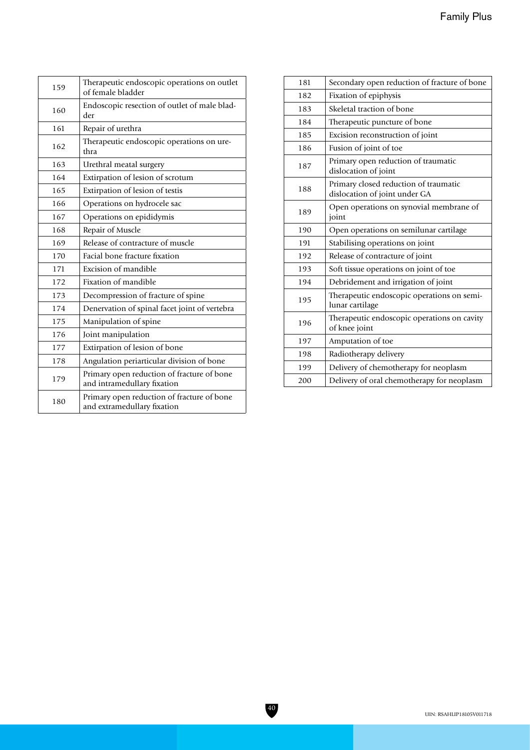| | |
|---|---|
| 159 | Therapeutic endoscopic operations on outlet of female bladder |
| 160 | Endoscopic resection of outlet of male bladder |
| 161 | Repair of urethra |
| 162 | Therapeutic endoscopic operations on urethra |
| 163 | Urethral meatal surgery |
| 164 | Extirpation of lesion of scrotum |
| 165 | Extirpation of lesion of testis |
| 166 | Operations on hydrocele sac |
| 167 | Operations on epididymis |
| 168 | Repair of Muscle |
| 169 | Release of contracture of muscle |
| 170 | Facial bone fracture fixation |
| 171 | Excision of mandible |
| 172 | Fixation of mandible |
| 173 | Decompression of fracture of spine |
| 174 | Denervation of spinal facet joint of vertebra |
| 175 | Manipulation of spine |
| 176 | Joint manipulation |
| 177 | Extirpation of lesion of bone |
| 178 | Angulation periarticular division of bone |
| 179 | Primary open reduction of fracture of bone and intramedullary fixation |
| 180 | Primary open reduction of fracture of bone and extramedullary fixation |
| 181 | Secondary open reduction of fracture of bone |
| 182 | Fixation of epiphysis |
| 183 | Skeletal traction of bone |
| 184 | Therapeutic puncture of bone |
| 185 | Excision reconstruction of joint |
| 186 | Fusion of joint of toe |
| 187 | Primary open reduction of traumatic dislocation of joint |
| 188 | Primary closed reduction of traumatic dislocation of joint under GA |
| 189 | Open operations on synovial membrane of joint |
| 190 | Open operations on semilunar cartilage |
| 191 | Stabilising operations on joint |
| 192 | Release of contracture of joint |
| 193 | Soft tissue operations on joint of toe |
| 194 | Debridement and irrigation of joint |
| 195 | Therapeutic endoscopic operations on semilunar cartilage |
| 196 | Therapeutic endoscopic operations on cavity of knee joint |
| 197 | Amputation of toe |
| 198 | Radiotherapy delivery |
| 199 | Delivery of chemotherapy for neoplasm |
| 200 | Delivery of oral chemotherapy for neoplasm |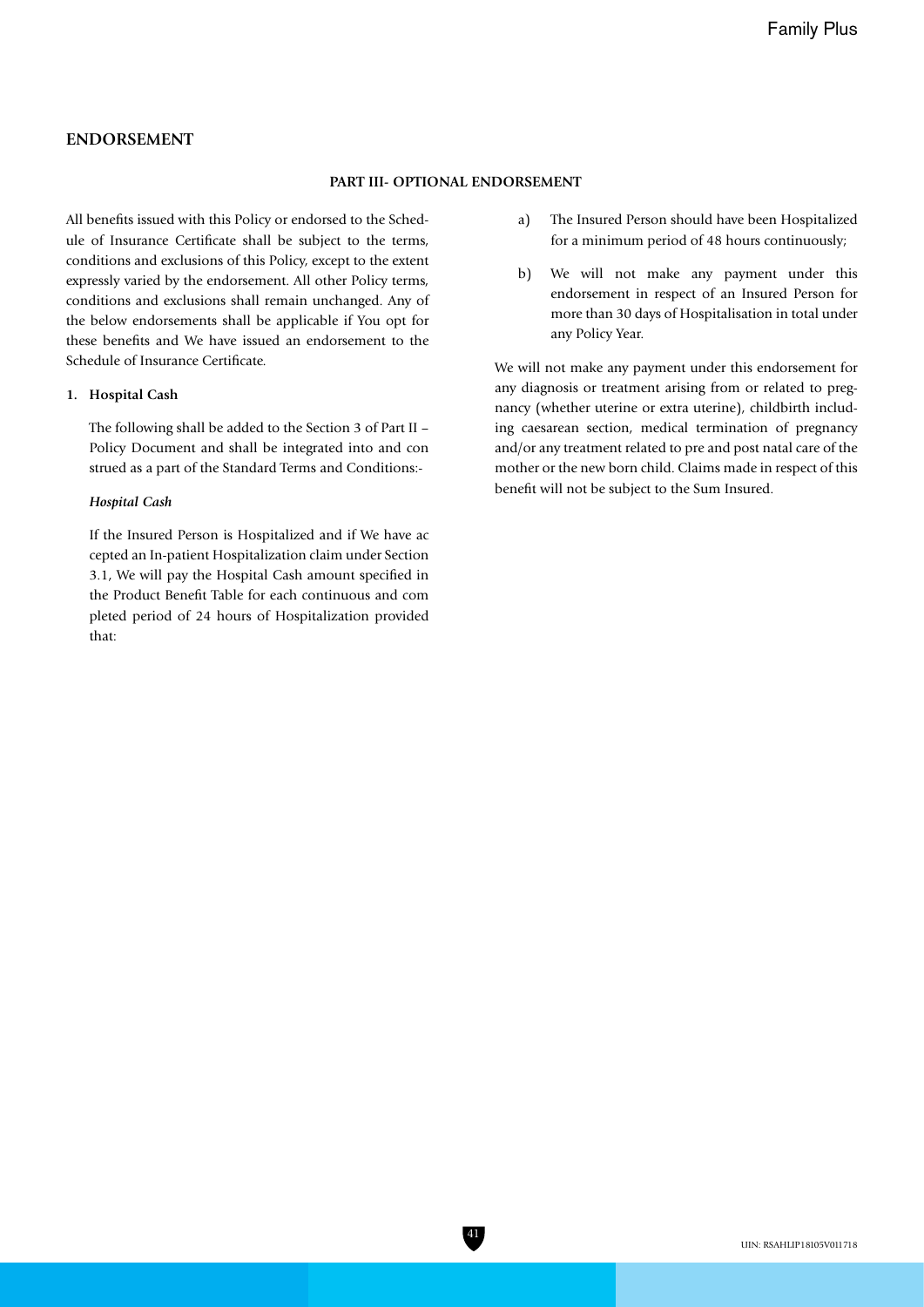## ENDORSEMENT

### PART III- OPTIONAL ENDORSEMENT

All benefits issued with this Policy or endorsed to the Schedule of Insurance Certificate shall be subject to the terms, conditions and exclusions of this Policy, except to the extent expressly varied by the endorsement. All other Policy terms, conditions and exclusions shall remain unchanged. Any of the below endorsements shall be applicable if You opt for these benefits and We have issued an endorsement to the Schedule of Insurance Certificate.

**1. Hospital Cash**

The following shall be added to the Section 3 of Part II – Policy Document and shall be integrated into and construed as a part of the Standard Terms and Conditions:-

***Hospital Cash***

If the Insured Person is Hospitalized and if We have accepted an In-patient Hospitalization claim under Section 3.1, We will pay the Hospital Cash amount specified in the Product Benefit Table for each continuous and completed period of 24 hours of Hospitalization provided that:

a) The Insured Person should have been Hospitalized for a minimum period of 48 hours continuously;

b) We will not make any payment under this endorsement in respect of an Insured Person for more than 30 days of Hospitalisation in total under any Policy Year.

We will not make any payment under this endorsement for any diagnosis or treatment arising from or related to pregnancy (whether uterine or extra uterine), childbirth including caesarean section, medical termination of pregnancy and/or any treatment related to pre and post natal care of the mother or the new born child. Claims made in respect of this benefit will not be subject to the Sum Insured.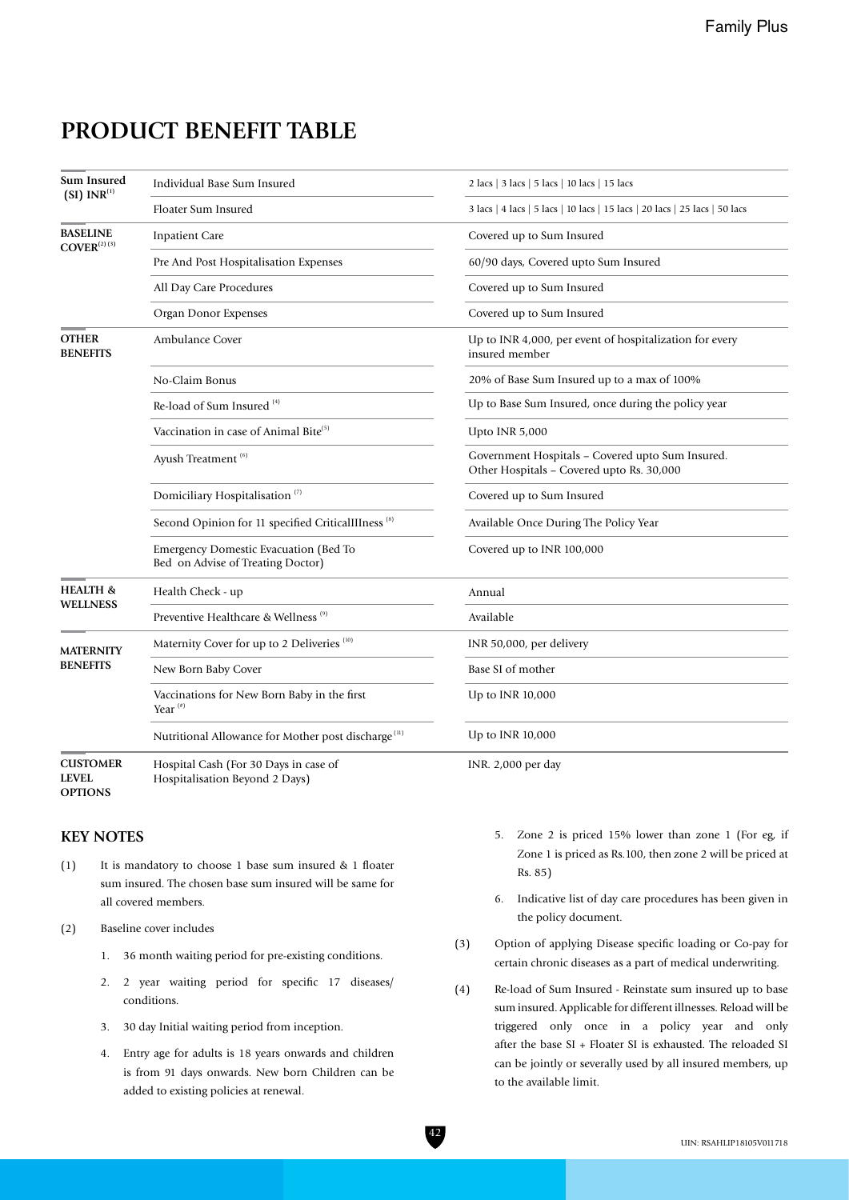# PRODUCT BENEFIT TABLE

| | | |
|---|---|---|
| **Sum Insured (SI) INR**[1] | Individual Base Sum Insured | 2 lacs \| 3 lacs \| 5 lacs \| 10 lacs \| 15 lacs |
| | Floater Sum Insured | 3 lacs \| 4 lacs \| 5 lacs \| 10 lacs \| 15 lacs \| 20 lacs \| 25 lacs \| 50 lacs |
| **BASELINE COVER**[2] [3] | Inpatient Care | Covered up to Sum Insured |
| | Pre And Post Hospitalisation Expenses | 60/90 days, Covered upto Sum Insured |
| | All Day Care Procedures | Covered up to Sum Insured |
| | Organ Donor Expenses | Covered up to Sum Insured |
| **OTHER BENEFITS** | Ambulance Cover | Up to INR 4,000, per event of hospitalization for every insured member |
| | No-Claim Bonus | 20% of Base Sum Insured up to a max of 100% |
| | Re-load of Sum Insured [4] | Up to Base Sum Insured, once during the policy year |
| | Vaccination in case of Animal Bite[5] | Upto INR 5,000 |
| | Ayush Treatment [6] | Government Hospitals – Covered upto Sum Insured. Other Hospitals – Covered upto Rs. 30,000 |
| | Domiciliary Hospitalisation [7] | Covered up to Sum Insured |
| | Second Opinion for 11 specified CriticalIllness [8] | Available Once During The Policy Year |
| | Emergency Domestic Evacuation (Bed To Bed on Advise of Treating Doctor) | Covered up to INR 100,000 |
| **HEALTH & WELLNESS** | Health Check - up | Annual |
| | Preventive Healthcare & Wellness [9] | Available |
| **MATERNITY BENEFITS** | Maternity Cover for up to 2 Deliveries [10] | INR 50,000, per delivery |
| | New Born Baby Cover | Base SI of mother |
| | Vaccinations for New Born Baby in the first Year [#] | Up to INR 10,000 |
| | Nutritional Allowance for Mother post discharge [11] | Up to INR 10,000 |
| **CUSTOMER LEVEL OPTIONS** | Hospital Cash (For 30 Days in case of Hospitalisation Beyond 2 Days) | INR. 2,000 per day |

## KEY NOTES

(1) It is mandatory to choose 1 base sum insured & 1 floater sum insured. The chosen base sum insured will be same for all covered members.

(2) Baseline cover includes

1. 36 month waiting period for pre-existing conditions.
2. 2 year waiting period for specific 17 diseases/ conditions.
3. 30 day Initial waiting period from inception.
4. Entry age for adults is 18 years onwards and children is from 91 days onwards. New born Children can be added to existing policies at renewal.
5. Zone 2 is priced 15% lower than zone 1 (For eg, if Zone 1 is priced as Rs.100, then zone 2 will be priced at Rs. 85)
6. Indicative list of day care procedures has been given in the policy document.

(3) Option of applying Disease specific loading or Co-pay for certain chronic diseases as a part of medical underwriting.

(4) Re-load of Sum Insured - Reinstate sum insured up to base sum insured. Applicable for different illnesses. Reload will be triggered only once in a policy year and only after the base SI + Floater SI is exhausted. The reloaded SI can be jointly or severally used by all insured members, up to the available limit.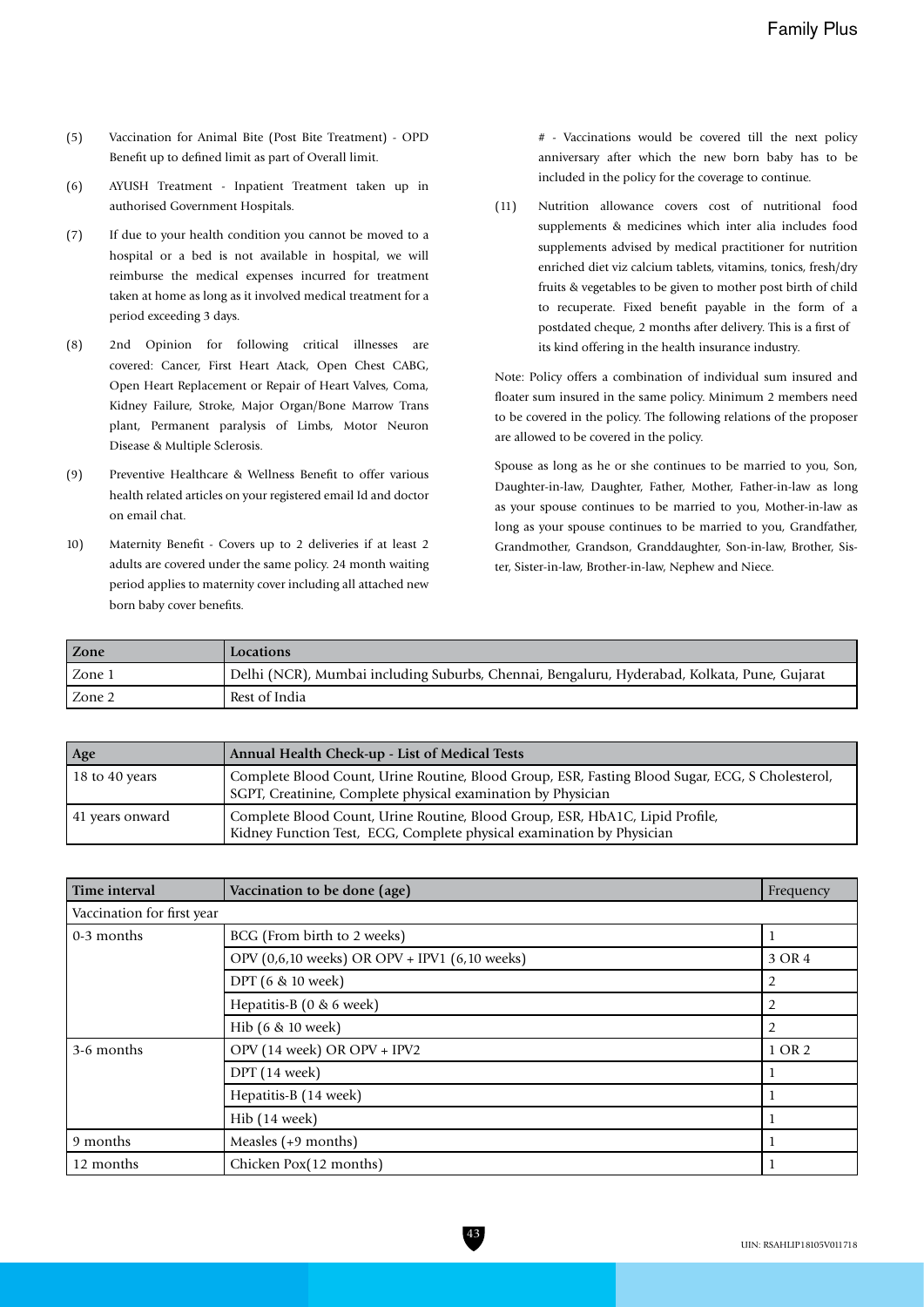(5) Vaccination for Animal Bite (Post Bite Treatment) - OPD Benefit up to defined limit as part of Overall limit.

(6) AYUSH Treatment - Inpatient Treatment taken up in authorised Government Hospitals.

(7) If due to your health condition you cannot be moved to a hospital or a bed is not available in hospital, we will reimburse the medical expenses incurred for treatment taken at home as long as it involved medical treatment for a period exceeding 3 days.

(8) 2nd Opinion for following critical illnesses are covered: Cancer, First Heart Atack, Open Chest CABG, Open Heart Replacement or Repair of Heart Valves, Coma, Kidney Failure, Stroke, Major Organ/Bone Marrow Trans plant, Permanent paralysis of Limbs, Motor Neuron Disease & Multiple Sclerosis.

(9) Preventive Healthcare & Wellness Benefit to offer various health related articles on your registered email Id and doctor on email chat.

10) Maternity Benefit - Covers up to 2 deliveries if at least 2 adults are covered under the same policy. 24 month waiting period applies to maternity cover including all attached new born baby cover benefits.

# - Vaccinations would be covered till the next policy anniversary after which the new born baby has to be included in the policy for the coverage to continue.

(11) Nutrition allowance covers cost of nutritional food supplements & medicines which inter alia includes food supplements advised by medical practitioner for nutrition enriched diet viz calcium tablets, vitamins, tonics, fresh/dry fruits & vegetables to be given to mother post birth of child to recuperate. Fixed benefit payable in the form of a postdated cheque, 2 months after delivery. This is a first of its kind offering in the health insurance industry.

Note: Policy offers a combination of individual sum insured and floater sum insured in the same policy. Minimum 2 members need to be covered in the policy. The following relations of the proposer are allowed to be covered in the policy.

Spouse as long as he or she continues to be married to you, Son, Daughter-in-law, Daughter, Father, Mother, Father-in-law as long as your spouse continues to be married to you, Mother-in-law as long as your spouse continues to be married to you, Grandfather, Grandmother, Grandson, Granddaughter, Son-in-law, Brother, Sister, Sister-in-law, Brother-in-law, Nephew and Niece.

| Zone | Locations |
|---|---|
| Zone 1 | Delhi (NCR), Mumbai including Suburbs, Chennai, Bengaluru, Hyderabad, Kolkata, Pune, Gujarat |
| Zone 2 | Rest of India |

| Age | Annual Health Check-up - List of Medical Tests |
|---|---|
| 18 to 40 years | Complete Blood Count, Urine Routine, Blood Group, ESR, Fasting Blood Sugar, ECG, S Cholesterol, SGPT, Creatinine, Complete physical examination by Physician |
| 41 years onward | Complete Blood Count, Urine Routine, Blood Group, ESR, HbA1C, Lipid Profile, Kidney Function Test, ECG, Complete physical examination by Physician |

| Time interval | Vaccination to be done (age) | Frequency |
|---|---|---|
| Vaccination for first year | | |
| 0-3 months | BCG (From birth to 2 weeks) | 1 |
| | OPV (0,6,10 weeks) OR OPV + IPV1 (6,10 weeks) | 3 OR 4 |
| | DPT (6 & 10 week) | 2 |
| | Hepatitis-B (0 & 6 week) | 2 |
| | Hib (6 & 10 week) | 2 |
| 3-6 months | OPV (14 week) OR OPV + IPV2 | 1 OR 2 |
| | DPT (14 week) | 1 |
| | Hepatitis-B (14 week) | 1 |
| | Hib (14 week) | 1 |
| 9 months | Measles (+9 months) | 1 |
| 12 months | Chicken Pox(12 months) | 1 |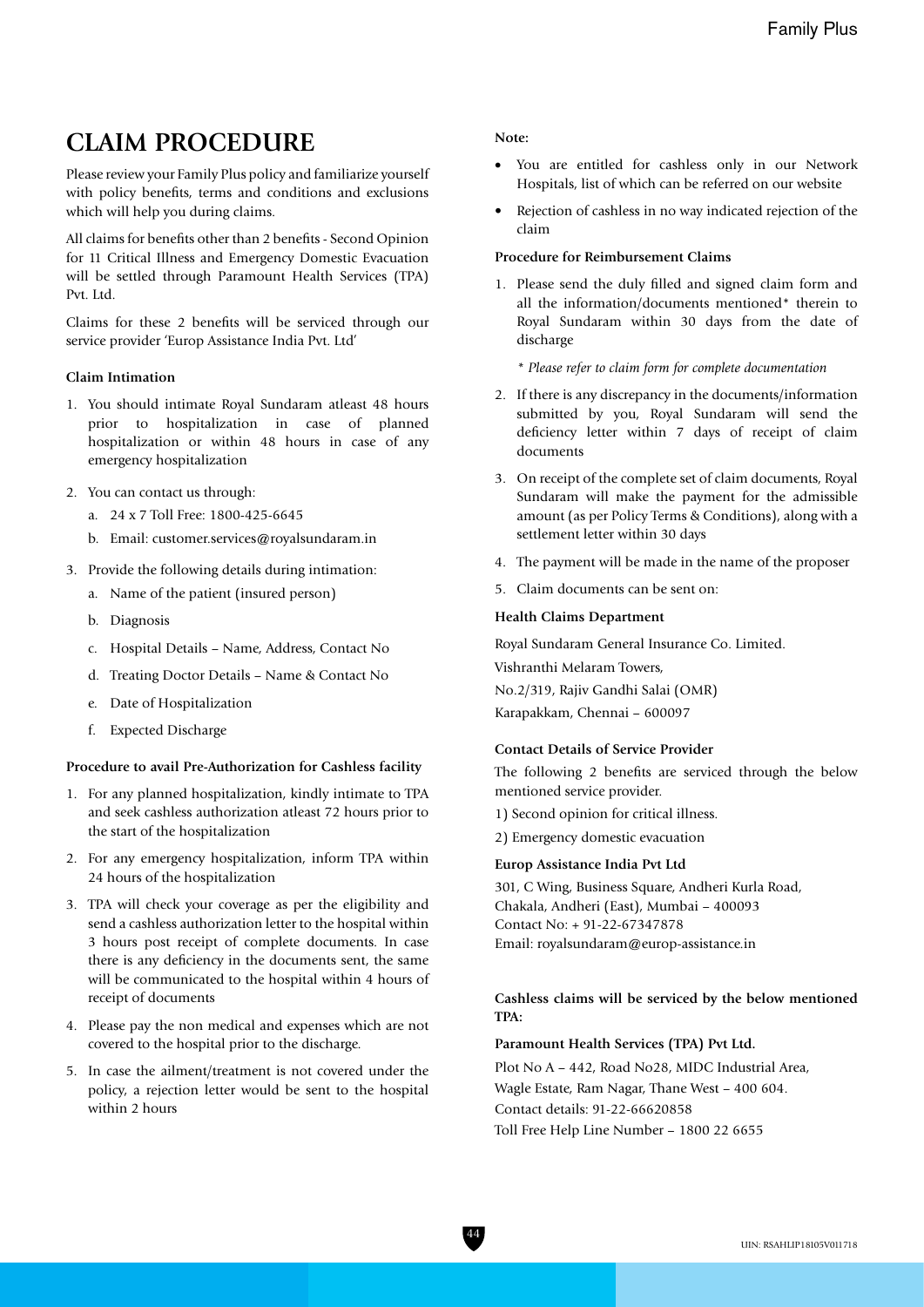# CLAIM PROCEDURE

Please review your Family Plus policy and familiarize yourself with policy benefits, terms and conditions and exclusions which will help you during claims.

All claims for benefits other than 2 benefits - Second Opinion for 11 Critical Illness and Emergency Domestic Evacuation will be settled through Paramount Health Services (TPA) Pvt. Ltd.

Claims for these 2 benefits will be serviced through our service provider 'Europ Assistance India Pvt. Ltd'

**Claim Intimation**

1. You should intimate Royal Sundaram atleast 48 hours prior to hospitalization in case of planned hospitalization or within 48 hours in case of any emergency hospitalization
2. You can contact us through:
   a. 24 x 7 Toll Free: 1800-425-6645
   b. Email: customer.services@royalsundaram.in
3. Provide the following details during intimation:
   a. Name of the patient (insured person)
   b. Diagnosis
   c. Hospital Details – Name, Address, Contact No
   d. Treating Doctor Details – Name & Contact No
   e. Date of Hospitalization
   f. Expected Discharge

**Procedure to avail Pre-Authorization for Cashless facility**

1. For any planned hospitalization, kindly intimate to TPA and seek cashless authorization atleast 72 hours prior to the start of the hospitalization
2. For any emergency hospitalization, inform TPA within 24 hours of the hospitalization
3. TPA will check your coverage as per the eligibility and send a cashless authorization letter to the hospital within 3 hours post receipt of complete documents. In case there is any deficiency in the documents sent, the same will be communicated to the hospital within 4 hours of receipt of documents
4. Please pay the non medical and expenses which are not covered to the hospital prior to the discharge.
5. In case the ailment/treatment is not covered under the policy, a rejection letter would be sent to the hospital within 2 hours

**Note:**

- You are entitled for cashless only in our Network Hospitals, list of which can be referred on our website
- Rejection of cashless in no way indicated rejection of the claim

**Procedure for Reimbursement Claims**

1. Please send the duly filled and signed claim form and all the information/documents mentioned* therein to Royal Sundaram within 30 days from the date of discharge

   *\* Please refer to claim form for complete documentation*

2. If there is any discrepancy in the documents/information submitted by you, Royal Sundaram will send the deficiency letter within 7 days of receipt of claim documents
3. On receipt of the complete set of claim documents, Royal Sundaram will make the payment for the admissible amount (as per Policy Terms & Conditions), along with a settlement letter within 30 days
4. The payment will be made in the name of the proposer
5. Claim documents can be sent on:

**Health Claims Department**

Royal Sundaram General Insurance Co. Limited.
Vishranthi Melaram Towers,
No.2/319, Rajiv Gandhi Salai (OMR)
Karapakkam, Chennai – 600097

**Contact Details of Service Provider**

The following 2 benefits are serviced through the below mentioned service provider.

1) Second opinion for critical illness.

2) Emergency domestic evacuation

**Europ Assistance India Pvt Ltd**

301, C Wing, Business Square, Andheri Kurla Road,
Chakala, Andheri (East), Mumbai – 400093
Contact No: + 91-22-67347878
Email: royalsundaram@europ-assistance.in

**Cashless claims will be serviced by the below mentioned TPA:**

**Paramount Health Services (TPA) Pvt Ltd.**

Plot No A – 442, Road No28, MIDC Industrial Area,
Wagle Estate, Ram Nagar, Thane West – 400 604.
Contact details: 91-22-66620858
Toll Free Help Line Number – 1800 22 6655

UIN: RSAHLIP18105V011718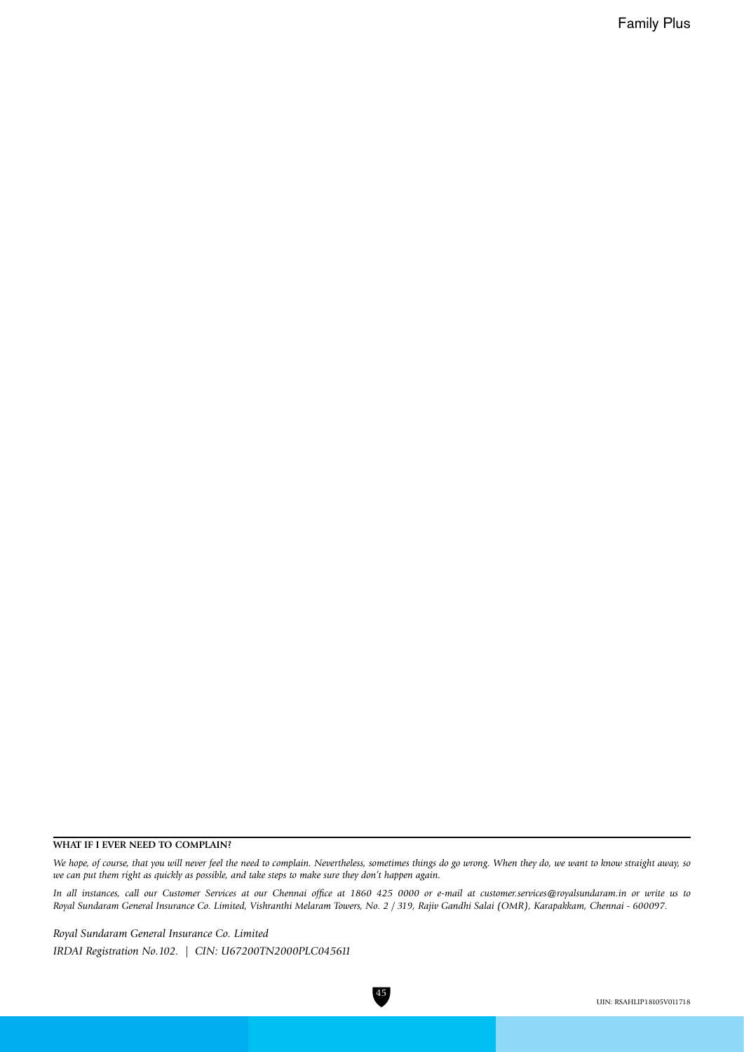**WHAT IF I EVER NEED TO COMPLAIN?**

*We hope, of course, that you will never feel the need to complain. Nevertheless, sometimes things do go wrong. When they do, we want to know straight away, so we can put them right as quickly as possible, and take steps to make sure they don't happen again.*

*In all instances, call our Customer Services at our Chennai office at 1860 425 0000 or e-mail at customer.services@royalsundaram.in or write us to Royal Sundaram General Insurance Co. Limited, Vishranthi Melaram Towers, No. 2 / 319, Rajiv Gandhi Salai (OMR), Karapakkam, Chennai - 600097.*

*Royal Sundaram General Insurance Co. Limited*

*IRDAI Registration No.102. | CIN: U67200TN2000PLC045611*

UIN: RSAHLIP18105V011718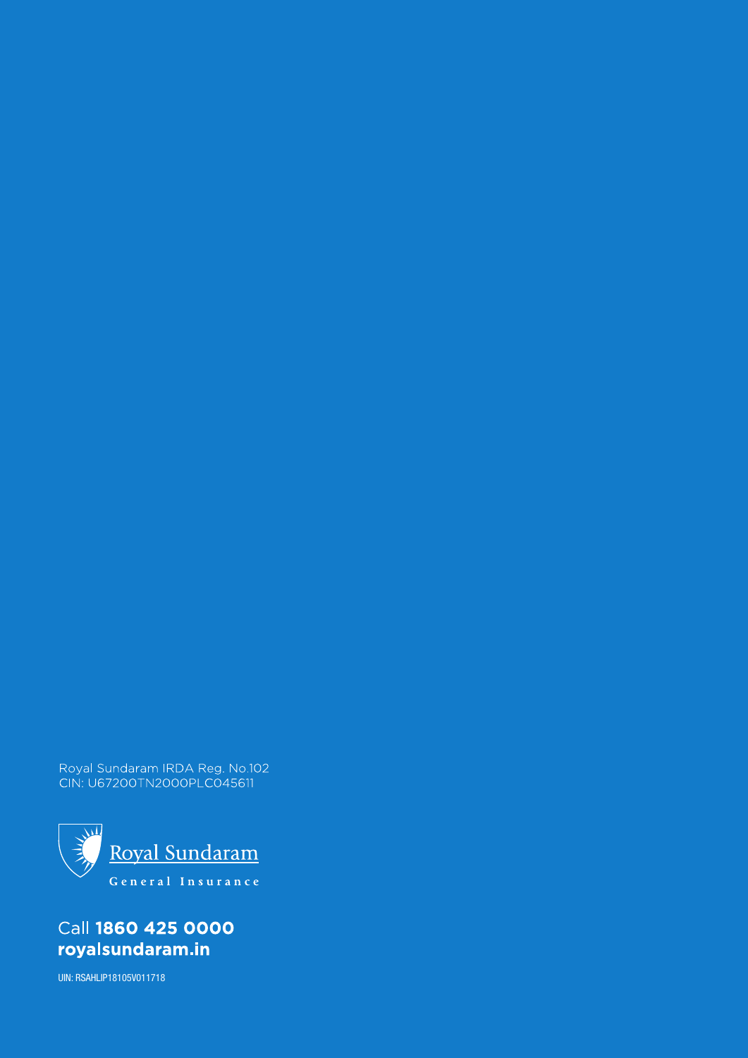Royal Sundaram IRDA Reg. No.102
CIN: U67200TN2000PLC045611

Royal Sundaram

General Insurance

Call **1860 425 0000**
**royalsundaram.in**

UIN: RSAHLIP18105V011718